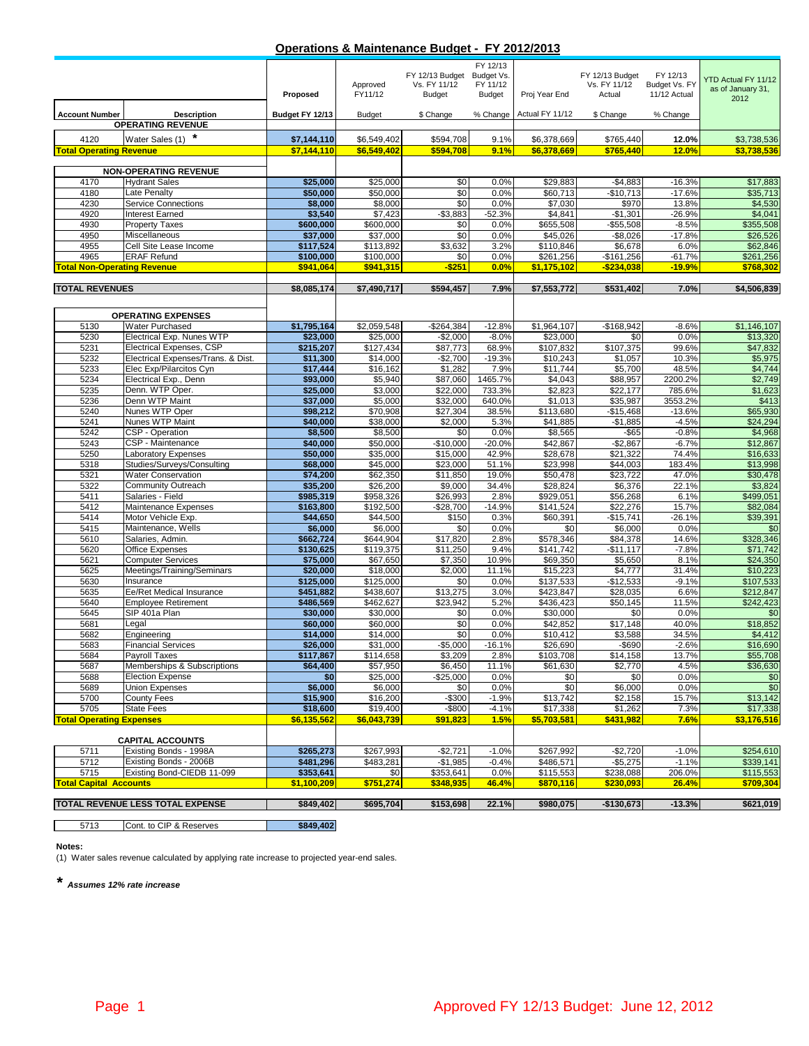# Operations & Maintenance Budget - FY 2012/2013

| Account Number | Description | Proposed Budget FY 12/13 | Approved FY11/12 Budget | FY 12/13 Budget Vs. FY 11/12 Budget $ Change | FY 12/13 Budget Vs. FY 11/12 Budget % Change | Proj Year End Actual FY 11/12 | FY 12/13 Budget Vs. FY 11/12 Actual $ Change | FY 12/13 Budget Vs. FY 11/12 Actual % Change | YTD Actual FY 11/12 as of January 31, 2012 |
|---|---|---|---|---|---|---|---|---|---|
| | **OPERATING REVENUE** | | | | | | | | |
| 4120 | Water Sales (1) * | **$7,144,110** | $6,549,402 | $594,708 | 9.1% | $6,378,669 | $765,440 | **12.0%** | $3,738,536 |
| **Total Operating Revenue** | | **$7,144,110** | **$6,549,402** | **$594,708** | **9.1%** | **$6,378,669** | **$765,440** | **12.0%** | **$3,738,536** |
| | **NON-OPERATING REVENUE** | | | | | | | | |
| 4170 | Hydrant Sales | **$25,000** | $25,000 | $0 | 0.0% | $29,883 | -$4,883 | -16.3% | $17,883 |
| 4180 | Late Penalty | **$50,000** | $50,000 | $0 | 0.0% | $60,713 | -$10,713 | -17.6% | $35,713 |
| 4230 | Service Connections | **$8,000** | $8,000 | $0 | 0.0% | $7,030 | $970 | 13.8% | $4,530 |
| 4920 | Interest Earned | **$3,540** | $7,423 | -$3,883 | -52.3% | $4,841 | -$1,301 | -26.9% | $4,041 |
| 4930 | Property Taxes | **$600,000** | $600,000 | $0 | 0.0% | $655,508 | -$55,508 | -8.5% | $355,508 |
| 4950 | Miscellaneous | **$37,000** | $37,000 | $0 | 0.0% | $45,026 | -$8,026 | -17.8% | $26,526 |
| 4955 | Cell Site Lease Income | **$117,524** | $113,892 | $3,632 | 3.2% | $110,846 | $6,678 | 6.0% | $62,846 |
| 4965 | ERAF Refund | **$100,000** | $100,000 | $0 | 0.0% | $261,256 | -$161,256 | -61.7% | $261,256 |
| **Total Non-Operating Revenue** | | **$941,064** | **$941,315** | **-$251** | **0.0%** | **$1,175,102** | **-$234,038** | **-19.9%** | **$768,302** |
| **TOTAL REVENUES** | | **$8,085,174** | **$7,490,717** | **$594,457** | **7.9%** | **$7,553,772** | **$531,402** | **7.0%** | **$4,506,839** |
| | **OPERATING EXPENSES** | | | | | | | | |
| 5130 | Water Purchased | **$1,795,164** | $2,059,548 | -$264,384 | -12.8% | $1,964,107 | -$168,942 | -8.6% | $1,146,107 |
| 5230 | Electrical Exp. Nunes WTP | **$23,000** | $25,000 | -$2,000 | -8.0% | $23,000 | $0 | 0.0% | $13,320 |
| 5231 | Electrical Expenses, CSP | **$215,207** | $127,434 | $87,773 | 68.9% | $107,832 | $107,375 | 99.6% | $47,832 |
| 5232 | Electrical Expenses/Trans. & Dist. | **$11,300** | $14,000 | -$2,700 | -19.3% | $10,243 | $1,057 | 10.3% | $5,975 |
| 5233 | Elec Exp/Pilarcitos Cyn | **$17,444** | $16,162 | $1,282 | 7.9% | $11,744 | $5,700 | 48.5% | $4,744 |
| 5234 | Electrical Exp., Denn | **$93,000** | $5,940 | $87,060 | 1465.7% | $4,043 | $88,957 | 2200.2% | $2,749 |
| 5235 | Denn. WTP Oper. | **$25,000** | $3,000 | $22,000 | 733.3% | $2,823 | $22,177 | 785.6% | $1,623 |
| 5236 | Denn WTP Maint | **$37,000** | $5,000 | $32,000 | 640.0% | $1,013 | $35,987 | 3553.2% | $413 |
| 5240 | Nunes WTP Oper | **$98,212** | $70,908 | $27,304 | 38.5% | $113,680 | -$15,468 | -13.6% | $65,930 |
| 5241 | Nunes WTP Maint | **$40,000** | $38,000 | $2,000 | 5.3% | $41,885 | -$1,885 | -4.5% | $24,294 |
| 5242 | CSP - Operation | **$8,500** | $8,500 | $0 | 0.0% | $8,565 | -$65 | -0.8% | $4,968 |
| 5243 | CSP - Maintenance | **$40,000** | $50,000 | -$10,000 | -20.0% | $42,867 | -$2,867 | -6.7% | $12,867 |
| 5250 | Laboratory Expenses | **$50,000** | $35,000 | $15,000 | 42.9% | $28,678 | $21,322 | 74.4% | $16,633 |
| 5318 | Studies/Surveys/Consulting | **$68,000** | $45,000 | $23,000 | 51.1% | $23,998 | $44,003 | 183.4% | $13,998 |
| 5321 | Water Conservation | **$74,200** | $62,350 | $11,850 | 19.0% | $50,478 | $23,722 | 47.0% | $30,478 |
| 5322 | Community Outreach | **$35,200** | $26,200 | $9,000 | 34.4% | $28,824 | $6,376 | 22.1% | $3,824 |
| 5411 | Salaries - Field | **$985,319** | $958,326 | $26,993 | 2.8% | $929,051 | $56,268 | 6.1% | $499,051 |
| 5412 | Maintenance Expenses | **$163,800** | $192,500 | -$28,700 | -14.9% | $141,524 | $22,276 | 15.7% | $82,084 |
| 5414 | Motor Vehicle Exp. | **$44,650** | $44,500 | $150 | 0.3% | $60,391 | -$15,741 | -26.1% | $39,391 |
| 5415 | Maintenance, Wells | **$6,000** | $6,000 | $0 | 0.0% | $0 | $6,000 | 0.0% | $0 |
| 5610 | Salaries, Admin. | **$662,724** | $644,904 | $17,820 | 2.8% | $578,346 | $84,378 | 14.6% | $328,346 |
| 5620 | Office Expenses | **$130,625** | $119,375 | $11,250 | 9.4% | $141,742 | -$11,117 | -7.8% | $71,742 |
| 5621 | Computer Services | **$75,000** | $67,650 | $7,350 | 10.9% | $69,350 | $5,650 | 8.1% | $24,350 |
| 5625 | Meetings/Training/Seminars | **$20,000** | $18,000 | $2,000 | 11.1% | $15,223 | $4,777 | 31.4% | $10,223 |
| 5630 | Insurance | **$125,000** | $125,000 | $0 | 0.0% | $137,533 | -$12,533 | -9.1% | $107,533 |
| 5635 | Ee/Ret Medical Insurance | **$451,882** | $438,607 | $13,275 | 3.0% | $423,847 | $28,035 | 6.6% | $212,847 |
| 5640 | Employee Retirement | **$486,569** | $462,627 | $23,942 | 5.2% | $436,423 | $50,145 | 11.5% | $242,423 |
| 5645 | SIP 401a Plan | **$30,000** | $30,000 | $0 | 0.0% | $30,000 | $0 | 0.0% | $0 |
| 5681 | Legal | **$60,000** | $60,000 | $0 | 0.0% | $42,852 | $17,148 | 40.0% | $18,852 |
| 5682 | Engineering | **$14,000** | $14,000 | $0 | 0.0% | $10,412 | $3,588 | 34.5% | $4,412 |
| 5683 | Financial Services | **$26,000** | $31,000 | -$5,000 | -16.1% | $26,690 | -$690 | -2.6% | $16,690 |
| 5684 | Payroll Taxes | **$117,867** | $114,658 | $3,209 | 2.8% | $103,708 | $14,158 | 13.7% | $55,708 |
| 5687 | Memberships & Subscriptions | **$64,400** | $57,950 | $6,450 | 11.1% | $61,630 | $2,770 | 4.5% | $36,630 |
| 5688 | Election Expense | **$0** | $25,000 | -$25,000 | 0.0% | $0 | $0 | 0.0% | $0 |
| 5689 | Union Expenses | **$6,000** | $6,000 | $0 | 0.0% | $0 | $6,000 | 0.0% | $0 |
| 5700 | County Fees | **$15,900** | $16,200 | -$300 | -1.9% | $13,742 | $2,158 | 15.7% | $13,142 |
| 5705 | State Fees | **$18,600** | $19,400 | -$800 | -4.1% | $17,338 | $1,262 | 7.3% | $17,338 |
| **Total Operating Expenses** | | **$6,135,562** | **$6,043,739** | **$91,823** | **1.5%** | **$5,703,581** | **$431,982** | **7.6%** | **$3,176,516** |
| | **CAPITAL ACCOUNTS** | | | | | | | | |
| 5711 | Existing Bonds - 1998A | **$265,273** | $267,993 | -$2,721 | -1.0% | $267,992 | -$2,720 | -1.0% | $254,610 |
| 5712 | Existing Bonds - 2006B | **$481,296** | $483,281 | -$1,985 | -0.4% | $486,571 | -$5,275 | -1.1% | $339,141 |
| 5715 | Existing Bond-CIEDB 11-099 | **$353,641** | $0 | $353,641 | 0.0% | $115,553 | $238,088 | 206.0% | $115,553 |
| **Total Capital Accounts** | | **$1,100,209** | **$751,274** | **$348,935** | **46.4%** | **$870,116** | **$230,093** | **26.4%** | **$709,304** |
| **TOTAL REVENUE LESS TOTAL EXPENSE** | | **$849,402** | **$695,704** | **$153,698** | **22.1%** | **$980,075** | **-$130,673** | **-13.3%** | **$621,019** |
| 5713 | Cont. to CIP & Reserves | **$849,402** | | | | | | | |

**Notes:**

(1) Water sales revenue calculated by applying rate increase to projected year-end sales.

**\*** ***Assumes 12% rate increase***

Approved FY 12/13 Budget: June 12, 2012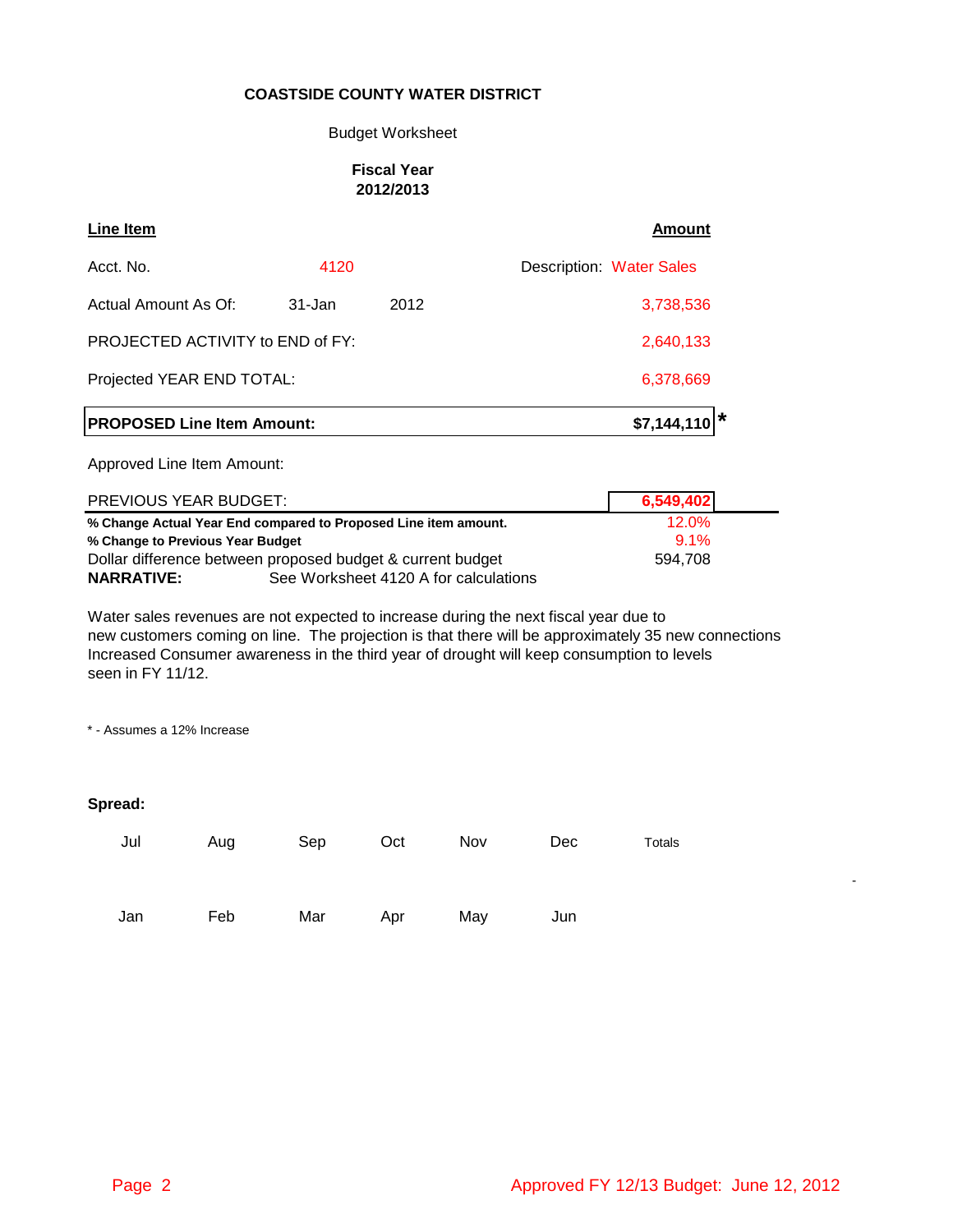**COASTSIDE COUNTY WATER DISTRICT**

Budget Worksheet

**Fiscal Year 2012/2013**

| Line Item | | | Amount |
|---|---|---|---|
| Acct. No. | 4120 | Description: Water Sales | |
| Actual Amount As Of: | 31-Jan | 2012 | 3,738,536 |
| PROJECTED ACTIVITY to END of FY: | | | 2,640,133 |
| Projected YEAR END TOTAL: | | | 6,378,669 |
| **PROPOSED Line Item Amount:** | | | **$7,144,110** * |

Approved Line Item Amount:

| | |
|---|---|
| PREVIOUS YEAR BUDGET: | **6,549,402** |
| **% Change Actual Year End compared to Proposed Line item amount.** | 12.0% |
| **% Change to Previous Year Budget** | 9.1% |
| Dollar difference between proposed budget & current budget | 594,708 |

**NARRATIVE:** See Worksheet 4120 A for calculations

Water sales revenues are not expected to increase during the next fiscal year due to new customers coming on line. The projection is that there will be approximately 35 new connections Increased Consumer awareness in the third year of drought will keep consumption to levels seen in FY 11/12.

* - Assumes a 12% Increase

**Spread:**

| Jul | Aug | Sep | Oct | Nov | Dec | Totals |
|---|---|---|---|---|---|---|
| | | | | | | - |
| **Jan** | **Feb** | **Mar** | **Apr** | **May** | **Jun** | |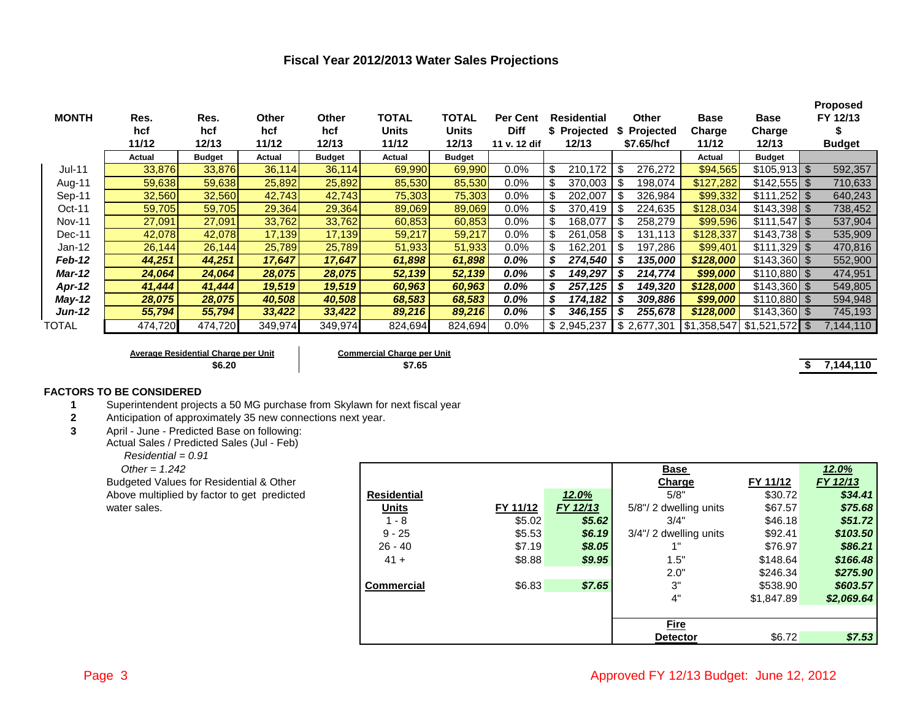# Fiscal Year 2012/2013 Water Sales Projections

| MONTH | Res. hcf 11/12 | Res. hcf 12/13 | Other hcf 11/12 | Other hcf 12/13 | TOTAL Units 11/12 | TOTAL Units 12/13 | Per Cent Diff 11 v. 12 dif | Residential $ Projected 12/13 | Other $ Projected $7.65/hcf | Base Charge 11/12 | Base Charge 12/13 | Proposed FY 12/13 $ Budget |
|---|---|---|---|---|---|---|---|---|---|---|---|---|
| | Actual | Budget | Actual | Budget | Actual | Budget | | | | Actual | Budget | |
| Jul-11 | 33,876 | 33,876 | 36,114 | 36,114 | 69,990 | 69,990 | 0.0% | $ 210,172 | $ 276,272 | $94,565 | $105,913 | $ 592,357 |
| Aug-11 | 59,638 | 59,638 | 25,892 | 25,892 | 85,530 | 85,530 | 0.0% | $ 370,003 | $ 198,074 | $127,282 | $142,555 | $ 710,633 |
| Sep-11 | 32,560 | 32,560 | 42,743 | 42,743 | 75,303 | 75,303 | 0.0% | $ 202,007 | $ 326,984 | $99,332 | $111,252 | $ 640,243 |
| Oct-11 | 59,705 | 59,705 | 29,364 | 29,364 | 89,069 | 89,069 | 0.0% | $ 370,419 | $ 224,635 | $128,034 | $143,398 | $ 738,452 |
| Nov-11 | 27,091 | 27,091 | 33,762 | 33,762 | 60,853 | 60,853 | 0.0% | $ 168,077 | $ 258,279 | $99,596 | $111,547 | $ 537,904 |
| Dec-11 | 42,078 | 42,078 | 17,139 | 17,139 | 59,217 | 59,217 | 0.0% | $ 261,058 | $ 131,113 | $128,337 | $143,738 | $ 535,909 |
| Jan-12 | 26,144 | 26,144 | 25,789 | 25,789 | 51,933 | 51,933 | 0.0% | $ 162,201 | $ 197,286 | $99,401 | $111,329 | $ 470,816 |
| ***Feb-12*** | ***44,251*** | ***44,251*** | ***17,647*** | ***17,647*** | ***61,898*** | ***61,898*** | ***0.0%*** | ***$ 274,540*** | ***$ 135,000*** | ***$128,000*** | $143,360 | $ 552,900 |
| ***Mar-12*** | ***24,064*** | ***24,064*** | ***28,075*** | ***28,075*** | ***52,139*** | ***52,139*** | ***0.0%*** | ***$ 149,297*** | ***$ 214,774*** | ***$99,000*** | $110,880 | $ 474,951 |
| ***Apr-12*** | ***41,444*** | ***41,444*** | ***19,519*** | ***19,519*** | ***60,963*** | ***60,963*** | ***0.0%*** | ***$ 257,125*** | ***$ 149,320*** | ***$128,000*** | $143,360 | $ 549,805 |
| ***May-12*** | ***28,075*** | ***28,075*** | ***40,508*** | ***40,508*** | ***68,583*** | ***68,583*** | ***0.0%*** | ***$ 174,182*** | ***$ 309,886*** | ***$99,000*** | $110,880 | $ 594,948 |
| ***Jun-12*** | ***55,794*** | ***55,794*** | ***33,422*** | ***33,422*** | ***89,216*** | ***89,216*** | ***0.0%*** | ***$ 346,155*** | ***$ 255,678*** | ***$128,000*** | $143,360 | $ 745,193 |
| TOTAL | 474,720 | 474,720 | 349,974 | 349,974 | 824,694 | 824,694 | 0.0% | $ 2,945,237 | $ 2,677,301 | $1,358,547 | $1,521,572 | $ 7,144,110 |

**Average Residential Charge per Unit**
**$6.20**

**Commercial Charge per Unit**
**$7.65**

**$ 7,144,110**

**FACTORS TO BE CONSIDERED**

1. Superintendent projects a 50 MG purchase from Skylawn for next fiscal year
2. Anticipation of approximately 35 new connections next year.
3. April - June - Predicted Base on following:
   Actual Sales / Predicted Sales (Jul - Feb)
   *Residential = 0.91*
   *Other = 1.242*
   Budgeted Values for Residential & Other Above multiplied by factor to get predicted water sales.

| Residential Units | FY 11/12 | 12.0% FY 12/13 |
|---|---|---|
| 1 - 8 | $5.02 | ***$5.62*** |
| 9 - 25 | $5.53 | ***$6.19*** |
| 26 - 40 | $7.19 | ***$8.05*** |
| 41 + | $8.88 | ***$9.95*** |
| **Commercial** | $6.83 | ***$7.65*** |

| Base Charge | FY 11/12 | 12.0% FY 12/13 |
|---|---|---|
| 5/8" | $30.72 | ***$34.41*** |
| 5/8"/ 2 dwelling units | $67.57 | ***$75.68*** |
| 3/4" | $46.18 | ***$51.72*** |
| 3/4"/ 2 dwelling units | $92.41 | ***$103.50*** |
| 1" | $76.97 | ***$86.21*** |
| 1.5" | $148.64 | ***$166.48*** |
| 2.0" | $246.34 | ***$275.90*** |
| 3" | $538.90 | ***$603.57*** |
| 4" | $1,847.89 | ***$2,069.64*** |
| **Fire Detector** | $6.72 | ***$7.53*** |

Approved FY 12/13 Budget: June 12, 2012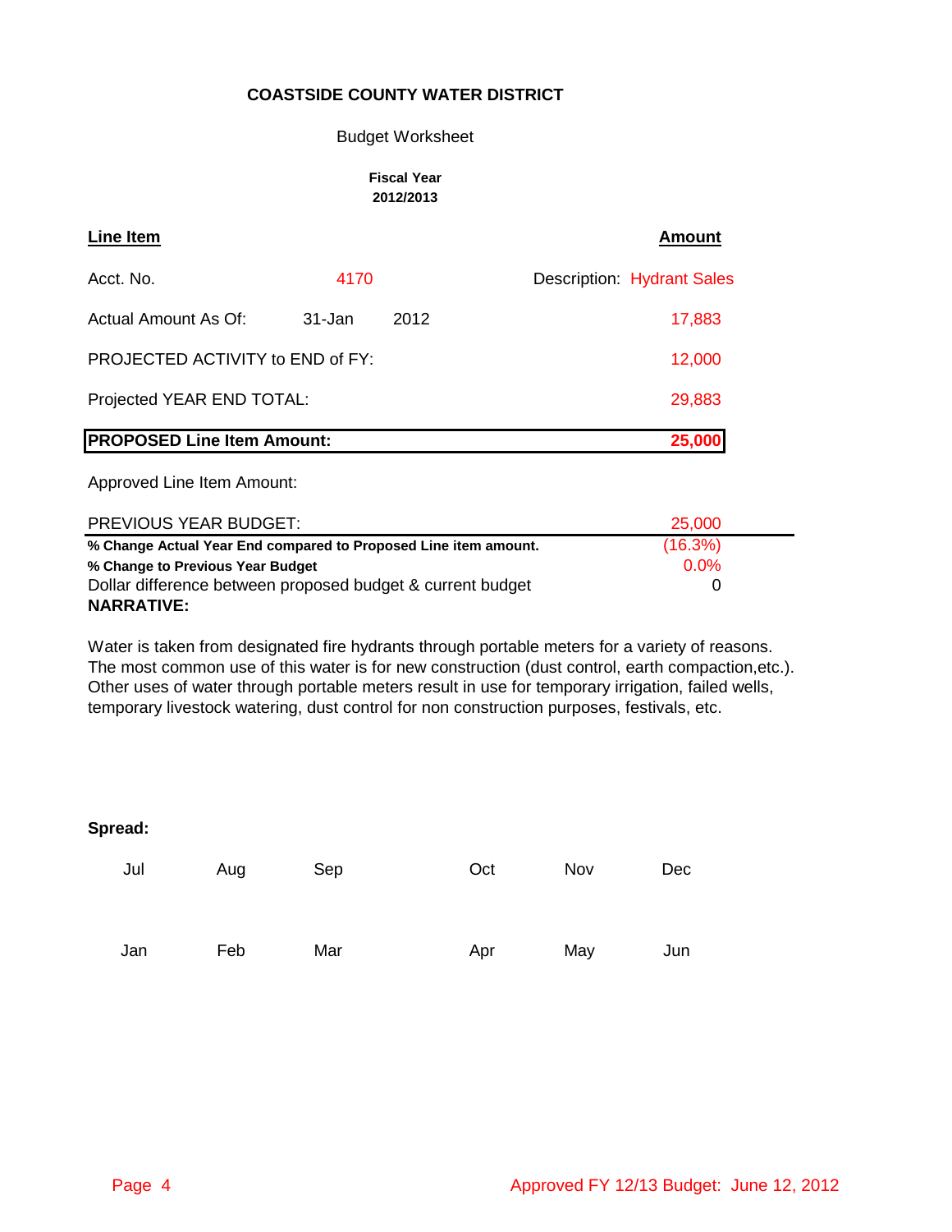**COASTSIDE COUNTY WATER DISTRICT**

Budget Worksheet

**Fiscal Year**
**2012/2013**

| **Line Item** | | | | **Amount** |
|---|---|---|---|---|
| Acct. No. | 4170 | | Description: Hydrant Sales | |
| Actual Amount As Of: | 31-Jan | 2012 | | 17,883 |
| PROJECTED ACTIVITY to END of FY: | | | | 12,000 |
| Projected YEAR END TOTAL: | | | | 29,883 |
| **PROPOSED Line Item Amount:** | | | | **25,000** |
| Approved Line Item Amount: | | | | |
| PREVIOUS YEAR BUDGET: | | | | 25,000 |
| **% Change Actual Year End compared to Proposed Line item amount.** | | | | (16.3%) |
| **% Change to Previous Year Budget** | | | | 0.0% |
| Dollar difference between proposed budget & current budget | | | | 0 |

**NARRATIVE:**

Water is taken from designated fire hydrants through portable meters for a variety of reasons. The most common use of this water is for new construction (dust control, earth compaction,etc.). Other uses of water through portable meters result in use for temporary irrigation, failed wells, temporary livestock watering, dust control for non construction purposes, festivals, etc.

**Spread:**

| Jul | Aug | Sep | Oct | Nov | Dec |
|---|---|---|---|---|---|
| | | | | | |

| Jan | Feb | Mar | Apr | May | Jun |
|---|---|---|---|---|---|
| | | | | | |

Approved FY 12/13 Budget: June 12, 2012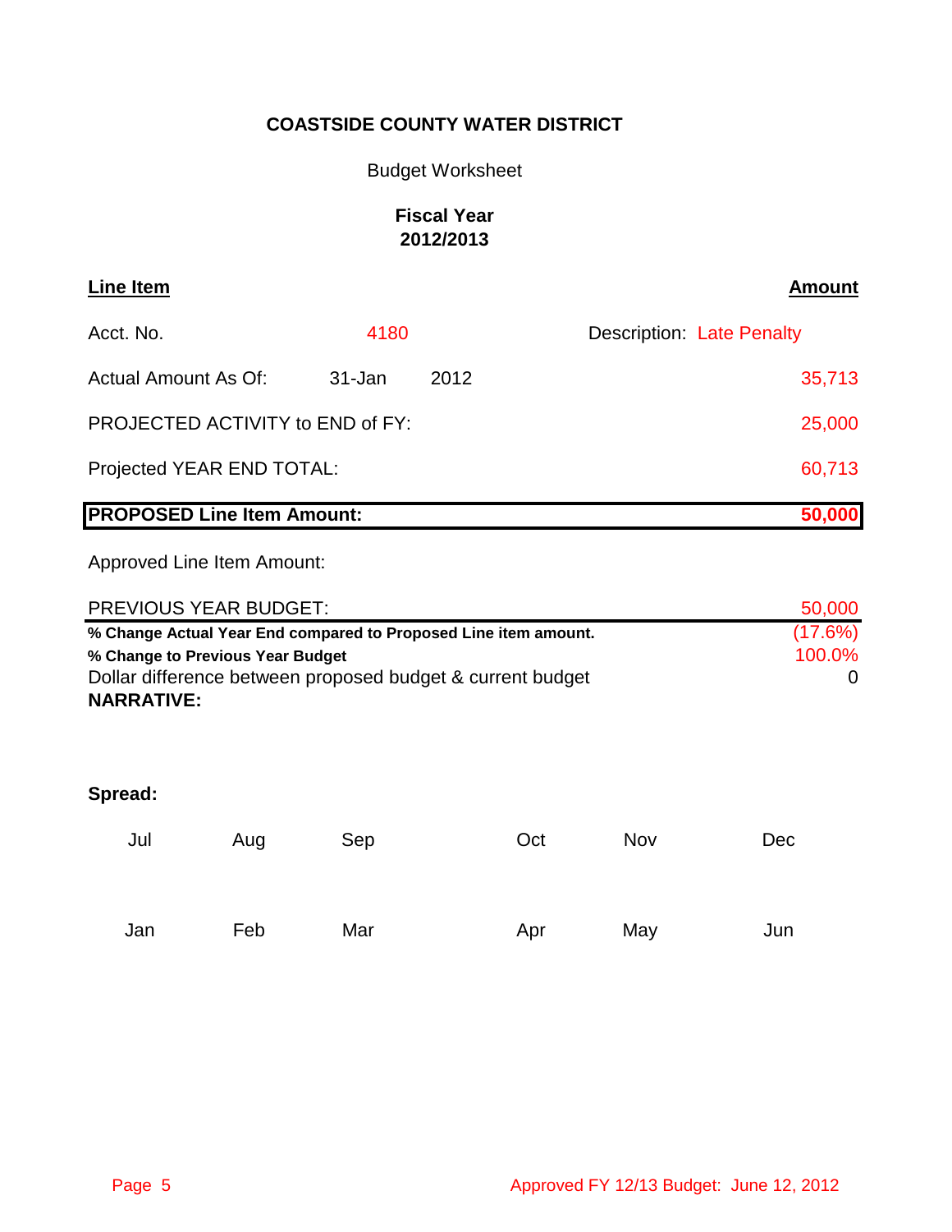**COASTSIDE COUNTY WATER DISTRICT**

Budget Worksheet

**Fiscal Year**
**2012/2013**

| **Line Item** | | | | **Amount** |
|---|---|---|---|---|
| Acct. No. | 4180 | | Description: Late Penalty | |
| Actual Amount As Of: | 31-Jan | 2012 | | 35,713 |
| PROJECTED ACTIVITY to END of FY: | | | | 25,000 |
| Projected YEAR END TOTAL: | | | | 60,713 |
| **PROPOSED Line Item Amount:** | | | | **50,000** |
| Approved Line Item Amount: | | | | |
| PREVIOUS YEAR BUDGET: | | | | 50,000 |
| **% Change Actual Year End compared to Proposed Line item amount.** | | | | (17.6%) |
| **% Change to Previous Year Budget** | | | | 100.0% |
| Dollar difference between proposed budget & current budget | | | | 0 |

**NARRATIVE:**

**Spread:**

| Jul | Aug | Sep | Oct | Nov | Dec |
|---|---|---|---|---|---|
| | | | | | |
| **Jan** | **Feb** | **Mar** | **Apr** | **May** | **Jun** |
| | | | | | |

Approved FY 12/13 Budget: June 12, 2012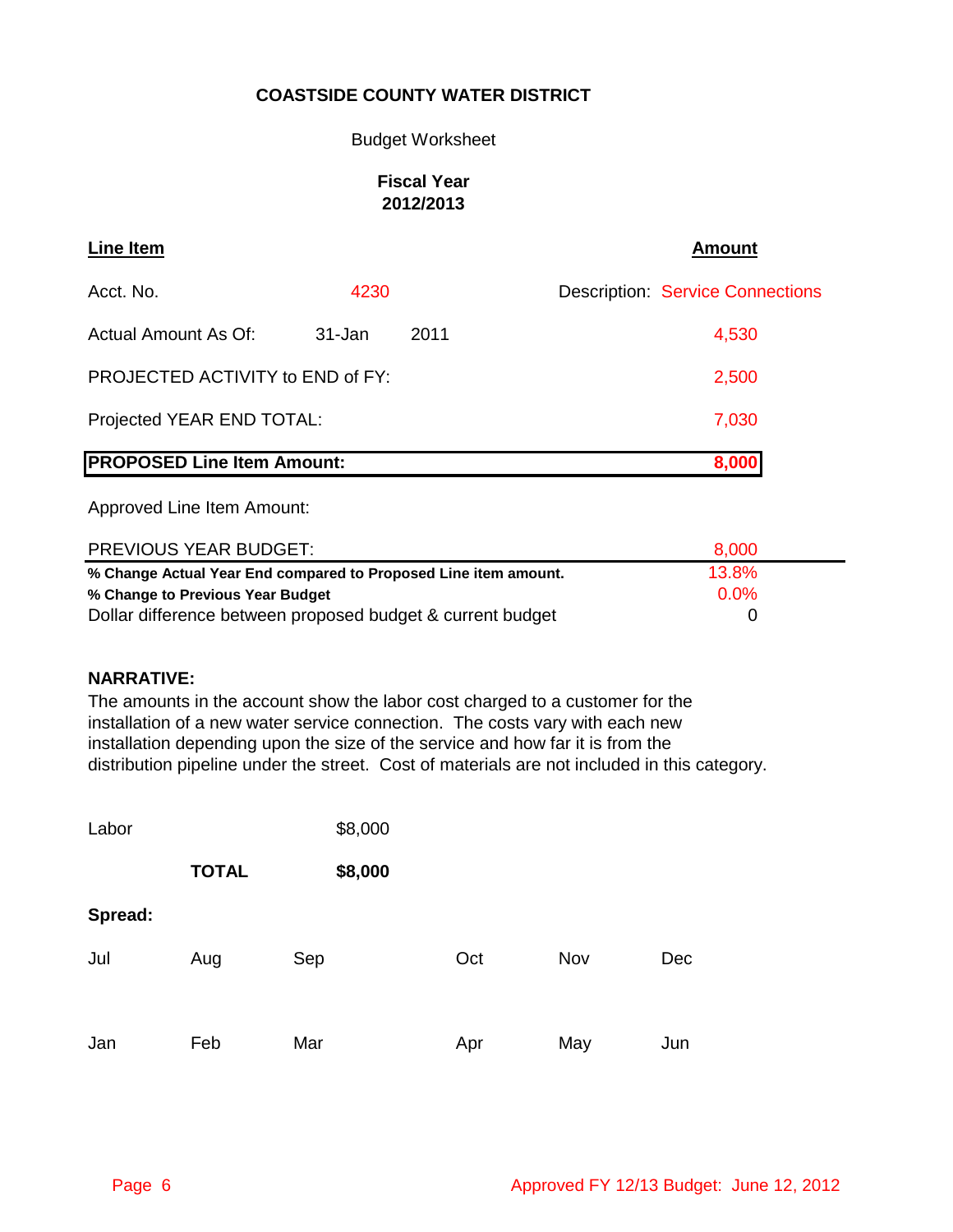**COASTSIDE COUNTY WATER DISTRICT**

Budget Worksheet

**Fiscal Year 2012/2013**

| **Line Item** | | | | **Amount** |
|---|---|---|---|---|
| Acct. No. | 4230 | | Description: | Service Connections |
| Actual Amount As Of: | 31-Jan | 2011 | | 4,530 |
| PROJECTED ACTIVITY to END of FY: | | | | 2,500 |
| Projected YEAR END TOTAL: | | | | 7,030 |
| **PROPOSED Line Item Amount:** | | | | **8,000** |
| Approved Line Item Amount: | | | | |
| PREVIOUS YEAR BUDGET: | | | | 8,000 |
| **% Change Actual Year End compared to Proposed Line item amount.** | | | | 13.8% |
| **% Change to Previous Year Budget** | | | | 0.0% |
| Dollar difference between proposed budget & current budget | | | | 0 |

**NARRATIVE:**

The amounts in the account show the labor cost charged to a customer for the installation of a new water service connection. The costs vary with each new installation depending upon the size of the service and how far it is from the distribution pipeline under the street. Cost of materials are not included in this category.

| | | |
|---|---|---|
| Labor | | $8,000 |
| | **TOTAL** | **$8,000** |

**Spread:**

| Jul | Aug | Sep | Oct | Nov | Dec |
|---|---|---|---|---|---|
| | | | | | |
| **Jan** | **Feb** | **Mar** | **Apr** | **May** | **Jun** |
| | | | | | |

Approved FY 12/13 Budget: June 12, 2012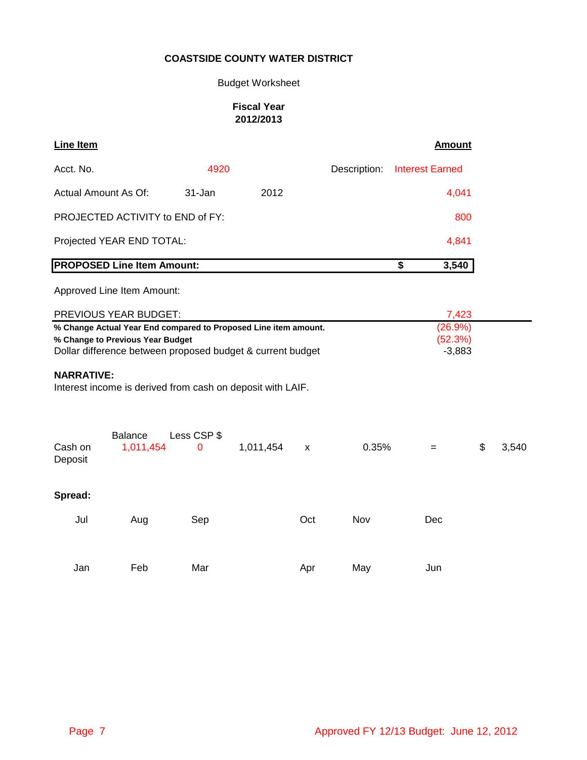**COASTSIDE COUNTY WATER DISTRICT**

Budget Worksheet

**Fiscal Year 2012/2013**

| **Line Item** | | | | **Amount** |
|---|---|---|---|---|
| Acct. No. | 4920 | | Description: | Interest Earned |
| Actual Amount As Of: | 31-Jan | 2012 | | 4,041 |
| PROJECTED ACTIVITY to END of FY: | | | | 800 |
| Projected YEAR END TOTAL: | | | | 4,841 |
| **PROPOSED Line Item Amount:** | | | | **$ 3,540** |
| Approved Line Item Amount: | | | | |
| PREVIOUS YEAR BUDGET: | | | | 7,423 |
| **% Change Actual Year End compared to Proposed Line item amount.** | | | | (26.9%) |
| **% Change to Previous Year Budget** | | | | (52.3%) |
| Dollar difference between proposed budget & current budget | | | | -3,883 |

**NARRATIVE:**

Interest income is derived from cash on deposit with LAIF.

| | Balance | Less CSP $ | | | | | |
|---|---|---|---|---|---|---|---|
| Cash on Deposit | 1,011,454 | 0 | 1,011,454 | x | 0.35% | = | $ 3,540 |

**Spread:**

| Jul | Aug | Sep | Oct | Nov | Dec |
|---|---|---|---|---|---|
| | | | | | |
| **Jan** | **Feb** | **Mar** | **Apr** | **May** | **Jun** |
| | | | | | |

Approved FY 12/13 Budget: June 12, 2012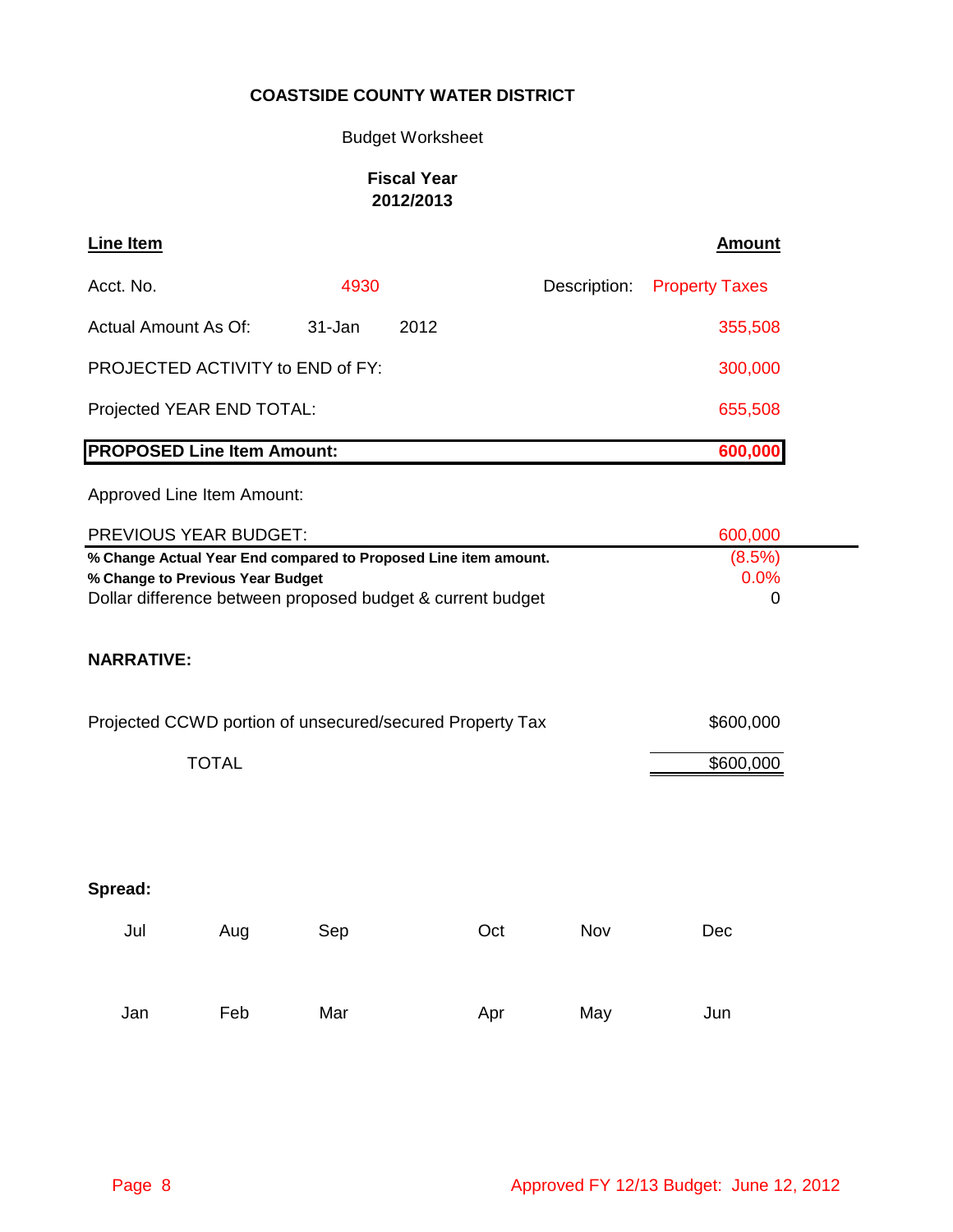**COASTSIDE COUNTY WATER DISTRICT**

Budget Worksheet

**Fiscal Year**
**2012/2013**

| **Line Item** | | | | **Amount** |
|---|---|---|---|---|
| Acct. No. | 4930 | | Description: | Property Taxes |
| Actual Amount As Of: | 31-Jan | 2012 | | 355,508 |
| PROJECTED ACTIVITY to END of FY: | | | | 300,000 |
| Projected YEAR END TOTAL: | | | | 655,508 |
| **PROPOSED Line Item Amount:** | | | | **600,000** |
| Approved Line Item Amount: | | | | |
| PREVIOUS YEAR BUDGET: | | | | 600,000 |
| **% Change Actual Year End compared to Proposed Line item amount.** | | | | (8.5%) |
| **% Change to Previous Year Budget** | | | | 0.0% |
| Dollar difference between proposed budget & current budget | | | | 0 |

**NARRATIVE:**

| | |
|---|---|
| Projected CCWD portion of unsecured/secured Property Tax | $600,000 |
| TOTAL | $600,000 |

**Spread:**

| Jul | Aug | Sep | Oct | Nov | Dec |
|---|---|---|---|---|---|
| | | | | | |

| Jan | Feb | Mar | Apr | May | Jun |
|---|---|---|---|---|---|
| | | | | | |

Approved FY 12/13 Budget: June 12, 2012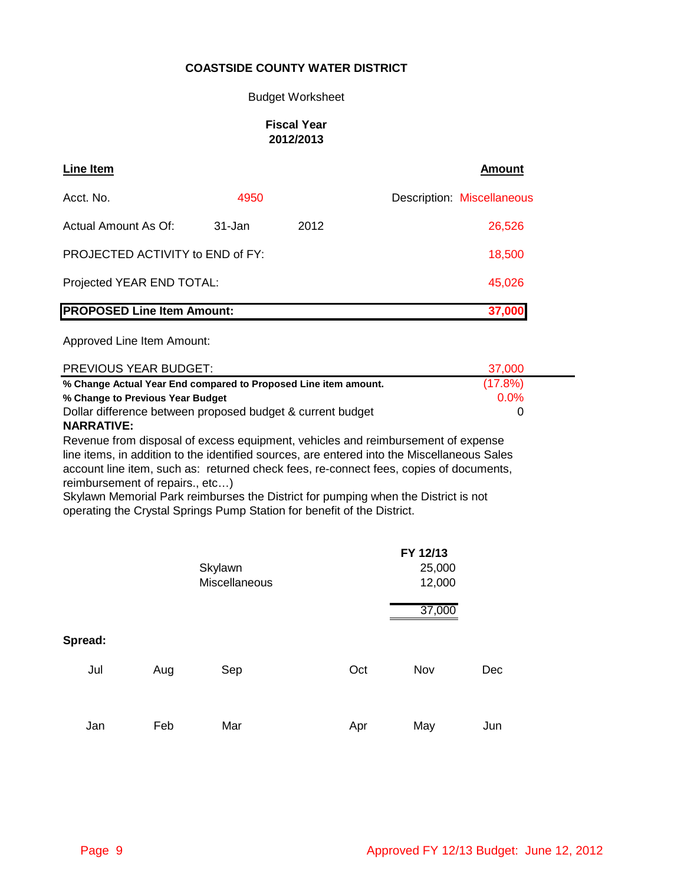**COASTSIDE COUNTY WATER DISTRICT**

Budget Worksheet

**Fiscal Year 2012/2013**

| **Line Item** | | | **Amount** |
|---|---|---|---|
| Acct. No. | 4950 | | Description: Miscellaneous |
| Actual Amount As Of: | 31-Jan | 2012 | 26,526 |
| PROJECTED ACTIVITY to END of FY: | | | 18,500 |
| Projected YEAR END TOTAL: | | | 45,026 |
| **PROPOSED Line Item Amount:** | | | **37,000** |

Approved Line Item Amount:

| | |
|---|---|
| PREVIOUS YEAR BUDGET: | 37,000 |
| **% Change Actual Year End compared to Proposed Line item amount.** | (17.8%) |
| **% Change to Previous Year Budget** | 0.0% |
| Dollar difference between proposed budget & current budget | 0 |

**NARRATIVE:**

Revenue from disposal of excess equipment, vehicles and reimbursement of expense line items, in addition to the identified sources, are entered into the Miscellaneous Sales account line item, such as: returned check fees, re-connect fees, copies of documents, reimbursement of repairs., etc…)

Skylawn Memorial Park reimburses the District for pumping when the District is not operating the Crystal Springs Pump Station for benefit of the District.

| | **FY 12/13** |
|---|---|
| Skylawn | 25,000 |
| Miscellaneous | 12,000 |
| | 37,000 |

**Spread:**

| Jul | Aug | Sep | Oct | Nov | Dec |
|---|---|---|---|---|---|
| | | | | | |

| Jan | Feb | Mar | Apr | May | Jun |
|---|---|---|---|---|---|
| | | | | | |

Approved FY 12/13 Budget: June 12, 2012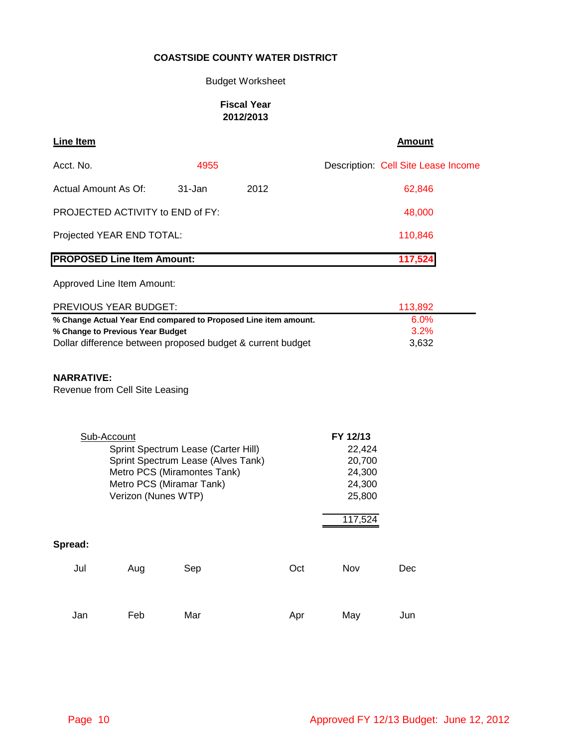**COASTSIDE COUNTY WATER DISTRICT**

Budget Worksheet

**Fiscal Year**
**2012/2013**

| **Line Item** | | | **Amount** |
|---|---|---|---|
| Acct. No. | 4955 | | Description: Cell Site Lease Income |
| Actual Amount As Of: | 31-Jan | 2012 | 62,846 |
| PROJECTED ACTIVITY to END of FY: | | | 48,000 |
| Projected YEAR END TOTAL: | | | 110,846 |
| **PROPOSED Line Item Amount:** | | | **117,524** |
| Approved Line Item Amount: | | | |
| PREVIOUS YEAR BUDGET: | | | 113,892 |
| **% Change Actual Year End compared to Proposed Line item amount.** | | | 6.0% |
| **% Change to Previous Year Budget** | | | 3.2% |
| Dollar difference between proposed budget & current budget | | | 3,632 |

**NARRATIVE:**
Revenue from Cell Site Leasing

| Sub-Account | FY 12/13 |
|---|---|
| Sprint Spectrum Lease (Carter Hill) | 22,424 |
| Sprint Spectrum Lease (Alves Tank) | 20,700 |
| Metro PCS (Miramontes Tank) | 24,300 |
| Metro PCS (Miramar Tank) | 24,300 |
| Verizon (Nunes WTP) | 25,800 |
| | 117,524 |

**Spread:**

| Jul | Aug | Sep | Oct | Nov | Dec |
|---|---|---|---|---|---|
| | | | | | |
| **Jan** | **Feb** | **Mar** | **Apr** | **May** | **Jun** |
| | | | | | |

Approved FY 12/13 Budget: June 12, 2012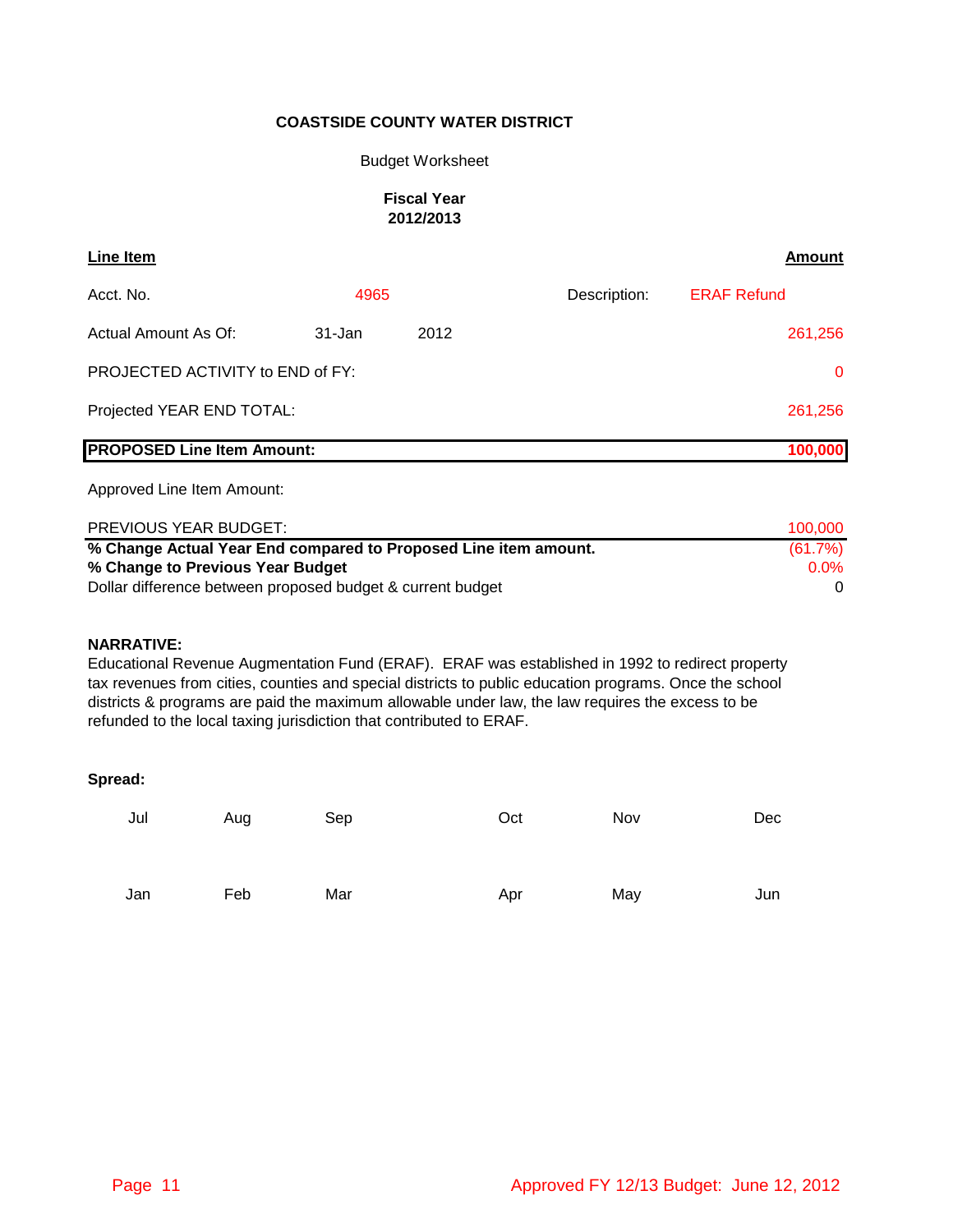**COASTSIDE COUNTY WATER DISTRICT**

Budget Worksheet

**Fiscal Year**
**2012/2013**

| **Line Item** | | | | **Amount** |
|---|---|---|---|---|
| Acct. No. | 4965 | | Description: | ERAF Refund |
| Actual Amount As Of: | 31-Jan | 2012 | | 261,256 |
| PROJECTED ACTIVITY to END of FY: | | | | 0 |
| Projected YEAR END TOTAL: | | | | 261,256 |
| **PROPOSED Line Item Amount:** | | | | **100,000** |
| Approved Line Item Amount: | | | | |

| | |
|---|---|
| PREVIOUS YEAR BUDGET: | 100,000 |
| **% Change Actual Year End compared to Proposed Line item amount.** | (61.7%) |
| **% Change to Previous Year Budget** | 0.0% |
| Dollar difference between proposed budget & current budget | 0 |

**NARRATIVE:**
Educational Revenue Augmentation Fund (ERAF). ERAF was established in 1992 to redirect property tax revenues from cities, counties and special districts to public education programs. Once the school districts & programs are paid the maximum allowable under law, the law requires the excess to be refunded to the local taxing jurisdiction that contributed to ERAF.

**Spread:**

| Jul | Aug | Sep | Oct | Nov | Dec |
|---|---|---|---|---|---|
| | | | | | |

| Jan | Feb | Mar | Apr | May | Jun |
|---|---|---|---|---|---|
| | | | | | |

Approved FY 12/13 Budget: June 12, 2012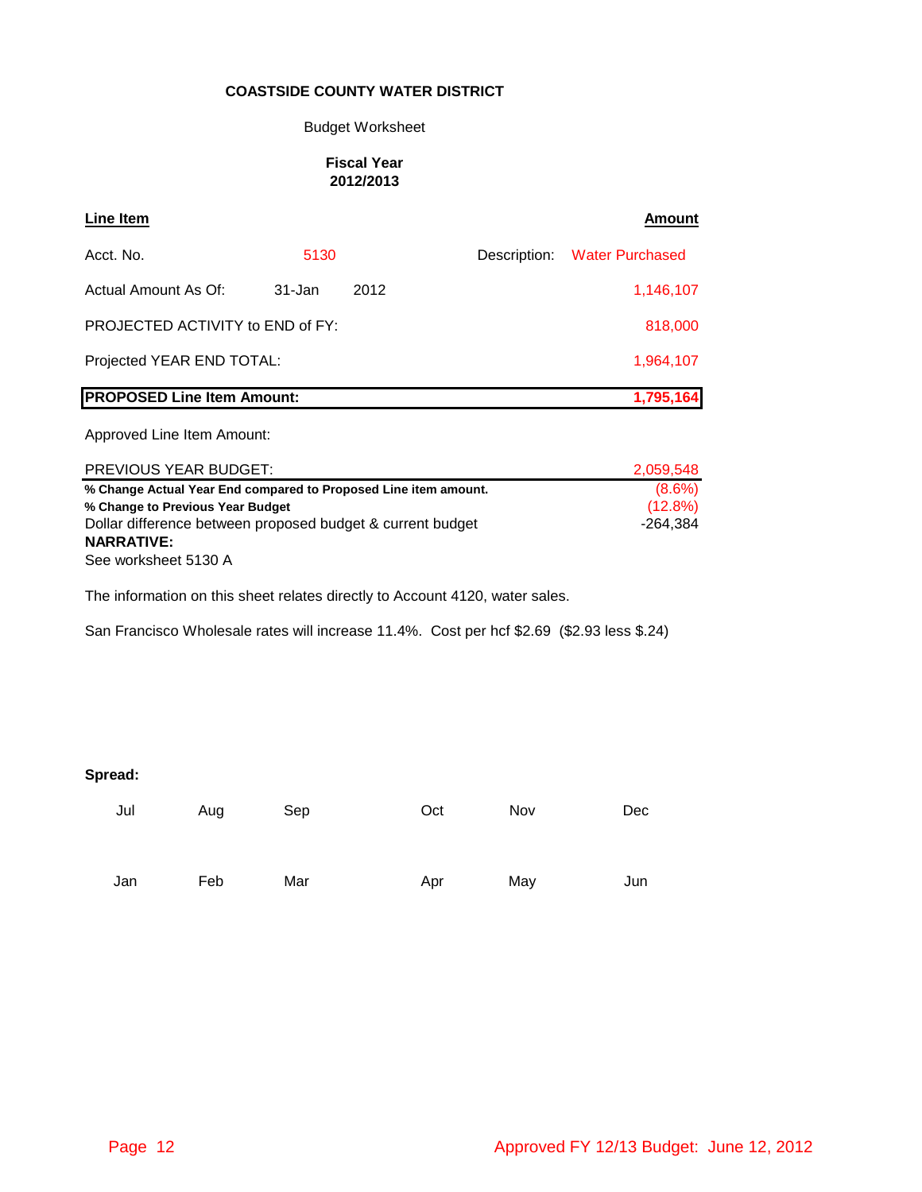**COASTSIDE COUNTY WATER DISTRICT**

Budget Worksheet

**Fiscal Year 2012/2013**

| **Line Item** | | | | **Amount** |
|---|---|---|---|---|
| Acct. No. | 5130 | | Description: | Water Purchased |
| Actual Amount As Of: | 31-Jan | 2012 | | 1,146,107 |
| PROJECTED ACTIVITY to END of FY: | | | | 818,000 |
| Projected YEAR END TOTAL: | | | | 1,964,107 |
| **PROPOSED Line Item Amount:** | | | | **1,795,164** |
| Approved Line Item Amount: | | | | |
| PREVIOUS YEAR BUDGET: | | | | 2,059,548 |
| **% Change Actual Year End compared to Proposed Line item amount.** | | | | (8.6%) |
| **% Change to Previous Year Budget** | | | | (12.8%) |
| Dollar difference between proposed budget & current budget | | | | -264,384 |

**NARRATIVE:**

See worksheet 5130 A

The information on this sheet relates directly to Account 4120, water sales.

San Francisco Wholesale rates will increase 11.4%. Cost per hcf $2.69 ($2.93 less $.24)

**Spread:**

| Jul | Aug | Sep | Oct | Nov | Dec |
|---|---|---|---|---|---|
| | | | | | |

| Jan | Feb | Mar | Apr | May | Jun |
|---|---|---|---|---|---|
| | | | | | |

Approved FY 12/13 Budget: June 12, 2012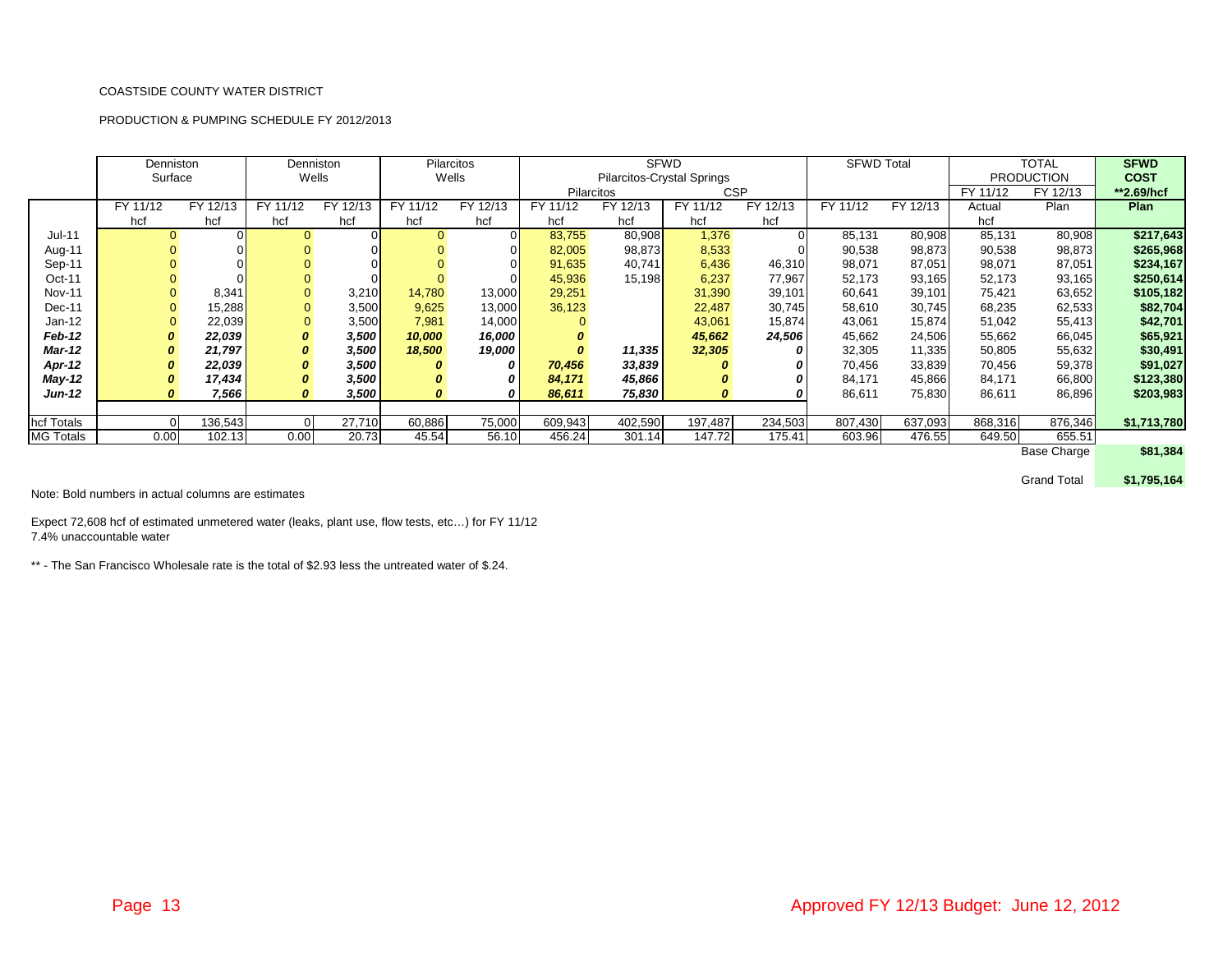COASTSIDE COUNTY WATER DISTRICT

PRODUCTION & PUMPING SCHEDULE FY 2012/2013

| | Denniston Surface | | Denniston Wells | | Pilarcitos Wells | | SFWD Pilarcitos-Crystal Springs | | | | SFWD Total | | TOTAL PRODUCTION | | **SFWD COST** |
|---|---|---|---|---|---|---|---|---|---|---|---|---|---|---|---|
| | | | | | | | Pilarcitos | | CSP | | | | FY 11/12 | FY 12/13 | **\*\*2.69/hcf** |
| | FY 11/12 | FY 12/13 | FY 11/12 | FY 12/13 | FY 11/12 | FY 12/13 | FY 11/12 | FY 12/13 | FY 11/12 | FY 12/13 | FY 11/12 | FY 12/13 | Actual | Plan | **Plan** |
| | hcf | hcf | hcf | hcf | hcf | hcf | hcf | hcf | hcf | hcf | | | hcf | | |
| Jul-11 | 0 | 0 | 0 | 0 | 0 | 0 | 83,755 | 80,908 | 1,376 | 0 | 85,131 | 80,908 | 85,131 | 80,908 | **$217,643** |
| Aug-11 | 0 | 0 | 0 | 0 | 0 | 0 | 82,005 | 98,873 | 8,533 | 0 | 90,538 | 98,873 | 90,538 | 98,873 | **$265,968** |
| Sep-11 | 0 | 0 | 0 | 0 | 0 | 0 | 91,635 | 40,741 | 6,436 | 46,310 | 98,071 | 87,051 | 98,071 | 87,051 | **$234,167** |
| Oct-11 | 0 | 0 | 0 | 0 | 0 | 0 | 45,936 | 15,198 | 6,237 | 77,967 | 52,173 | 93,165 | 52,173 | 93,165 | **$250,614** |
| Nov-11 | 0 | 8,341 | 0 | 3,210 | 14,780 | 13,000 | 29,251 | | 31,390 | 39,101 | 60,641 | 39,101 | 75,421 | 63,652 | **$105,182** |
| Dec-11 | 0 | 15,288 | 0 | 3,500 | 9,625 | 13,000 | 36,123 | | 22,487 | 30,745 | 58,610 | 30,745 | 68,235 | 62,533 | **$82,704** |
| Jan-12 | 0 | 22,039 | 0 | 3,500 | 7,981 | 14,000 | 0 | | 43,061 | 15,874 | 43,061 | 15,874 | 51,042 | 55,413 | **$42,701** |
| ***Feb-12*** | ***0*** | ***22,039*** | ***0*** | ***3,500*** | ***10,000*** | ***16,000*** | ***0*** | | ***45,662*** | ***24,506*** | 45,662 | 24,506 | 55,662 | 66,045 | **$65,921** |
| ***Mar-12*** | ***0*** | ***21,797*** | ***0*** | ***3,500*** | ***18,500*** | ***19,000*** | ***0*** | ***11,335*** | ***32,305*** | ***0*** | 32,305 | 11,335 | 50,805 | 55,632 | **$30,491** |
| ***Apr-12*** | ***0*** | ***22,039*** | ***0*** | ***3,500*** | ***0*** | ***0*** | ***70,456*** | ***33,839*** | ***0*** | ***0*** | 70,456 | 33,839 | 70,456 | 59,378 | **$91,027** |
| ***May-12*** | ***0*** | ***17,434*** | ***0*** | ***3,500*** | ***0*** | ***0*** | ***84,171*** | ***45,866*** | ***0*** | ***0*** | 84,171 | 45,866 | 84,171 | 66,800 | **$123,380** |
| ***Jun-12*** | ***0*** | ***7,566*** | ***0*** | ***3,500*** | ***0*** | ***0*** | ***86,611*** | ***75,830*** | ***0*** | ***0*** | 86,611 | 75,830 | 86,611 | 86,896 | **$203,983** |
| hcf Totals | 0 | 136,543 | 0 | 27,710 | 60,886 | 75,000 | 609,943 | 402,590 | 197,487 | 234,503 | 807,430 | 637,093 | 868,316 | 876,346 | **$1,713,780** |
| MG Totals | 0.00 | 102.13 | 0.00 | 20.73 | 45.54 | 56.10 | 456.24 | 301.14 | 147.72 | 175.41 | 603.96 | 476.55 | 649.50 | 655.51 | |
| | | | | | | | | | | | | | | Base Charge | **$81,384** |
| | | | | | | | | | | | | | | Grand Total | **$1,795,164** |

Note: Bold numbers in actual columns are estimates

Expect 72,608 hcf of estimated unmetered water (leaks, plant use, flow tests, etc…) for FY 11/12
7.4% unaccountable water

** - The San Francisco Wholesale rate is the total of $2.93 less the untreated water of $.24.

Approved FY 12/13 Budget: June 12, 2012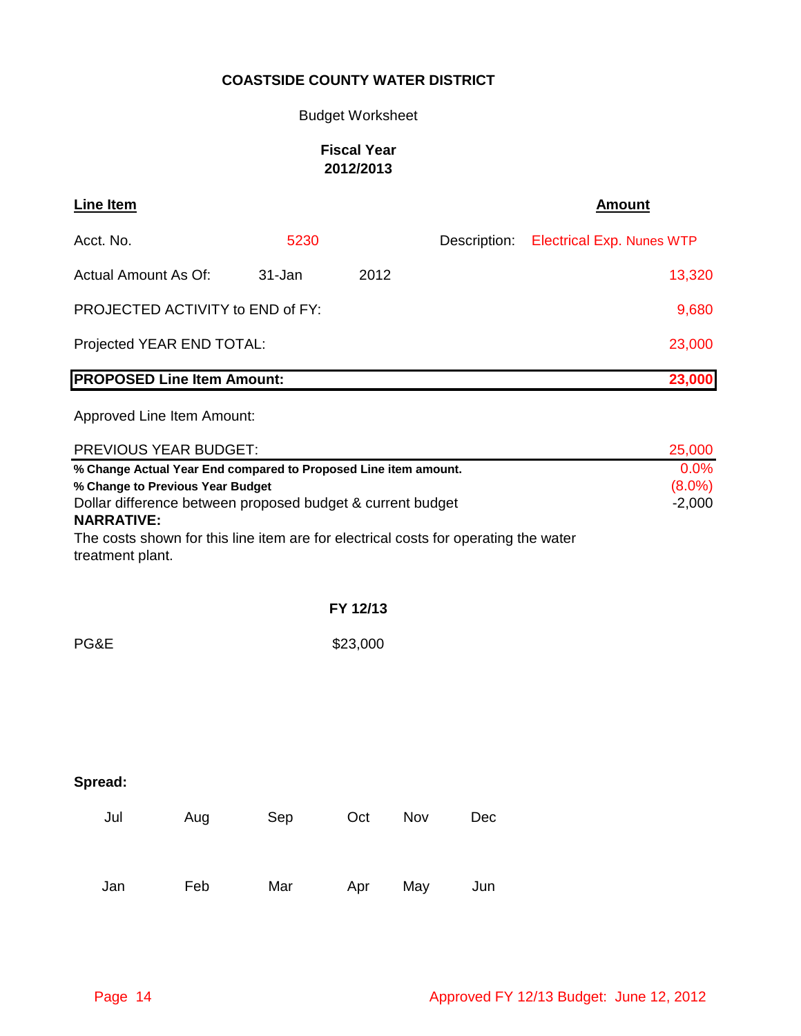**COASTSIDE COUNTY WATER DISTRICT**

Budget Worksheet

**Fiscal Year 2012/2013**

| **Line Item** | | | | **Amount** |
|---|---|---|---|---|
| Acct. No. | 5230 | | Description: | Electrical Exp. Nunes WTP |
| Actual Amount As Of: | 31-Jan | 2012 | | 13,320 |
| PROJECTED ACTIVITY to END of FY: | | | | 9,680 |
| Projected YEAR END TOTAL: | | | | 23,000 |
| **PROPOSED Line Item Amount:** | | | | **23,000** |
| Approved Line Item Amount: | | | | |
| PREVIOUS YEAR BUDGET: | | | | 25,000 |
| **% Change Actual Year End compared to Proposed Line item amount.** | | | | 0.0% |
| **% Change to Previous Year Budget** | | | | (8.0%) |
| Dollar difference between proposed budget & current budget | | | | -2,000 |

**NARRATIVE:**

The costs shown for this line item are for electrical costs for operating the water treatment plant.

| | **FY 12/13** |
|---|---|
| PG&E | $23,000 |

**Spread:**

| Jul | Aug | Sep | Oct | Nov | Dec |
|---|---|---|---|---|---|
| | | | | | |

| Jan | Feb | Mar | Apr | May | Jun |
|---|---|---|---|---|---|
| | | | | | |

Approved FY 12/13 Budget: June 12, 2012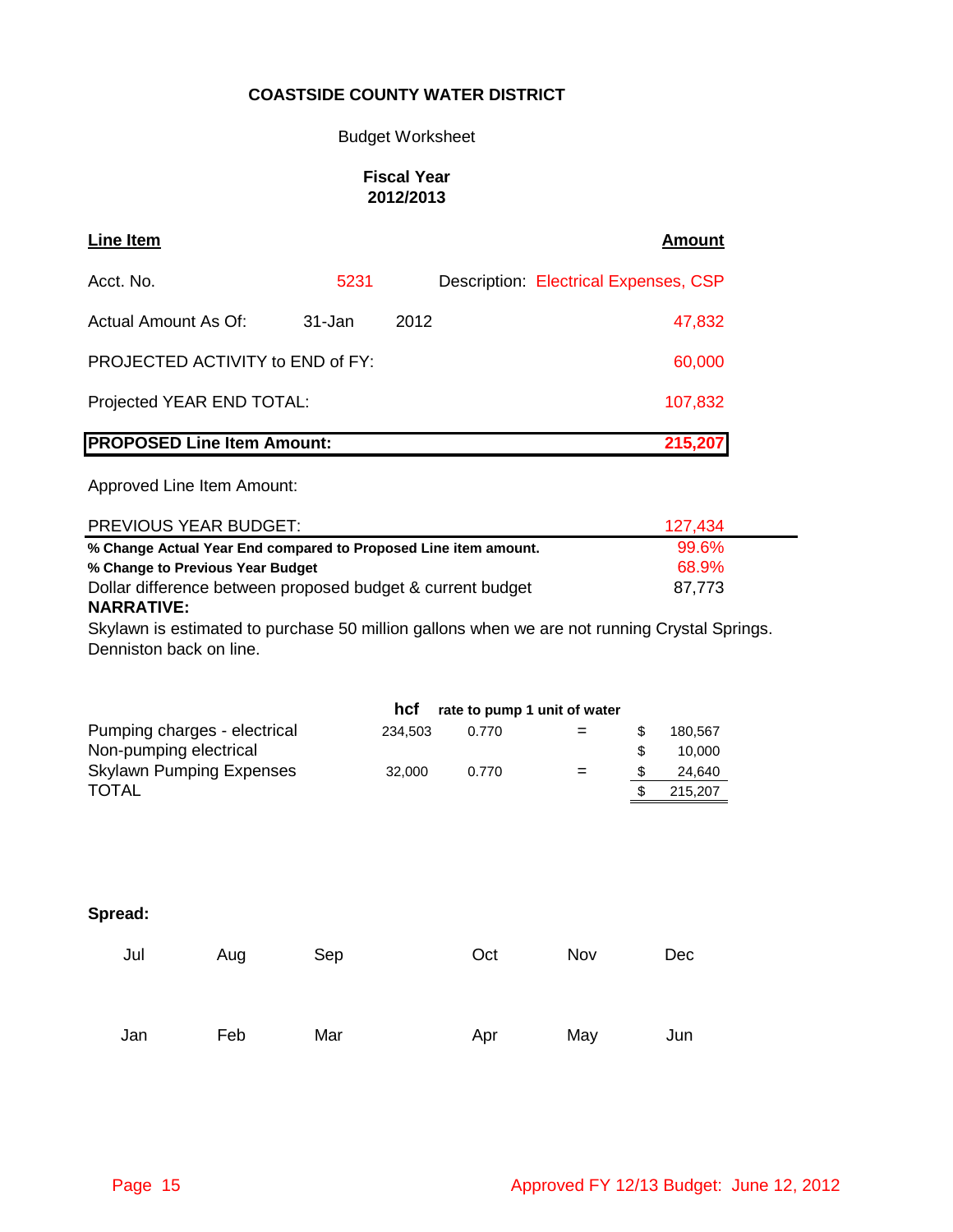**COASTSIDE COUNTY WATER DISTRICT**

Budget Worksheet

**Fiscal Year 2012/2013**

| **Line Item** | | | **Amount** |
|---|---|---|---|
| Acct. No. | 5231 | Description: | Electrical Expenses, CSP |
| Actual Amount As Of: | 31-Jan | 2012 | 47,832 |
| PROJECTED ACTIVITY to END of FY: | | | 60,000 |
| Projected YEAR END TOTAL: | | | 107,832 |
| **PROPOSED Line Item Amount:** | | | **215,207** |
| Approved Line Item Amount: | | | |
| PREVIOUS YEAR BUDGET: | | | 127,434 |
| **% Change Actual Year End compared to Proposed Line item amount.** | | | 99.6% |
| **% Change to Previous Year Budget** | | | 68.9% |
| Dollar difference between proposed budget & current budget | | | 87,773 |

**NARRATIVE:**

Skylawn is estimated to purchase 50 million gallons when we are not running Crystal Springs. Denniston back on line.

| | **hcf** | **rate to pump 1 unit of water** | | |
|---|---|---|---|---|
| Pumping charges - electrical | 234,503 | 0.770 | = | $ 180,567 |
| Non-pumping electrical | | | | $ 10,000 |
| Skylawn Pumping Expenses | 32,000 | 0.770 | = | $ 24,640 |
| TOTAL | | | | $ 215,207 |

**Spread:**

| Jul | Aug | Sep | Oct | Nov | Dec |
|---|---|---|---|---|---|
| | | | | | |

| Jan | Feb | Mar | Apr | May | Jun |
|---|---|---|---|---|---|
| | | | | | |

Approved FY 12/13 Budget: June 12, 2012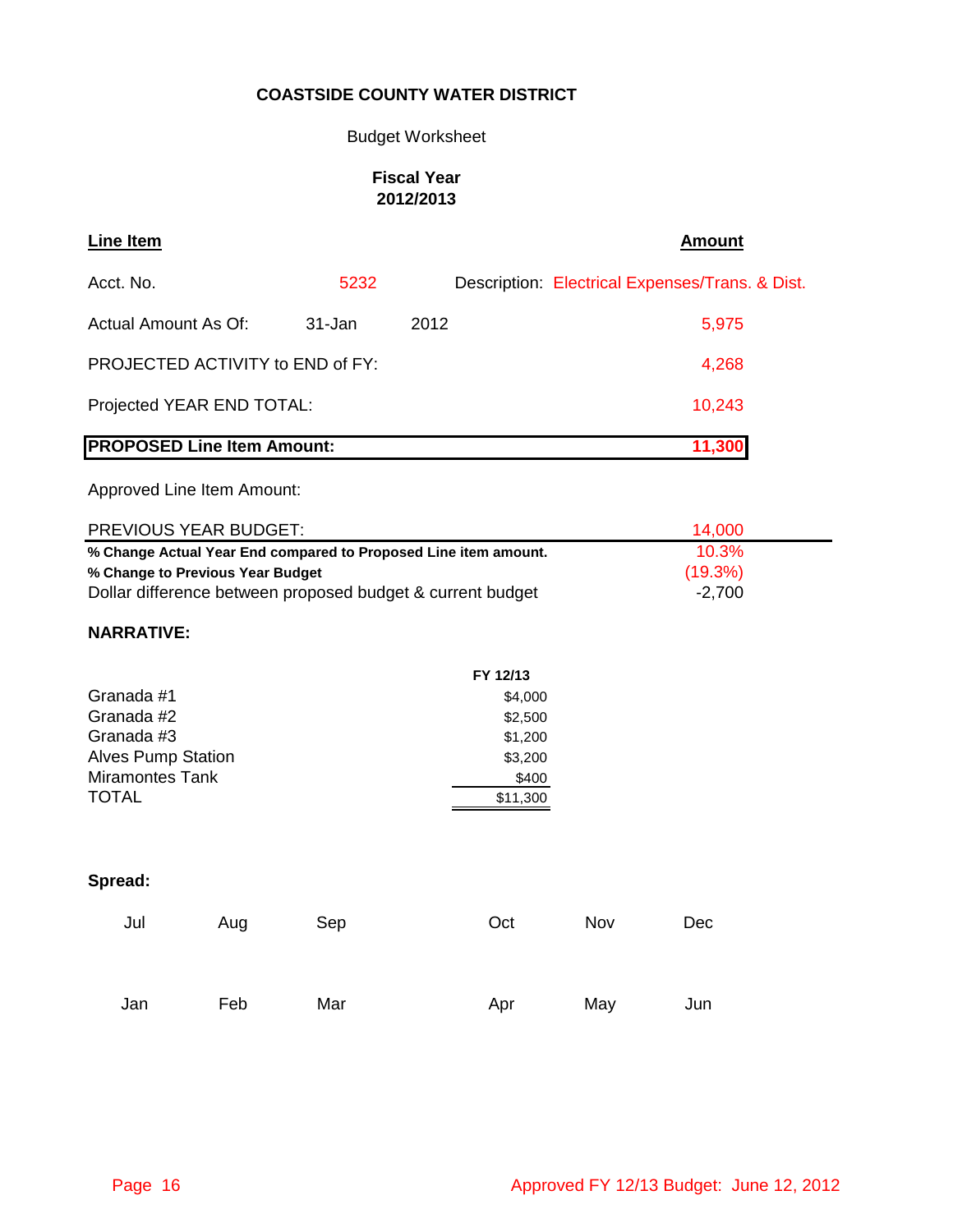**COASTSIDE COUNTY WATER DISTRICT**

Budget Worksheet

**Fiscal Year**
**2012/2013**

| **Line Item** | | | **Amount** |
|---|---|---|---|
| Acct. No. | 5232 | Description: | Electrical Expenses/Trans. & Dist. |
| Actual Amount As Of: | 31-Jan | 2012 | 5,975 |
| PROJECTED ACTIVITY to END of FY: | | | 4,268 |
| Projected YEAR END TOTAL: | | | 10,243 |
| **PROPOSED Line Item Amount:** | | | **11,300** |
| Approved Line Item Amount: | | | |
| PREVIOUS YEAR BUDGET: | | | 14,000 |
| **% Change Actual Year End compared to Proposed Line item amount.** | | | 10.3% |
| **% Change to Previous Year Budget** | | | (19.3%) |
| Dollar difference between proposed budget & current budget | | | -2,700 |

**NARRATIVE:**

| | **FY 12/13** |
|---|---|
| Granada #1 | $4,000 |
| Granada #2 | $2,500 |
| Granada #3 | $1,200 |
| Alves Pump Station | $3,200 |
| Miramontes Tank | $400 |
| TOTAL | $11,300 |

**Spread:**

| Jul | Aug | Sep | Oct | Nov | Dec |
|---|---|---|---|---|---|
| | | | | | |

| Jan | Feb | Mar | Apr | May | Jun |
|---|---|---|---|---|---|
| | | | | | |

Approved FY 12/13 Budget: June 12, 2012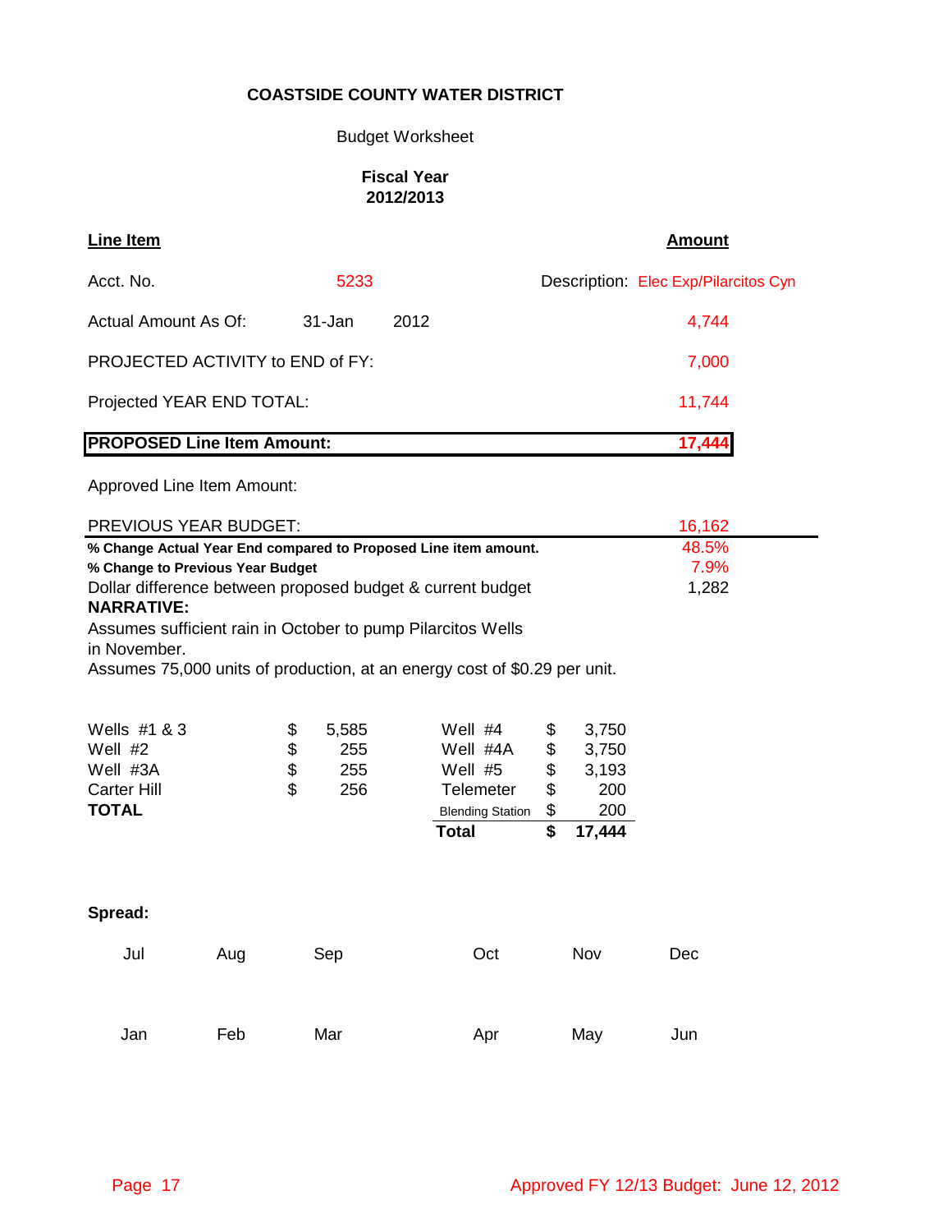**COASTSIDE COUNTY WATER DISTRICT**

Budget Worksheet

**Fiscal Year 2012/2013**

| **Line Item** | | | **Amount** |
|---|---|---|---|
| Acct. No. | 5233 | Description: Elec Exp/Pilarcitos Cyn | |
| Actual Amount As Of: | 31-Jan 2012 | | 4,744 |
| PROJECTED ACTIVITY to END of FY: | | | 7,000 |
| Projected YEAR END TOTAL: | | | 11,744 |
| **PROPOSED Line Item Amount:** | | | **17,444** |
| Approved Line Item Amount: | | | |
| PREVIOUS YEAR BUDGET: | | | 16,162 |
| **% Change Actual Year End compared to Proposed Line item amount.** | | | 48.5% |
| **% Change to Previous Year Budget** | | | 7.9% |
| Dollar difference between proposed budget & current budget | | | 1,282 |

**NARRATIVE:**

Assumes sufficient rain in October to pump Pilarcitos Wells in November.

Assumes 75,000 units of production, at an energy cost of $0.29 per unit.

| | | | |
|---|---|---|---|
| Wells #1 & 3 | $ 5,585 | Well #4 | $ 3,750 |
| Well #2 | $ 255 | Well #4A | $ 3,750 |
| Well #3A | $ 255 | Well #5 | $ 3,193 |
| Carter Hill | $ 256 | Telemeter | $ 200 |
| **TOTAL** | | Blending Station | $ 200 |
| | | **Total** | **$ 17,444** |

**Spread:**

| Jul | Aug | Sep | Oct | Nov | Dec |
|---|---|---|---|---|---|
| | | | | | |

| Jan | Feb | Mar | Apr | May | Jun |
|---|---|---|---|---|---|
| | | | | | |

Approved FY 12/13 Budget: June 12, 2012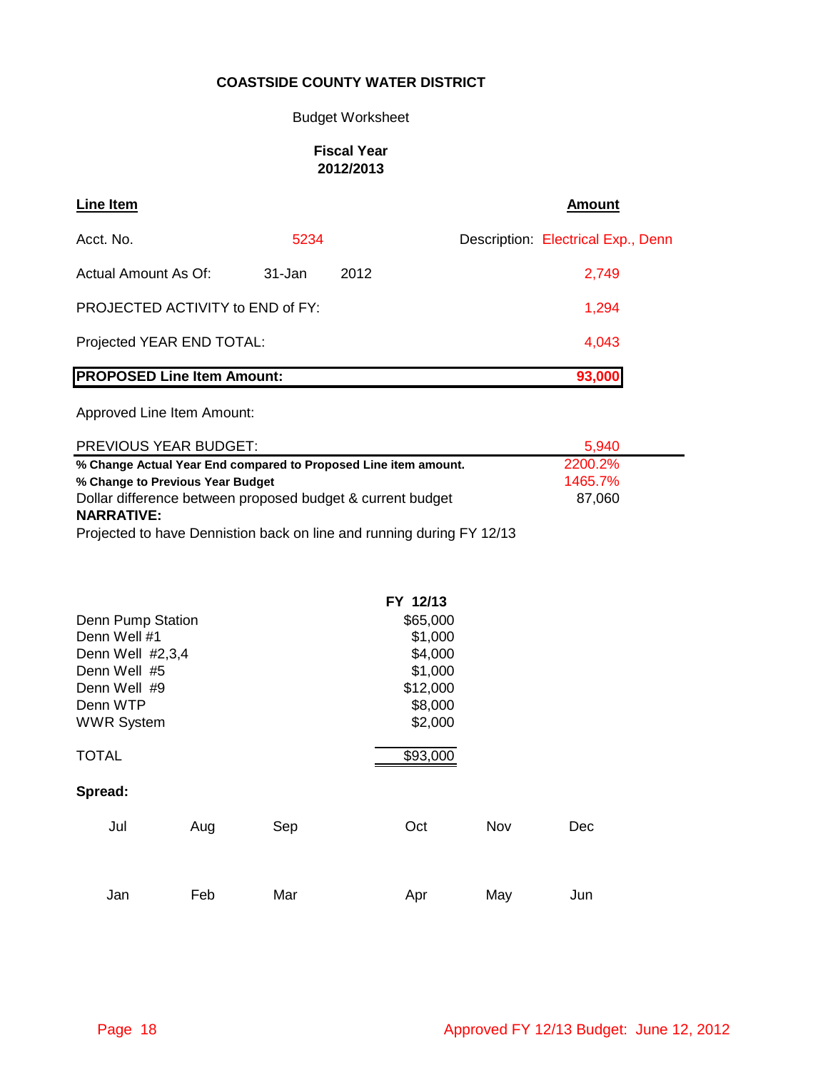**COASTSIDE COUNTY WATER DISTRICT**

Budget Worksheet

**Fiscal Year 2012/2013**

| **Line Item** | | | **Amount** |
|---|---|---|---|
| Acct. No. | 5234 | Description: | Electrical Exp., Denn |
| Actual Amount As Of: | 31-Jan 2012 | | 2,749 |
| PROJECTED ACTIVITY to END of FY: | | | 1,294 |
| Projected YEAR END TOTAL: | | | 4,043 |
| **PROPOSED Line Item Amount:** | | | **93,000** |
| Approved Line Item Amount: | | | |
| PREVIOUS YEAR BUDGET: | | | 5,940 |
| **% Change Actual Year End compared to Proposed Line item amount.** | | | 2200.2% |
| **% Change to Previous Year Budget** | | | 1465.7% |
| Dollar difference between proposed budget & current budget | | | 87,060 |

**NARRATIVE:**

Projected to have Dennistion back on line and running during FY 12/13

| | **FY 12/13** |
|---|---|
| Denn Pump Station | $65,000 |
| Denn Well #1 | $1,000 |
| Denn Well #2,3,4 | $4,000 |
| Denn Well #5 | $1,000 |
| Denn Well #9 | $12,000 |
| Denn WTP | $8,000 |
| WWR System | $2,000 |
| TOTAL | $93,000 |

**Spread:**

| Jul | Aug | Sep | Oct | Nov | Dec |
|---|---|---|---|---|---|
| | | | | | |

| Jan | Feb | Mar | Apr | May | Jun |
|---|---|---|---|---|---|
| | | | | | |

Approved FY 12/13 Budget: June 12, 2012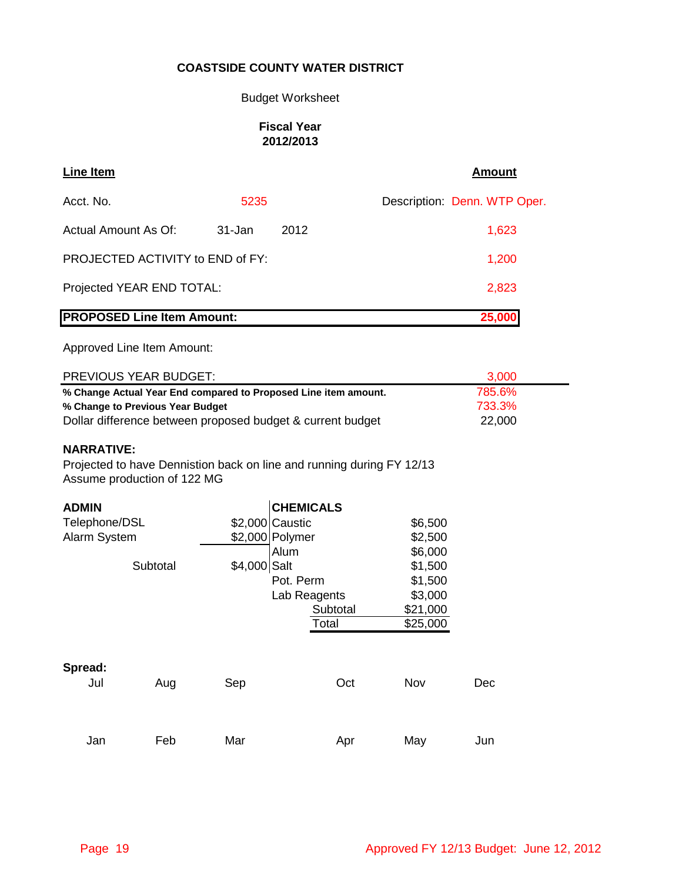**COASTSIDE COUNTY WATER DISTRICT**

Budget Worksheet

**Fiscal Year**
**2012/2013**

| **Line Item** | | | **Amount** |
|---|---|---|---|
| Acct. No. | 5235 | Description: | Denn. WTP Oper. |
| Actual Amount As Of: | 31-Jan 2012 | | 1,623 |
| PROJECTED ACTIVITY to END of FY: | | | 1,200 |
| Projected YEAR END TOTAL: | | | 2,823 |
| **PROPOSED Line Item Amount:** | | | **25,000** |
| Approved Line Item Amount: | | | |
| PREVIOUS YEAR BUDGET: | | | 3,000 |
| **% Change Actual Year End compared to Proposed Line item amount.** | | | 785.6% |
| **% Change to Previous Year Budget** | | | 733.3% |
| Dollar difference between proposed budget & current budget | | | 22,000 |

**NARRATIVE:**

Projected to have Dennistion back on line and running during FY 12/13
Assume production of 122 MG

| **ADMIN** | | **CHEMICALS** | |
|---|---|---|---|
| Telephone/DSL | $2,000 | Caustic | $6,500 |
| Alarm System | $2,000 | Polymer | $2,500 |
| | | Alum | $6,000 |
| Subtotal | $4,000 | Salt | $1,500 |
| | | Pot. Perm | $1,500 |
| | | Lab Reagents | $3,000 |
| | | Subtotal | $21,000 |
| | | Total | $25,000 |

**Spread:**

| Jul | Aug | Sep | Oct | Nov | Dec |
|---|---|---|---|---|---|
| | | | | | |

| Jan | Feb | Mar | Apr | May | Jun |
|---|---|---|---|---|---|
| | | | | | |

Approved FY 12/13 Budget: June 12, 2012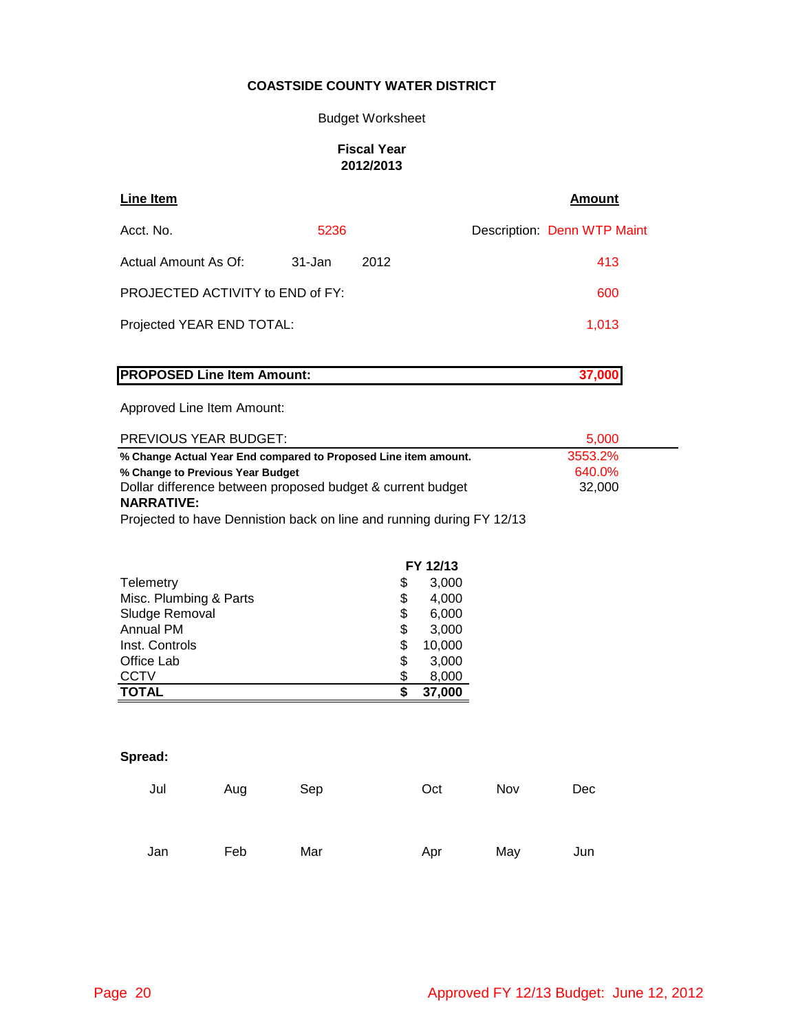**COASTSIDE COUNTY WATER DISTRICT**

Budget Worksheet

**Fiscal Year 2012/2013**

| **Line Item** | | | **Amount** |
|---|---|---|---|
| Acct. No. | 5236 | Description: | Denn WTP Maint |
| Actual Amount As Of: | 31-Jan 2012 | | 413 |
| PROJECTED ACTIVITY to END of FY: | | | 600 |
| Projected YEAR END TOTAL: | | | 1,013 |

| **PROPOSED Line Item Amount:** | **37,000** |
|---|---|

Approved Line Item Amount:

| | |
|---|---|
| PREVIOUS YEAR BUDGET: | 5,000 |
| **% Change Actual Year End compared to Proposed Line item amount.** | 3553.2% |
| **% Change to Previous Year Budget** | 640.0% |
| Dollar difference between proposed budget & current budget | 32,000 |

**NARRATIVE:**

Projected to have Dennistion back on line and running during FY 12/13

| | **FY 12/13** |
|---|---|
| Telemetry | $ 3,000 |
| Misc. Plumbing & Parts | $ 4,000 |
| Sludge Removal | $ 6,000 |
| Annual PM | $ 3,000 |
| Inst. Controls | $ 10,000 |
| Office Lab | $ 3,000 |
| CCTV | $ 8,000 |
| **TOTAL** | **$ 37,000** |

**Spread:**

| Jul | Aug | Sep | Oct | Nov | Dec |
|---|---|---|---|---|---|
| | | | | | |

| Jan | Feb | Mar | Apr | May | Jun |
|---|---|---|---|---|---|
| | | | | | |

Approved FY 12/13 Budget: June 12, 2012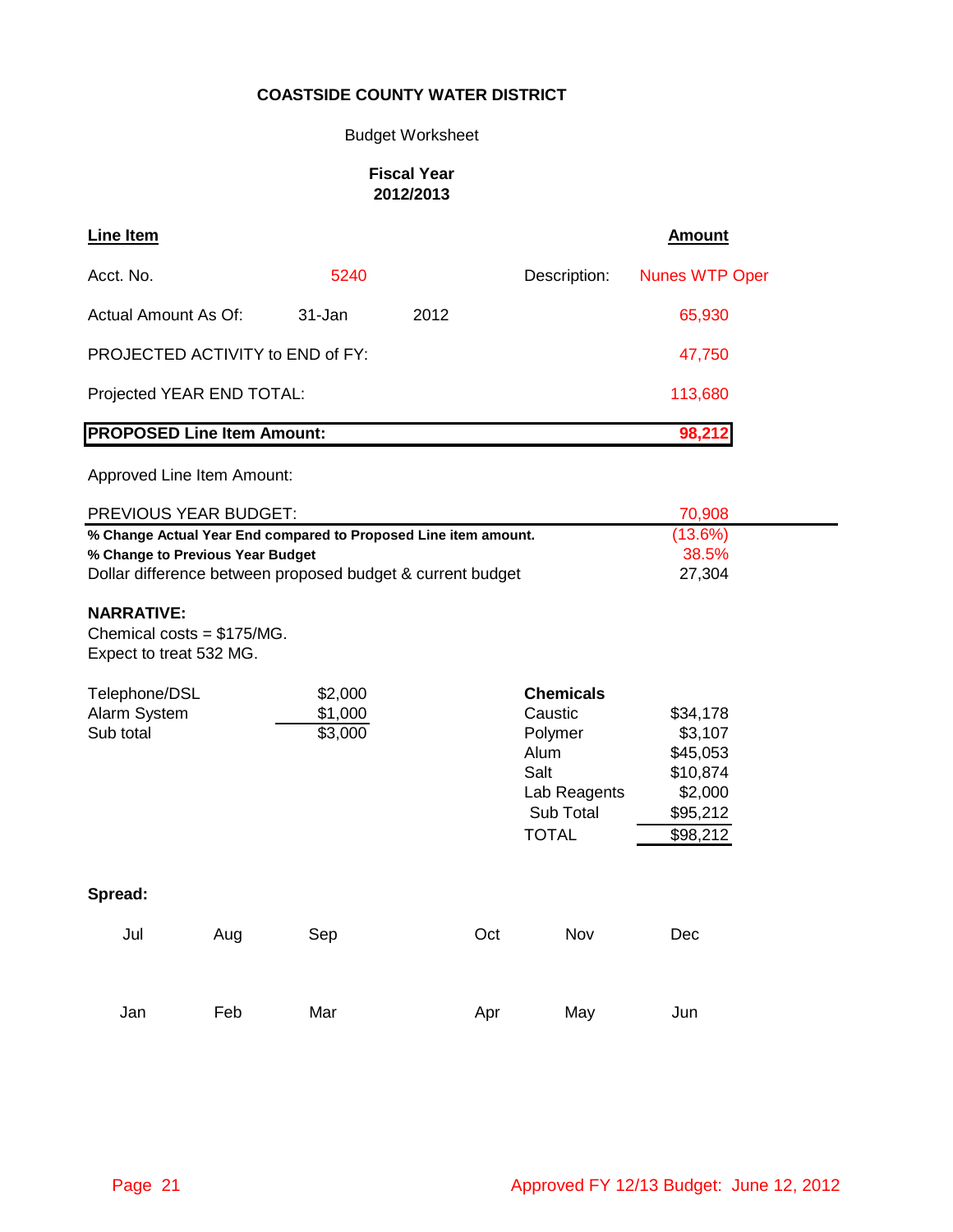**COASTSIDE COUNTY WATER DISTRICT**

Budget Worksheet

**Fiscal Year**
**2012/2013**

| **Line Item** | | | | **Amount** |
|---|---|---|---|---|
| Acct. No. | 5240 | | Description: | Nunes WTP Oper |
| Actual Amount As Of: | 31-Jan | 2012 | | 65,930 |
| PROJECTED ACTIVITY to END of FY: | | | | 47,750 |
| Projected YEAR END TOTAL: | | | | 113,680 |
| **PROPOSED Line Item Amount:** | | | | **98,212** |

Approved Line Item Amount:

| | |
|---|---|
| PREVIOUS YEAR BUDGET: | 70,908 |
| **% Change Actual Year End compared to Proposed Line item amount.** | (13.6%) |
| **% Change to Previous Year Budget** | 38.5% |
| Dollar difference between proposed budget & current budget | 27,304 |

**NARRATIVE:**
Chemical costs = $175/MG.
Expect to treat 532 MG.

| | |
|---|---|
| Telephone/DSL | $2,000 |
| Alarm System | $1,000 |
| Sub total | $3,000 |

| **Chemicals** | |
|---|---|
| Caustic | $34,178 |
| Polymer | $3,107 |
| Alum | $45,053 |
| Salt | $10,874 |
| Lab Reagents | $2,000 |
| Sub Total | $95,212 |
| TOTAL | $98,212 |

**Spread:**

| Jul | Aug | Sep | Oct | Nov | Dec |
|---|---|---|---|---|---|
| | | | | | |
| **Jan** | **Feb** | **Mar** | **Apr** | **May** | **Jun** |
| | | | | | |

Approved FY 12/13 Budget: June 12, 2012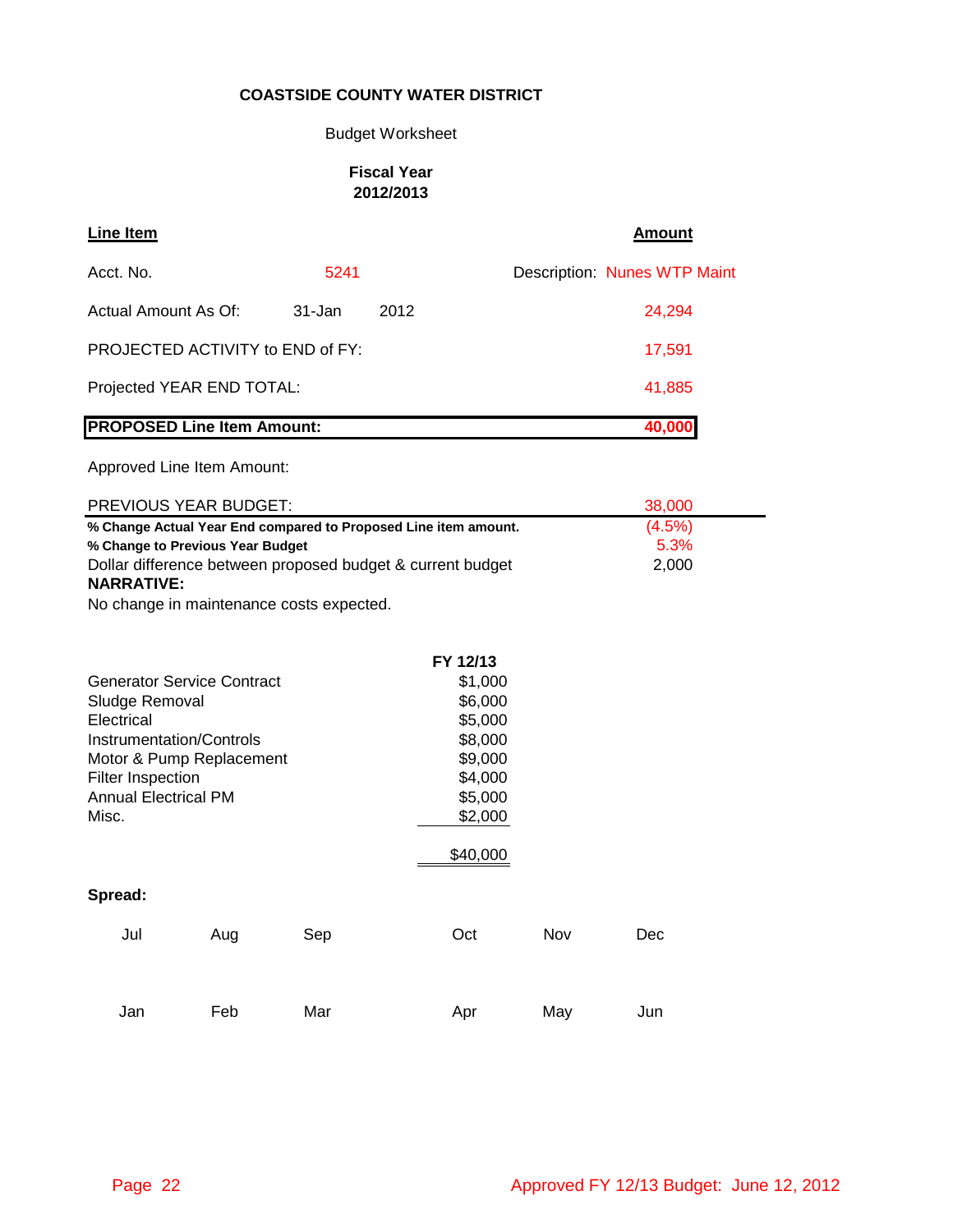**COASTSIDE COUNTY WATER DISTRICT**

Budget Worksheet

**Fiscal Year 2012/2013**

| **Line Item** | | | **Amount** |
|---|---|---|---|
| Acct. No. | 5241 | Description: Nunes WTP Maint | |
| Actual Amount As Of: | 31-Jan 2012 | | 24,294 |
| PROJECTED ACTIVITY to END of FY: | | | 17,591 |
| Projected YEAR END TOTAL: | | | 41,885 |
| **PROPOSED Line Item Amount:** | | | **40,000** |
| Approved Line Item Amount: | | | |
| PREVIOUS YEAR BUDGET: | | | 38,000 |
| **% Change Actual Year End compared to Proposed Line item amount.** | | | (4.5%) |
| **% Change to Previous Year Budget** | | | 5.3% |
| Dollar difference between proposed budget & current budget | | | 2,000 |

**NARRATIVE:**

No change in maintenance costs expected.

| | FY 12/13 |
|---|---|
| Generator Service Contract | $1,000 |
| Sludge Removal | $6,000 |
| Electrical | $5,000 |
| Instrumentation/Controls | $8,000 |
| Motor & Pump Replacement | $9,000 |
| Filter Inspection | $4,000 |
| Annual Electrical PM | $5,000 |
| Misc. | $2,000 |
| | $40,000 |

**Spread:**

| Jul | Aug | Sep | Oct | Nov | Dec |
|---|---|---|---|---|---|
| | | | | | |

| Jan | Feb | Mar | Apr | May | Jun |
|---|---|---|---|---|---|
| | | | | | |

Approved FY 12/13 Budget: June 12, 2012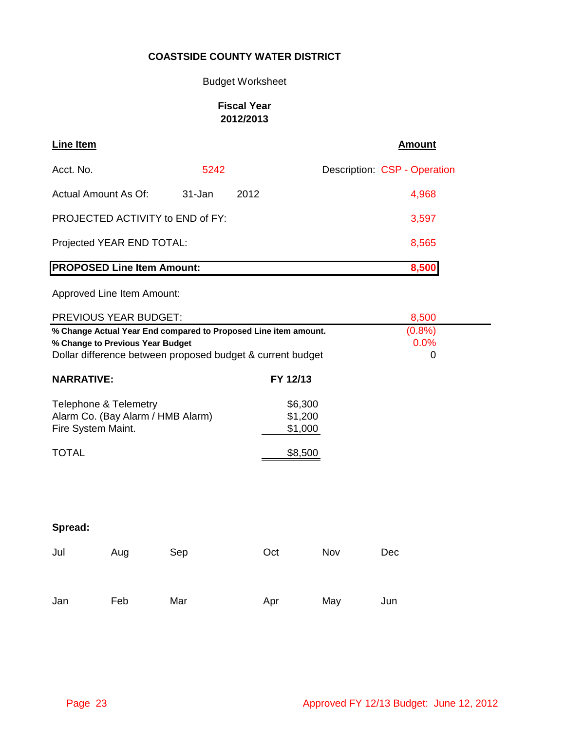**COASTSIDE COUNTY WATER DISTRICT**

Budget Worksheet

**Fiscal Year**
**2012/2013**

| **Line Item** | | | **Amount** |
|---|---|---|---|
| Acct. No. | 5242 | Description: CSP - Operation | |
| Actual Amount As Of: | 31-Jan 2012 | | 4,968 |
| PROJECTED ACTIVITY to END of FY: | | | 3,597 |
| Projected YEAR END TOTAL: | | | 8,565 |
| **PROPOSED Line Item Amount:** | | | **8,500** |
| Approved Line Item Amount: | | | |
| PREVIOUS YEAR BUDGET: | | | 8,500 |
| **% Change Actual Year End compared to Proposed Line item amount.** | | | (0.8%) |
| **% Change to Previous Year Budget** | | | 0.0% |
| Dollar difference between proposed budget & current budget | | | 0 |

| **NARRATIVE:** | **FY 12/13** |
|---|---|
| Telephone & Telemetry | $6,300 |
| Alarm Co. (Bay Alarm / HMB Alarm) | $1,200 |
| Fire System Maint. | $1,000 |
| TOTAL | $8,500 |

**Spread:**

| Jul | Aug | Sep | Oct | Nov | Dec |
|---|---|---|---|---|---|
| | | | | | |

| Jan | Feb | Mar | Apr | May | Jun |
|---|---|---|---|---|---|
| | | | | | |

Approved FY 12/13 Budget: June 12, 2012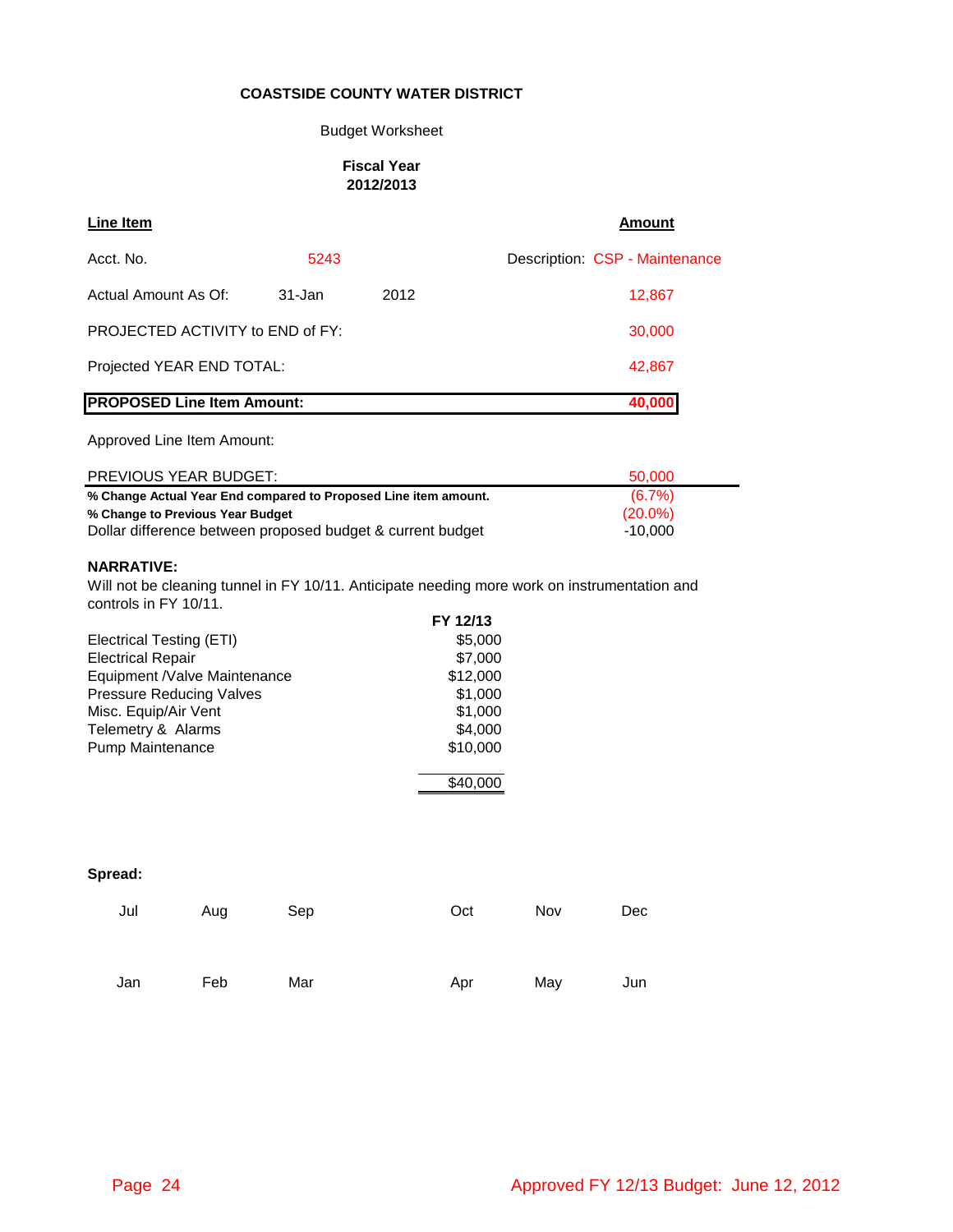**COASTSIDE COUNTY WATER DISTRICT**

Budget Worksheet

**Fiscal Year 2012/2013**

| **Line Item** | | | **Amount** |
|---|---|---|---|
| Acct. No. | 5243 | | Description: CSP - Maintenance |
| Actual Amount As Of: | 31-Jan | 2012 | 12,867 |
| PROJECTED ACTIVITY to END of FY: | | | 30,000 |
| Projected YEAR END TOTAL: | | | 42,867 |
| **PROPOSED Line Item Amount:** | | | **40,000** |
| Approved Line Item Amount: | | | |
| PREVIOUS YEAR BUDGET: | | | 50,000 |
| **% Change Actual Year End compared to Proposed Line item amount.** | | | (6.7%) |
| **% Change to Previous Year Budget** | | | (20.0%) |
| Dollar difference between proposed budget & current budget | | | -10,000 |

**NARRATIVE:**

Will not be cleaning tunnel in FY 10/11. Anticipate needing more work on instrumentation and controls in FY 10/11.

| | **FY 12/13** |
|---|---|
| Electrical Testing (ETI) | $5,000 |
| Electrical Repair | $7,000 |
| Equipment /Valve Maintenance | $12,000 |
| Pressure Reducing Valves | $1,000 |
| Misc. Equip/Air Vent | $1,000 |
| Telemetry & Alarms | $4,000 |
| Pump Maintenance | $10,000 |
| | $40,000 |

**Spread:**

| Jul | Aug | Sep | Oct | Nov | Dec |
|---|---|---|---|---|---|
| | | | | | |
| **Jan** | **Feb** | **Mar** | **Apr** | **May** | **Jun** |
| | | | | | |

Approved FY 12/13 Budget: June 12, 2012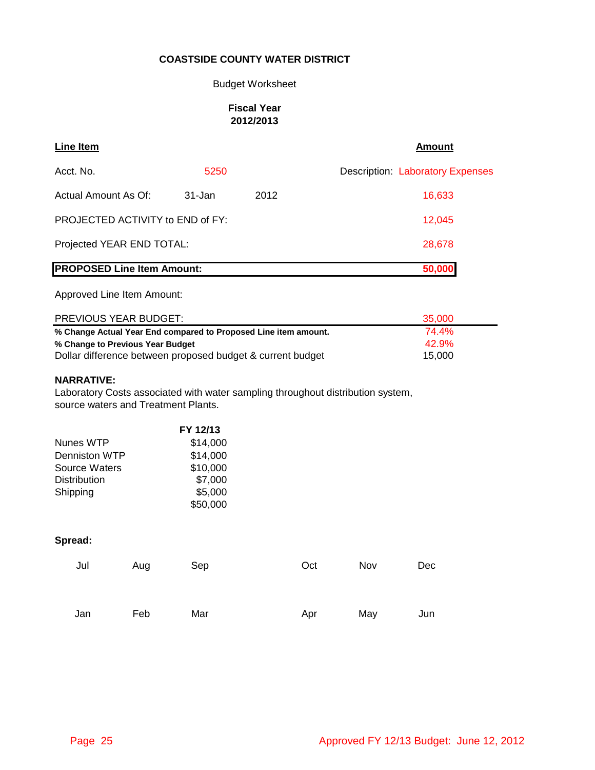**COASTSIDE COUNTY WATER DISTRICT**

Budget Worksheet

**Fiscal Year 2012/2013**

| **Line Item** | | | **Amount** |
|---|---|---|---|
| Acct. No. | 5250 | | Description: Laboratory Expenses |
| Actual Amount As Of: | 31-Jan | 2012 | 16,633 |
| PROJECTED ACTIVITY to END of FY: | | | 12,045 |
| Projected YEAR END TOTAL: | | | 28,678 |
| **PROPOSED Line Item Amount:** | | | **50,000** |
| Approved Line Item Amount: | | | |
| PREVIOUS YEAR BUDGET: | | | 35,000 |
| **% Change Actual Year End compared to Proposed Line item amount.** | | | 74.4% |
| **% Change to Previous Year Budget** | | | 42.9% |
| Dollar difference between proposed budget & current budget | | | 15,000 |

**NARRATIVE:**

Laboratory Costs associated with water sampling throughout distribution system, source waters and Treatment Plants.

| | **FY 12/13** |
|---|---|
| Nunes WTP | $14,000 |
| Denniston WTP | $14,000 |
| Source Waters | $10,000 |
| Distribution | $7,000 |
| Shipping | $5,000 |
| | $50,000 |

**Spread:**

| Jul | Aug | Sep | Oct | Nov | Dec |
|---|---|---|---|---|---|
| | | | | | |

| Jan | Feb | Mar | Apr | May | Jun |
|---|---|---|---|---|---|
| | | | | | |

Approved FY 12/13 Budget: June 12, 2012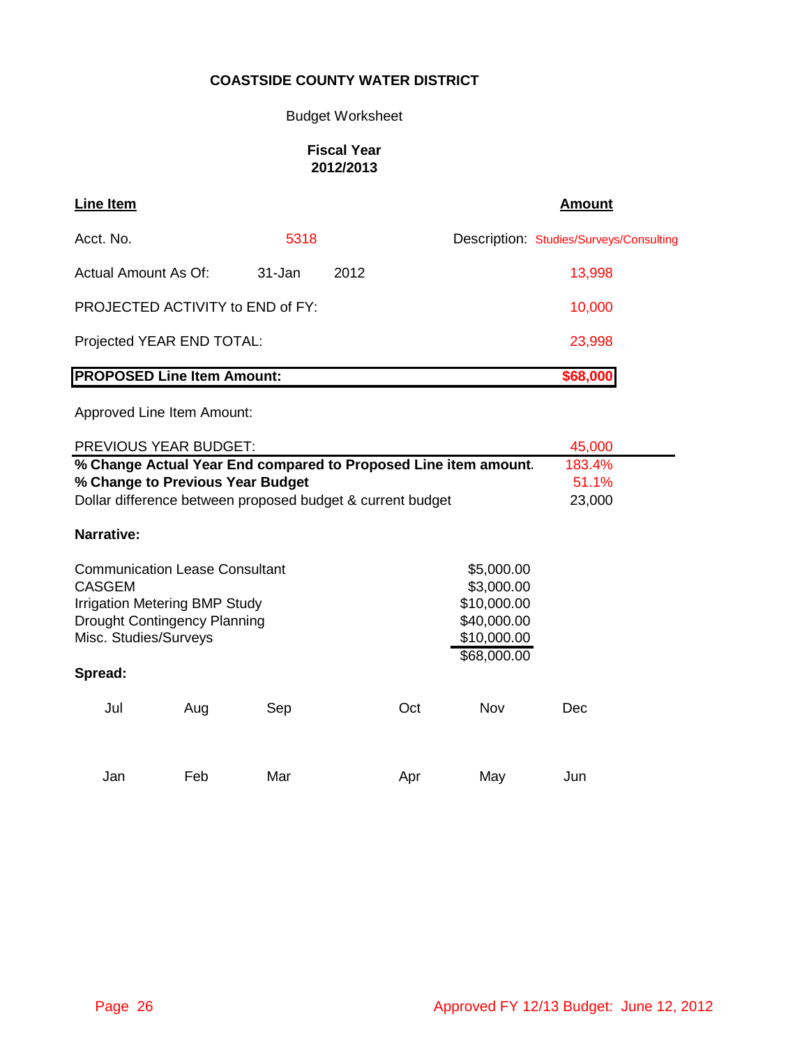**COASTSIDE COUNTY WATER DISTRICT**

Budget Worksheet

**Fiscal Year 2012/2013**

| **Line Item** | | | **Amount** |
|---|---|---|---|
| Acct. No. | 5318 | Description: Studies/Surveys/Consulting | |
| Actual Amount As Of: | 31-Jan 2012 | | 13,998 |
| PROJECTED ACTIVITY to END of FY: | | | 10,000 |
| Projected YEAR END TOTAL: | | | 23,998 |
| **PROPOSED Line Item Amount:** | | | **$68,000** |
| Approved Line Item Amount: | | | |
| PREVIOUS YEAR BUDGET: | | | 45,000 |
| **% Change Actual Year End compared to Proposed Line item amount.** | | | 183.4% |
| **% Change to Previous Year Budget** | | | 51.1% |
| Dollar difference between proposed budget & current budget | | | 23,000 |

**Narrative:**

| | |
|---|---|
| Communication Lease Consultant | $5,000.00 |
| CASGEM | $3,000.00 |
| Irrigation Metering BMP Study | $10,000.00 |
| Drought Contingency Planning | $40,000.00 |
| Misc. Studies/Surveys | $10,000.00 |
| | $68,000.00 |

**Spread:**

| Jul | Aug | Sep | Oct | Nov | Dec |
|---|---|---|---|---|---|
| | | | | | |

| Jan | Feb | Mar | Apr | May | Jun |
|---|---|---|---|---|---|
| | | | | | |

Approved FY 12/13 Budget: June 12, 2012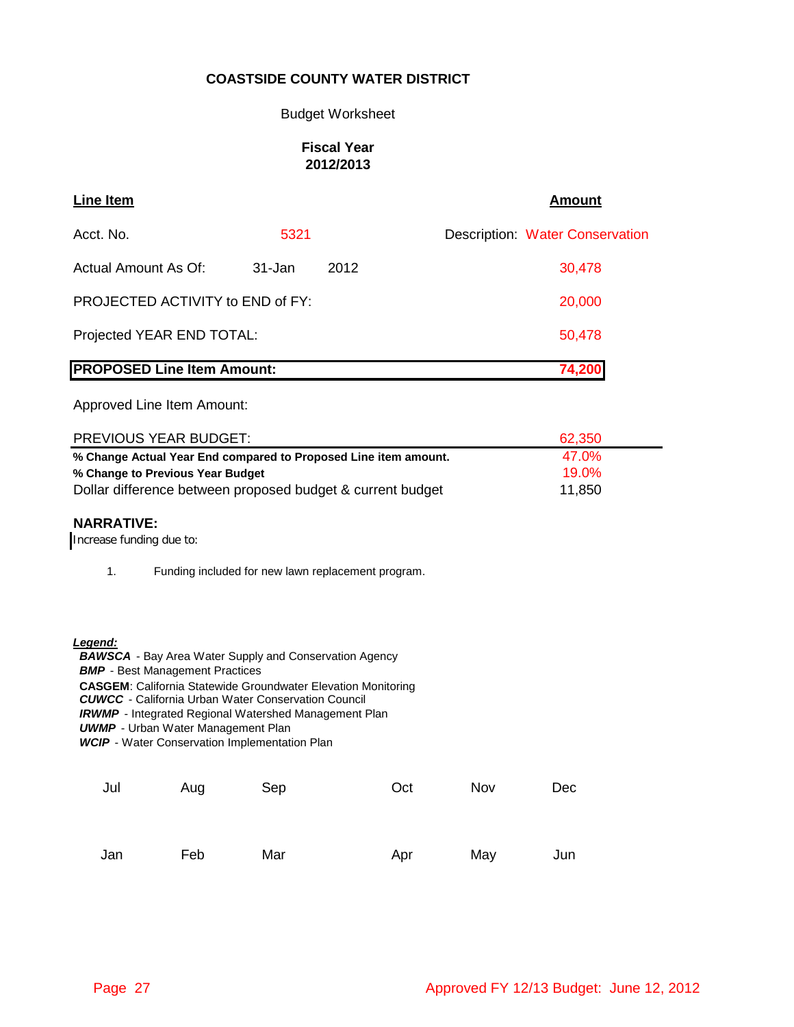**COASTSIDE COUNTY WATER DISTRICT**

Budget Worksheet

**Fiscal Year 2012/2013**

| **Line Item** | | | **Amount** |
|---|---|---|---|
| Acct. No. | 5321 | Description: Water Conservation | |
| Actual Amount As Of: | 31-Jan 2012 | | 30,478 |
| PROJECTED ACTIVITY to END of FY: | | | 20,000 |
| Projected YEAR END TOTAL: | | | 50,478 |
| **PROPOSED Line Item Amount:** | | | **74,200** |
| Approved Line Item Amount: | | | |
| PREVIOUS YEAR BUDGET: | | | 62,350 |
| **% Change Actual Year End compared to Proposed Line item amount.** | | | 47.0% |
| **% Change to Previous Year Budget** | | | 19.0% |
| Dollar difference between proposed budget & current budget | | | 11,850 |

**NARRATIVE:**

Increase funding due to:

1. Funding included for new lawn replacement program.

***Legend:***

- ***BAWSCA*** - Bay Area Water Supply and Conservation Agency
- ***BMP*** - Best Management Practices
- **CASGEM**: California Statewide Groundwater Elevation Monitoring
- ***CUWCC*** - California Urban Water Conservation Council
- ***IRWMP*** - Integrated Regional Watershed Management Plan
- ***UWMP*** - Urban Water Management Plan
- ***WCIP*** - Water Conservation Implementation Plan

| Jul | Aug | Sep | Oct | Nov | Dec |
|---|---|---|---|---|---|
| | | | | | |

| Jan | Feb | Mar | Apr | May | Jun |
|---|---|---|---|---|---|
| | | | | | |

Approved FY 12/13 Budget: June 12, 2012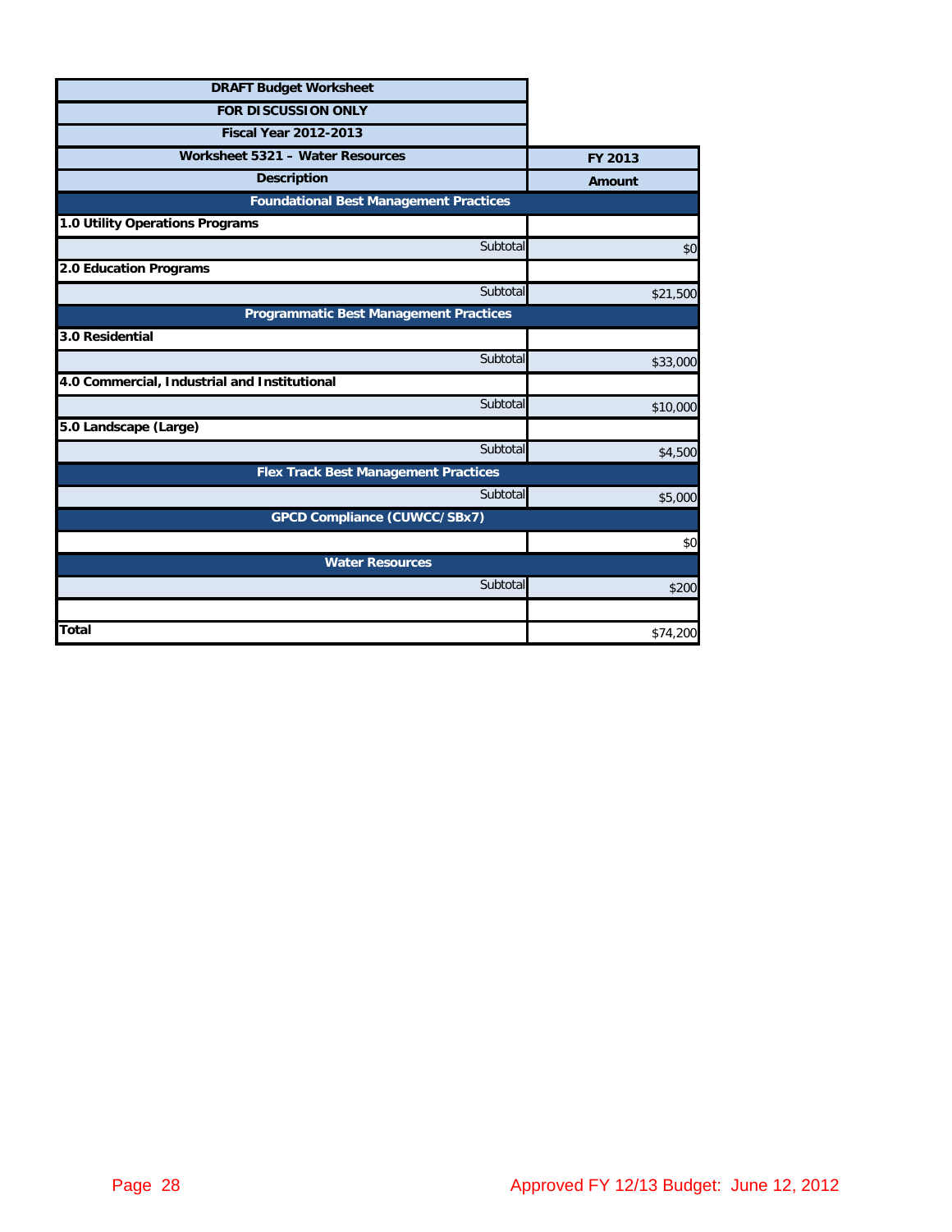| DRAFT Budget Worksheet<br>FOR DISCUSSION ONLY<br>Fiscal Year 2012-2013<br>Worksheet 5321 – Water Resources | FY 2013 |
|---|---|
| **Description** | **Amount** |
| **Foundational Best Management Practices** | |
| **1.0 Utility Operations Programs** | |
| Subtotal | $0 |
| **2.0 Education Programs** | |
| Subtotal | $21,500 |
| **Programmatic Best Management Practices** | |
| **3.0 Residential** | |
| Subtotal | $33,000 |
| **4.0 Commercial, Industrial and Institutional** | |
| Subtotal | $10,000 |
| **5.0 Landscape (Large)** | |
| Subtotal | $4,500 |
| **Flex Track Best Management Practices** | |
| Subtotal | $5,000 |
| **GPCD Compliance (CUWCC/SBx7)** | |
| | $0 |
| **Water Resources** | |
| Subtotal | $200 |
| | |
| **Total** | $74,200 |

Approved FY 12/13 Budget: June 12, 2012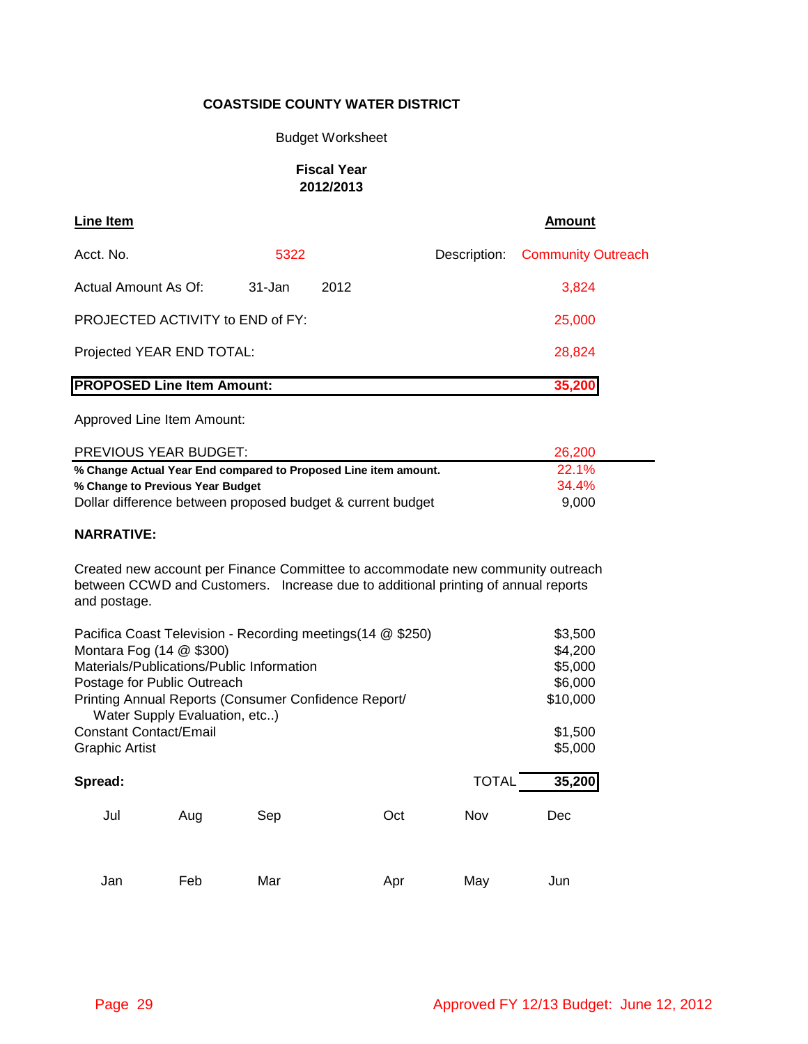**COASTSIDE COUNTY WATER DISTRICT**

Budget Worksheet

**Fiscal Year 2012/2013**

| **Line Item** | | | | **Amount** |
|---|---|---|---|---|
| Acct. No. | 5322 | | Description: | Community Outreach |
| Actual Amount As Of: | 31-Jan | 2012 | | 3,824 |
| PROJECTED ACTIVITY to END of FY: | | | | 25,000 |
| Projected YEAR END TOTAL: | | | | 28,824 |
| **PROPOSED Line Item Amount:** | | | | **35,200** |
| Approved Line Item Amount: | | | | |
| PREVIOUS YEAR BUDGET: | | | | 26,200 |
| **% Change Actual Year End compared to Proposed Line item amount.** | | | | 22.1% |
| **% Change to Previous Year Budget** | | | | 34.4% |
| Dollar difference between proposed budget & current budget | | | | 9,000 |

**NARRATIVE:**

Created new account per Finance Committee to accommodate new community outreach between CCWD and Customers. Increase due to additional printing of annual reports and postage.

| Item | Amount |
|---|---|
| Pacifica Coast Television - Recording meetings(14 @ $250) | $3,500 |
| Montara Fog (14 @ $300) | $4,200 |
| Materials/Publications/Public Information | $5,000 |
| Postage for Public Outreach | $6,000 |
| Printing Annual Reports (Consumer Confidence Report/ Water Supply Evaluation, etc..) | $10,000 |
| Constant Contact/Email | $1,500 |
| Graphic Artist | $5,000 |

**Spread:** TOTAL **35,200**

| Jul | Aug | Sep | Oct | Nov | Dec |
|---|---|---|---|---|---|
| | | | | | |

| Jan | Feb | Mar | Apr | May | Jun |
|---|---|---|---|---|---|
| | | | | | |

Approved FY 12/13 Budget: June 12, 2012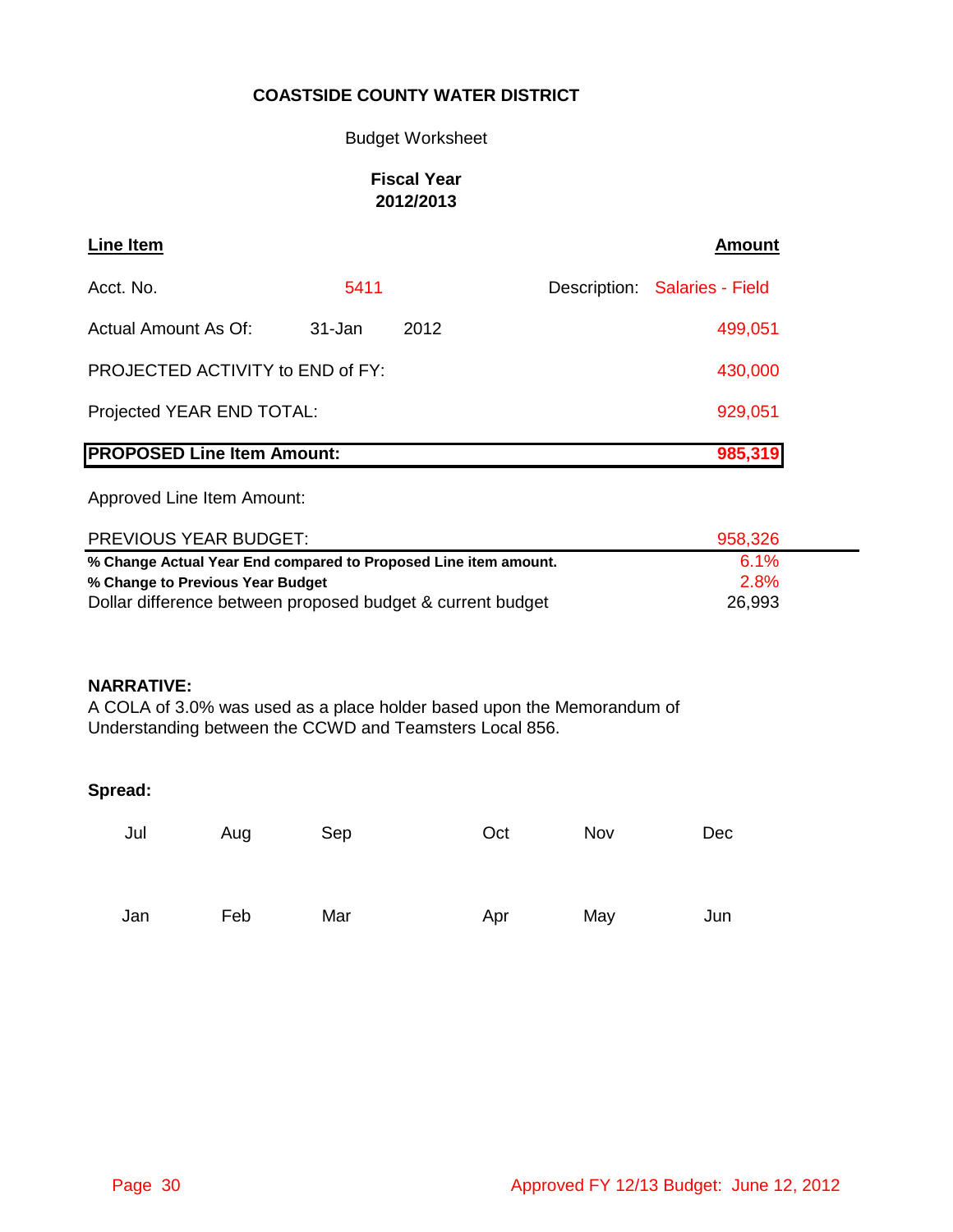**COASTSIDE COUNTY WATER DISTRICT**

Budget Worksheet

**Fiscal Year**
**2012/2013**

| **Line Item** | | | | **Amount** |
|---|---|---|---|---|
| Acct. No. | 5411 | | Description: | Salaries - Field |
| Actual Amount As Of: | 31-Jan | 2012 | | 499,051 |
| PROJECTED ACTIVITY to END of FY: | | | | 430,000 |
| Projected YEAR END TOTAL: | | | | 929,051 |
| **PROPOSED Line Item Amount:** | | | | **985,319** |
| Approved Line Item Amount: | | | | |
| PREVIOUS YEAR BUDGET: | | | | 958,326 |
| **% Change Actual Year End compared to Proposed Line item amount.** | | | | 6.1% |
| **% Change to Previous Year Budget** | | | | 2.8% |
| Dollar difference between proposed budget & current budget | | | | 26,993 |

**NARRATIVE:**
A COLA of 3.0% was used as a place holder based upon the Memorandum of Understanding between the CCWD and Teamsters Local 856.

**Spread:**

| Jul | Aug | Sep | Oct | Nov | Dec |
|---|---|---|---|---|---|
| | | | | | |
| **Jan** | **Feb** | **Mar** | **Apr** | **May** | **Jun** |
| | | | | | |

Approved FY 12/13 Budget: June 12, 2012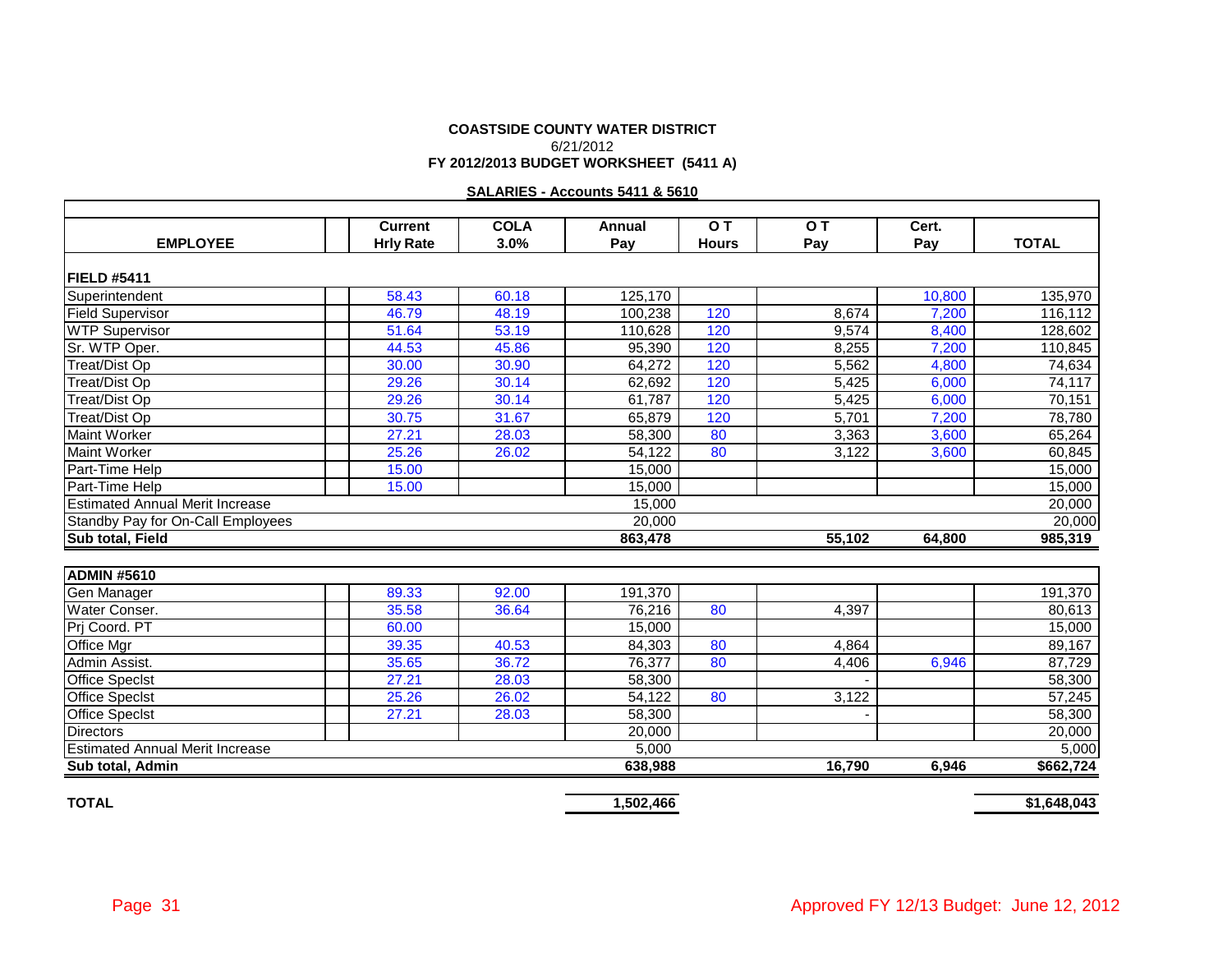**COASTSIDE COUNTY WATER DISTRICT**

6/21/2012

**FY 2012/2013 BUDGET WORKSHEET (5411 A)**

**SALARIES - Accounts 5411 & 5610**

| EMPLOYEE | | Current Hrly Rate | COLA 3.0% | Annual Pay | O T Hours | O T Pay | Cert. Pay | TOTAL |
|---|---|---|---|---|---|---|---|---|
| **FIELD #5411** | | | | | | | | |
| Superintendent | | 58.43 | 60.18 | 125,170 | | | 10,800 | 135,970 |
| Field Supervisor | | 46.79 | 48.19 | 100,238 | 120 | 8,674 | 7,200 | 116,112 |
| WTP Supervisor | | 51.64 | 53.19 | 110,628 | 120 | 9,574 | 8,400 | 128,602 |
| Sr. WTP Oper. | | 44.53 | 45.86 | 95,390 | 120 | 8,255 | 7,200 | 110,845 |
| Treat/Dist Op | | 30.00 | 30.90 | 64,272 | 120 | 5,562 | 4,800 | 74,634 |
| Treat/Dist Op | | 29.26 | 30.14 | 62,692 | 120 | 5,425 | 6,000 | 74,117 |
| Treat/Dist Op | | 29.26 | 30.14 | 61,787 | 120 | 5,425 | 6,000 | 70,151 |
| Treat/Dist Op | | 30.75 | 31.67 | 65,879 | 120 | 5,701 | 7,200 | 78,780 |
| Maint Worker | | 27.21 | 28.03 | 58,300 | 80 | 3,363 | 3,600 | 65,264 |
| Maint Worker | | 25.26 | 26.02 | 54,122 | 80 | 3,122 | 3,600 | 60,845 |
| Part-Time Help | | 15.00 | | 15,000 | | | | 15,000 |
| Part-Time Help | | 15.00 | | 15,000 | | | | 15,000 |
| Estimated Annual Merit Increase | | | | 15,000 | | | | 20,000 |
| Standby Pay for On-Call Employees | | | | 20,000 | | | | 20,000 |
| **Sub total, Field** | | | | **863,478** | | **55,102** | **64,800** | **985,319** |
| **ADMIN #5610** | | | | | | | | |
| Gen Manager | | 89.33 | 92.00 | 191,370 | | | | 191,370 |
| Water Conser. | | 35.58 | 36.64 | 76,216 | 80 | 4,397 | | 80,613 |
| Prj Coord. PT | | 60.00 | | 15,000 | | | | 15,000 |
| Office Mgr | | 39.35 | 40.53 | 84,303 | 80 | 4,864 | | 89,167 |
| Admin Assist. | | 35.65 | 36.72 | 76,377 | 80 | 4,406 | 6,946 | 87,729 |
| Office Speclst | | 27.21 | 28.03 | 58,300 | | - | | 58,300 |
| Office Speclst | | 25.26 | 26.02 | 54,122 | 80 | 3,122 | | 57,245 |
| Office Speclst | | 27.21 | 28.03 | 58,300 | | - | | 58,300 |
| Directors | | | | 20,000 | | | | 20,000 |
| Estimated Annual Merit Increase | | | | 5,000 | | | | 5,000 |
| **Sub total, Admin** | | | | **638,988** | | **16,790** | **6,946** | **$662,724** |
| **TOTAL** | | | | **1,502,466** | | | | **$1,648,043** |

Approved FY 12/13 Budget: June 12, 2012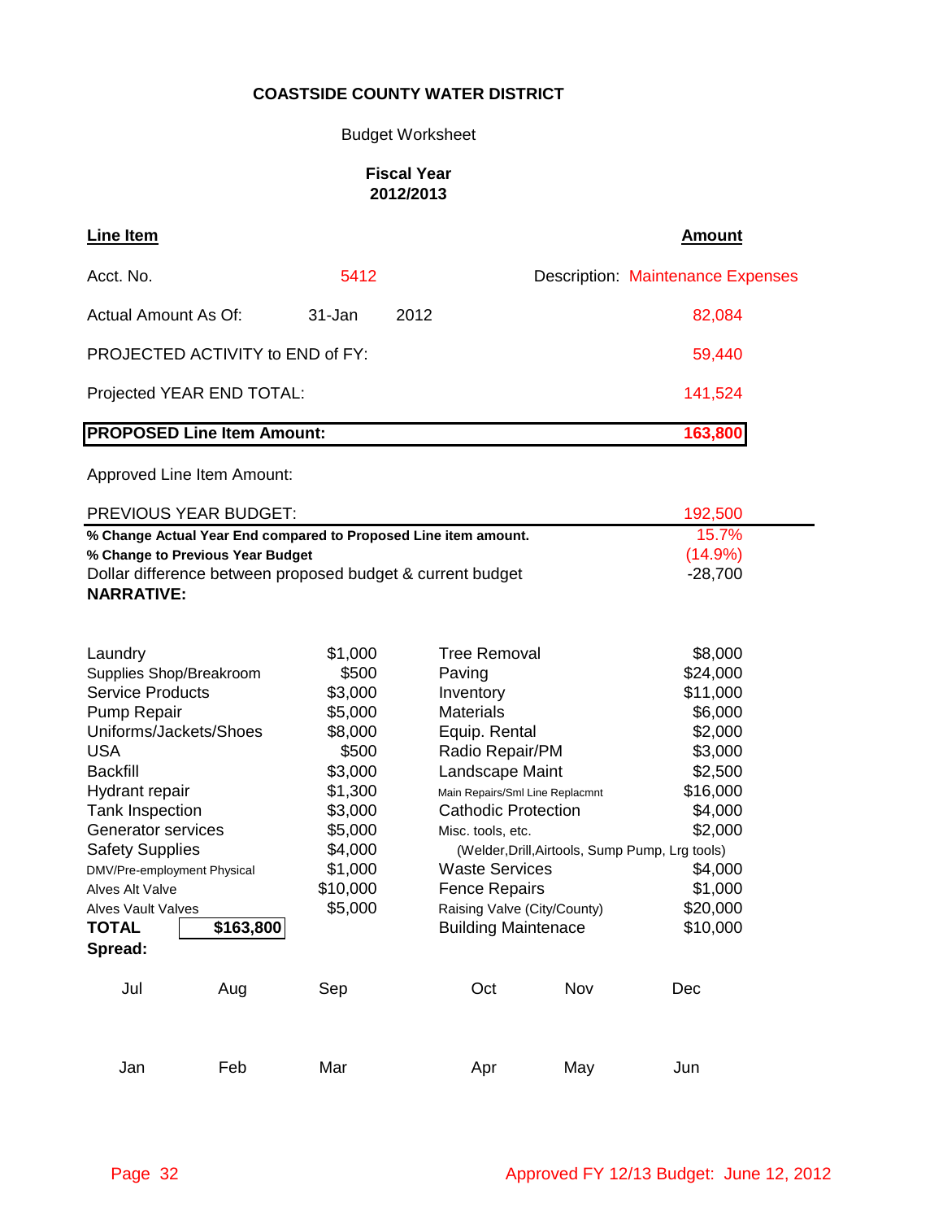**COASTSIDE COUNTY WATER DISTRICT**

Budget Worksheet

**Fiscal Year 2012/2013**

| **Line Item** | | | **Amount** |
|---|---|---|---|
| Acct. No. | 5412 | | Description: Maintenance Expenses |
| Actual Amount As Of: | 31-Jan | 2012 | 82,084 |
| PROJECTED ACTIVITY to END of FY: | | | 59,440 |
| Projected YEAR END TOTAL: | | | 141,524 |
| **PROPOSED Line Item Amount:** | | | **163,800** |
| Approved Line Item Amount: | | | |
| PREVIOUS YEAR BUDGET: | | | 192,500 |
| **% Change Actual Year End compared to Proposed Line item amount.** | | | 15.7% |
| **% Change to Previous Year Budget** | | | (14.9%) |
| Dollar difference between proposed budget & current budget | | | -28,700 |

**NARRATIVE:**

| Item | Amount | Item | Amount |
|---|---|---|---|
| Laundry | $1,000 | Tree Removal | $8,000 |
| Supplies Shop/Breakroom | $500 | Paving | $24,000 |
| Service Products | $3,000 | Inventory | $11,000 |
| Pump Repair | $5,000 | Materials | $6,000 |
| Uniforms/Jackets/Shoes | $8,000 | Equip. Rental | $2,000 |
| USA | $500 | Radio Repair/PM | $3,000 |
| Backfill | $3,000 | Landscape Maint | $2,500 |
| Hydrant repair | $1,300 | Main Repairs/Sml Line Replacmnt | $16,000 |
| Tank Inspection | $3,000 | Cathodic Protection | $4,000 |
| Generator services | $5,000 | Misc. tools, etc. | $2,000 |
| Safety Supplies | $4,000 | (Welder,Drill,Airtools, Sump Pump, Lrg tools) | |
| DMV/Pre-employment Physical | $1,000 | Waste Services | $4,000 |
| Alves Alt Valve | $10,000 | Fence Repairs | $1,000 |
| Alves Vault Valves | $5,000 | Raising Valve (City/County) | $20,000 |
| **TOTAL** | **$163,800** | Building Maintenace | $10,000 |

**Spread:**

| Jul | Aug | Sep | Oct | Nov | Dec |
|---|---|---|---|---|---|
| | | | | | |

| Jan | Feb | Mar | Apr | May | Jun |
|---|---|---|---|---|---|
| | | | | | |

Approved FY 12/13 Budget: June 12, 2012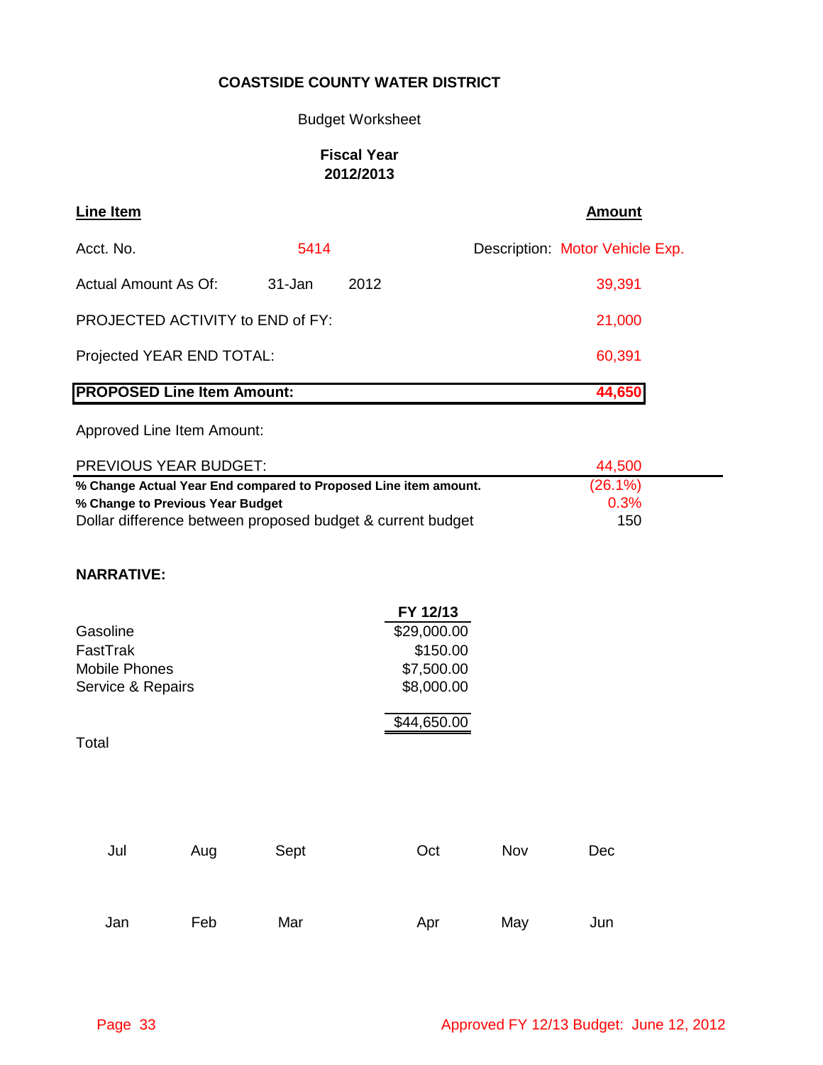**COASTSIDE COUNTY WATER DISTRICT**

Budget Worksheet

**Fiscal Year 2012/2013**

| **Line Item** | | | **Amount** |
|---|---|---|---|
| Acct. No. | 5414 | | Description: Motor Vehicle Exp. |
| Actual Amount As Of: | 31-Jan | 2012 | 39,391 |
| PROJECTED ACTIVITY to END of FY: | | | 21,000 |
| Projected YEAR END TOTAL: | | | 60,391 |
| **PROPOSED Line Item Amount:** | | | **44,650** |
| Approved Line Item Amount: | | | |
| PREVIOUS YEAR BUDGET: | | | 44,500 |
| **% Change Actual Year End compared to Proposed Line item amount.** | | | (26.1%) |
| **% Change to Previous Year Budget** | | | 0.3% |
| Dollar difference between proposed budget & current budget | | | 150 |

**NARRATIVE:**

| | **FY 12/13** |
|---|---|
| Gasoline | $29,000.00 |
| FastTrak | $150.00 |
| Mobile Phones | $7,500.00 |
| Service & Repairs | $8,000.00 |
| Total | $44,650.00 |

| Jul | Aug | Sept | Oct | Nov | Dec |
|---|---|---|---|---|---|
| Jan | Feb | Mar | Apr | May | Jun |

Approved FY 12/13 Budget: June 12, 2012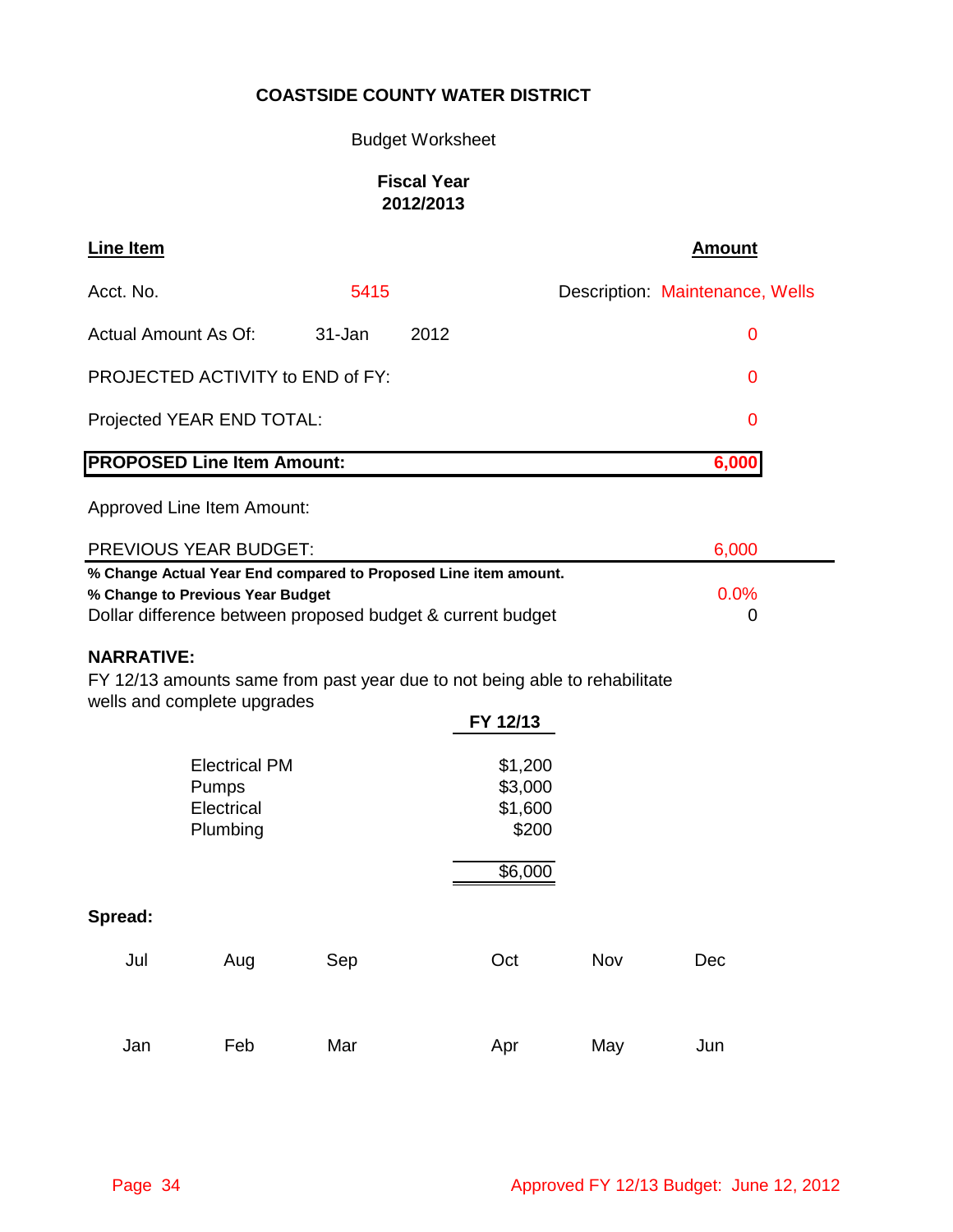**COASTSIDE COUNTY WATER DISTRICT**

Budget Worksheet

**Fiscal Year**
**2012/2013**

| **Line Item** | | | **Amount** |
|---|---|---|---|
| Acct. No. | 5415 | Description: | Maintenance, Wells |
| Actual Amount As Of: | 31-Jan 2012 | | 0 |
| PROJECTED ACTIVITY to END of FY: | | | 0 |
| Projected YEAR END TOTAL: | | | 0 |
| **PROPOSED Line Item Amount:** | | | **6,000** |
| Approved Line Item Amount: | | | |
| PREVIOUS YEAR BUDGET: | | | 6,000 |
| **% Change Actual Year End compared to Proposed Line item amount.** | | | |
| **% Change to Previous Year Budget** | | | 0.0% |
| Dollar difference between proposed budget & current budget | | | 0 |

**NARRATIVE:**

FY 12/13 amounts same from past year due to not being able to rehabilitate wells and complete upgrades

| | **FY 12/13** |
|---|---|
| Electrical PM | $1,200 |
| Pumps | $3,000 |
| Electrical | $1,600 |
| Plumbing | $200 |
| | $6,000 |

**Spread:**

| Jul | Aug | Sep | Oct | Nov | Dec |
|---|---|---|---|---|---|
| | | | | | |

| Jan | Feb | Mar | Apr | May | Jun |
|---|---|---|---|---|---|
| | | | | | |

Approved FY 12/13 Budget: June 12, 2012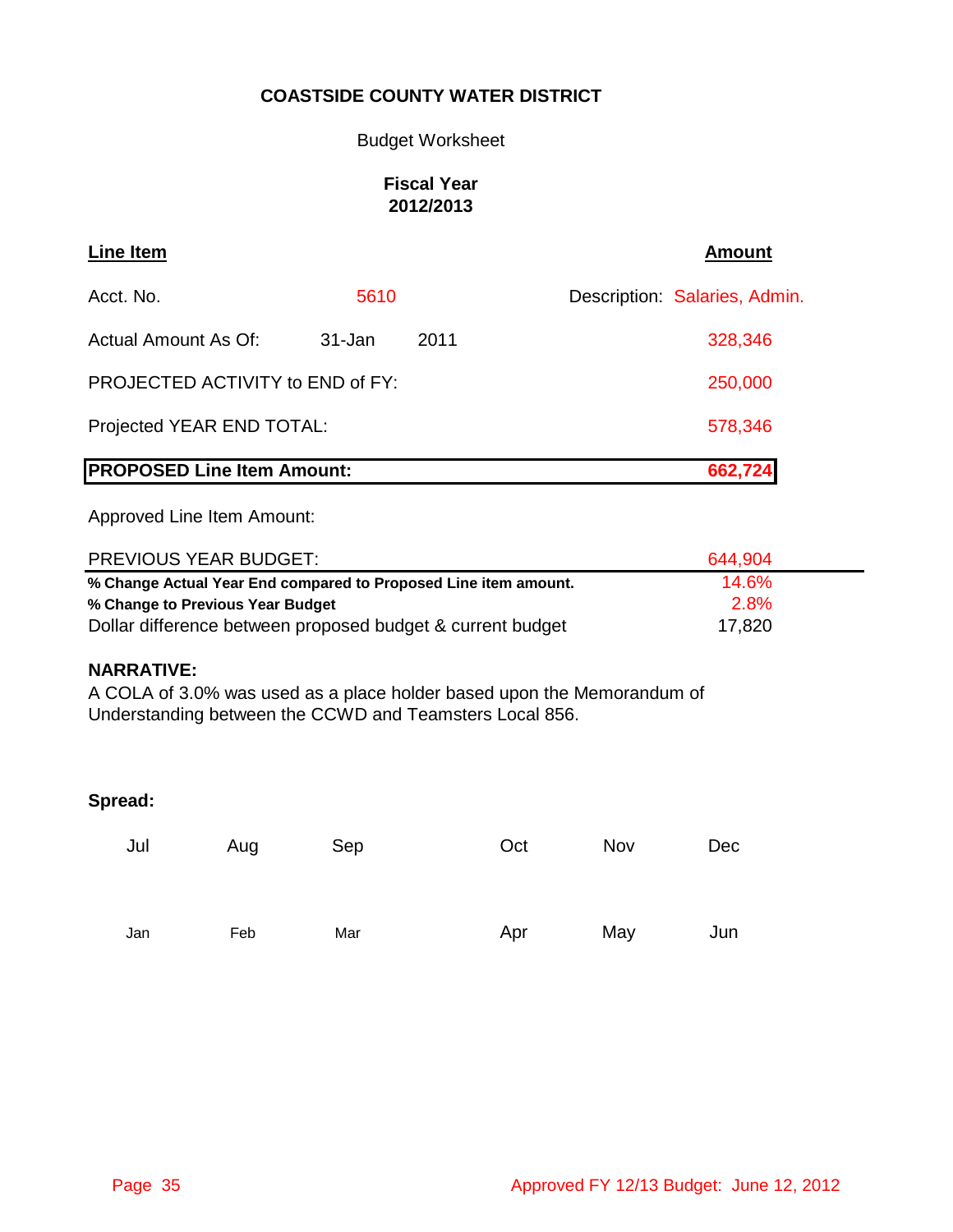**COASTSIDE COUNTY WATER DISTRICT**

Budget Worksheet

**Fiscal Year 2012/2013**

| **Line Item** | | | **Amount** |
|---|---|---|---|
| Acct. No. | 5610 | Description: | Salaries, Admin. |
| Actual Amount As Of: | 31-Jan 2011 | | 328,346 |
| PROJECTED ACTIVITY to END of FY: | | | 250,000 |
| Projected YEAR END TOTAL: | | | 578,346 |
| **PROPOSED Line Item Amount:** | | | **662,724** |
| Approved Line Item Amount: | | | |
| PREVIOUS YEAR BUDGET: | | | 644,904 |
| **% Change Actual Year End compared to Proposed Line item amount.** | | | 14.6% |
| **% Change to Previous Year Budget** | | | 2.8% |
| Dollar difference between proposed budget & current budget | | | 17,820 |

**NARRATIVE:**

A COLA of 3.0% was used as a place holder based upon the Memorandum of Understanding between the CCWD and Teamsters Local 856.

**Spread:**

| Jul | Aug | Sep | Oct | Nov | Dec |
|---|---|---|---|---|---|
| | | | | | |

| Jan | Feb | Mar | Apr | May | Jun |
|---|---|---|---|---|---|
| | | | | | |

Approved FY 12/13 Budget: June 12, 2012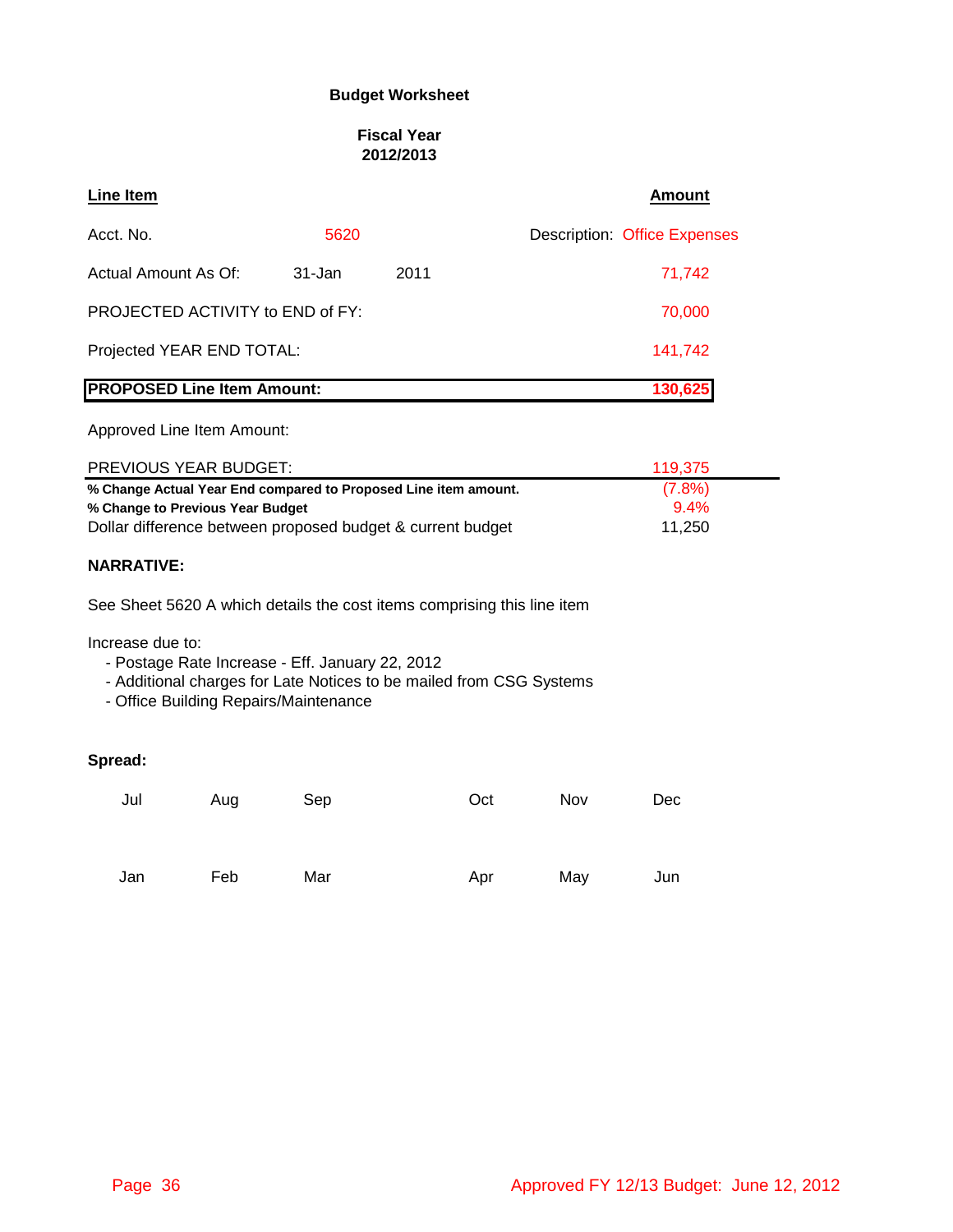## Budget Worksheet

### Fiscal Year 2012/2013

| Line Item | | | Amount |
|---|---|---|---|
| Acct. No. | 5620 | Description: Office Expenses | |
| Actual Amount As Of: | 31-Jan 2011 | | 71,742 |
| PROJECTED ACTIVITY to END of FY: | | | 70,000 |
| Projected YEAR END TOTAL: | | | 141,742 |
| **PROPOSED Line Item Amount:** | | | **130,625** |
| Approved Line Item Amount: | | | |
| PREVIOUS YEAR BUDGET: | | | 119,375 |
| **% Change Actual Year End compared to Proposed Line item amount.** | | | (7.8%) |
| **% Change to Previous Year Budget** | | | 9.4% |
| Dollar difference between proposed budget & current budget | | | 11,250 |

**NARRATIVE:**

See Sheet 5620 A which details the cost items comprising this line item

Increase due to:
- Postage Rate Increase - Eff. January 22, 2012
- Additional charges for Late Notices to be mailed from CSG Systems
- Office Building Repairs/Maintenance

**Spread:**

| Jul | Aug | Sep | Oct | Nov | Dec |
|---|---|---|---|---|---|
| | | | | | |

| Jan | Feb | Mar | Apr | May | Jun |
|---|---|---|---|---|---|
| | | | | | |

Approved FY 12/13 Budget: June 12, 2012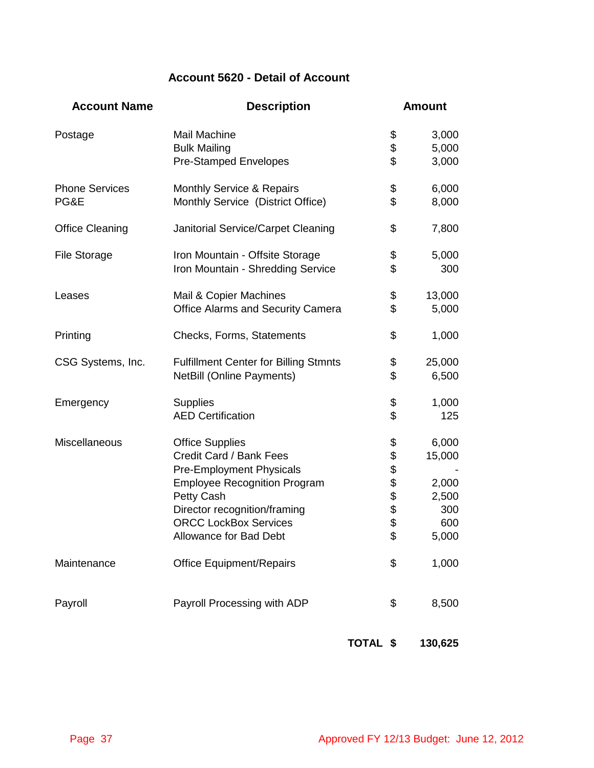## Account 5620 - Detail of Account

| Account Name | Description | Amount |
|---|---|---|
| Postage | Mail Machine | $ 3,000 |
| | Bulk Mailing | $ 5,000 |
| | Pre-Stamped Envelopes | $ 3,000 |
| Phone Services | Monthly Service & Repairs | $ 6,000 |
| PG&E | Monthly Service (District Office) | $ 8,000 |
| Office Cleaning | Janitorial Service/Carpet Cleaning | $ 7,800 |
| File Storage | Iron Mountain - Offsite Storage | $ 5,000 |
| | Iron Mountain - Shredding Service | $ 300 |
| Leases | Mail & Copier Machines | $ 13,000 |
| | Office Alarms and Security Camera | $ 5,000 |
| Printing | Checks, Forms, Statements | $ 1,000 |
| CSG Systems, Inc. | Fulfillment Center for Billing Stmnts | $ 25,000 |
| | NetBill (Online Payments) | $ 6,500 |
| Emergency | Supplies | $ 1,000 |
| | AED Certification | $ 125 |
| Miscellaneous | Office Supplies | $ 6,000 |
| | Credit Card / Bank Fees | $ 15,000 |
| | Pre-Employment Physicals | $ - |
| | Employee Recognition Program | $ 2,000 |
| | Petty Cash | $ 2,500 |
| | Director recognition/framing | $ 300 |
| | ORCC LockBox Services | $ 600 |
| | Allowance for Bad Debt | $ 5,000 |
| Maintenance | Office Equipment/Repairs | $ 1,000 |
| Payroll | Payroll Processing with ADP | $ 8,500 |
| | **TOTAL** | **$ 130,625** |

Approved FY 12/13 Budget: June 12, 2012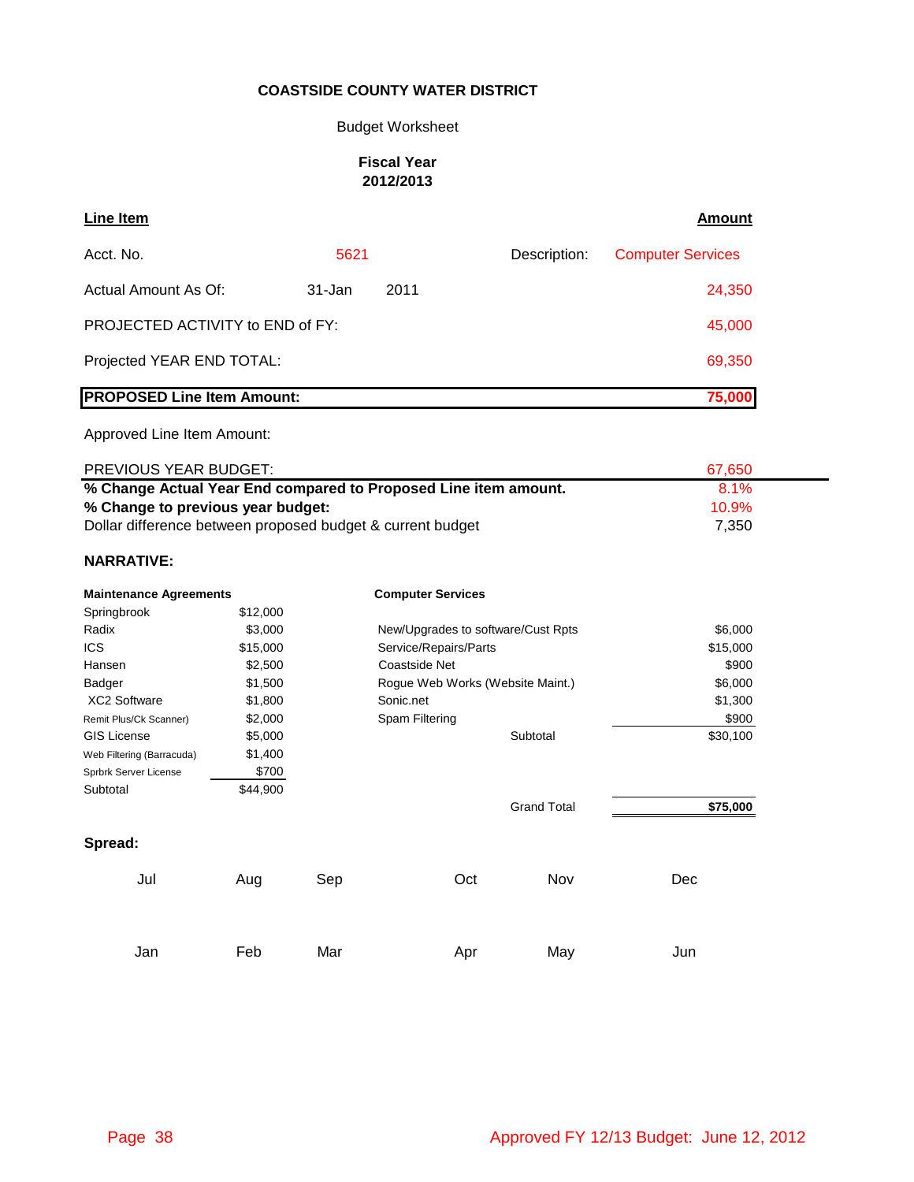**COASTSIDE COUNTY WATER DISTRICT**

Budget Worksheet

**Fiscal Year 2012/2013**

| **Line Item** | | | | **Amount** |
|---|---|---|---|---|
| Acct. No. | 5621 | | Description: | Computer Services |
| Actual Amount As Of: | 31-Jan | 2011 | | 24,350 |
| PROJECTED ACTIVITY to END of FY: | | | | 45,000 |
| Projected YEAR END TOTAL: | | | | 69,350 |
| **PROPOSED Line Item Amount:** | | | | **75,000** |
| Approved Line Item Amount: | | | | |
| PREVIOUS YEAR BUDGET: | | | | 67,650 |
| **% Change Actual Year End compared to Proposed Line item amount.** | | | | 8.1% |
| **% Change to previous year budget:** | | | | 10.9% |
| Dollar difference between proposed budget & current budget | | | | 7,350 |

**NARRATIVE:**

| **Maintenance Agreements** | | **Computer Services** | |
|---|---|---|---|
| Springbrook | $12,000 | | |
| Radix | $3,000 | New/Upgrades to software/Cust Rpts | $6,000 |
| ICS | $15,000 | Service/Repairs/Parts | $15,000 |
| Hansen | $2,500 | Coastside Net | $900 |
| Badger | $1,500 | Rogue Web Works (Website Maint.) | $6,000 |
| XC2 Software | $1,800 | Sonic.net | $1,300 |
| Remit Plus/Ck Scanner) | $2,000 | Spam Filtering | $900 |
| GIS License | $5,000 | Subtotal | $30,100 |
| Web Filtering (Barracuda) | $1,400 | | |
| Sprbrk Server License | $700 | | |
| Subtotal | $44,900 | | |
| | | Grand Total | **$75,000** |

**Spread:**

| Jul | Aug | Sep | Oct | Nov | Dec |
|---|---|---|---|---|---|
| | | | | | |

| Jan | Feb | Mar | Apr | May | Jun |
|---|---|---|---|---|---|
| | | | | | |

Approved FY 12/13 Budget: June 12, 2012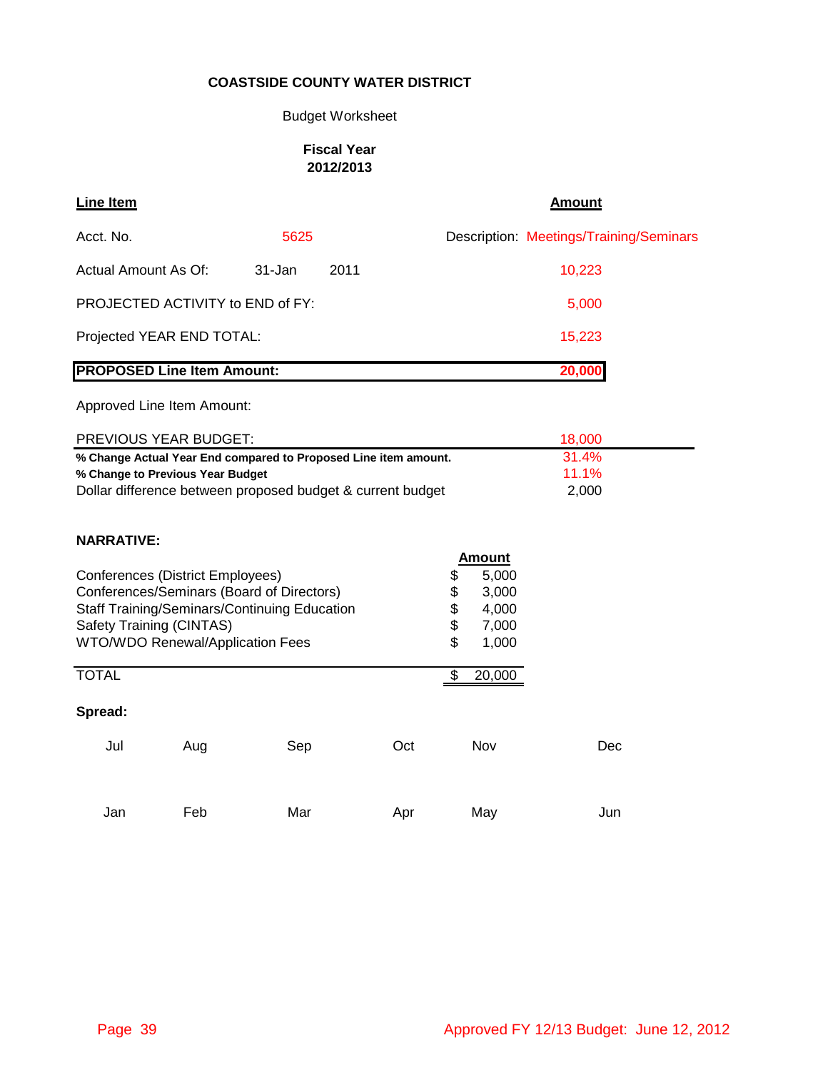**COASTSIDE COUNTY WATER DISTRICT**

Budget Worksheet

**Fiscal Year 2012/2013**

| **Line Item** | | | **Amount** |
|---|---|---|---|
| Acct. No. | 5625 | Description: Meetings/Training/Seminars | |
| Actual Amount As Of: | 31-Jan 2011 | | 10,223 |
| PROJECTED ACTIVITY to END of FY: | | | 5,000 |
| Projected YEAR END TOTAL: | | | 15,223 |
| **PROPOSED Line Item Amount:** | | | **20,000** |
| Approved Line Item Amount: | | | |
| PREVIOUS YEAR BUDGET: | | | 18,000 |
| **% Change Actual Year End compared to Proposed Line item amount.** | | | 31.4% |
| **% Change to Previous Year Budget** | | | 11.1% |
| Dollar difference between proposed budget & current budget | | | 2,000 |

**NARRATIVE:**

| | **Amount** |
|---|---|
| Conferences (District Employees) | $ 5,000 |
| Conferences/Seminars (Board of Directors) | $ 3,000 |
| Staff Training/Seminars/Continuing Education | $ 4,000 |
| Safety Training (CINTAS) | $ 7,000 |
| WTO/WDO Renewal/Application Fees | $ 1,000 |
| TOTAL | $ 20,000 |

**Spread:**

| Jul | Aug | Sep | Oct | Nov | Dec |
|---|---|---|---|---|---|
| | | | | | |
| **Jan** | **Feb** | **Mar** | **Apr** | **May** | **Jun** |
| | | | | | |

Approved FY 12/13 Budget: June 12, 2012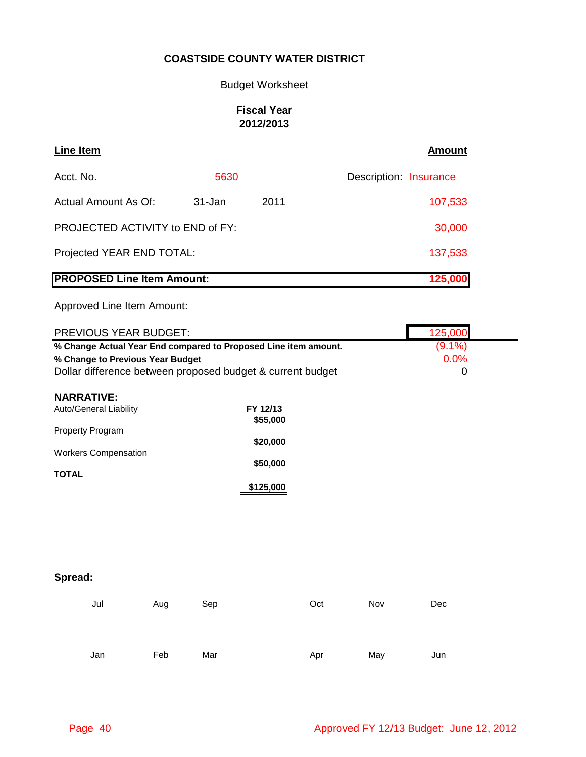**COASTSIDE COUNTY WATER DISTRICT**

Budget Worksheet

**Fiscal Year 2012/2013**

| **Line Item** | | | | **Amount** |
|---|---|---|---|---|
| Acct. No. | 5630 | | Description: | Insurance |
| Actual Amount As Of: | 31-Jan | 2011 | | 107,533 |
| PROJECTED ACTIVITY to END of FY: | | | | 30,000 |
| Projected YEAR END TOTAL: | | | | 137,533 |
| **PROPOSED Line Item Amount:** | | | | **125,000** |
| Approved Line Item Amount: | | | | |
| PREVIOUS YEAR BUDGET: | | | | 125,000 |
| **% Change Actual Year End compared to Proposed Line item amount.** | | | | (9.1%) |
| **% Change to Previous Year Budget** | | | | 0.0% |
| Dollar difference between proposed budget & current budget | | | | 0 |

**NARRATIVE:**

| | **FY 12/13** |
|---|---|
| Auto/General Liability | **$55,000** |
| Property Program | **$20,000** |
| Workers Compensation | **$50,000** |
| **TOTAL** | **$125,000** |

**Spread:**

| Jul | Aug | Sep | Oct | Nov | Dec |
|---|---|---|---|---|---|
| | | | | | |

| Jan | Feb | Mar | Apr | May | Jun |
|---|---|---|---|---|---|
| | | | | | |

Approved FY 12/13 Budget: June 12, 2012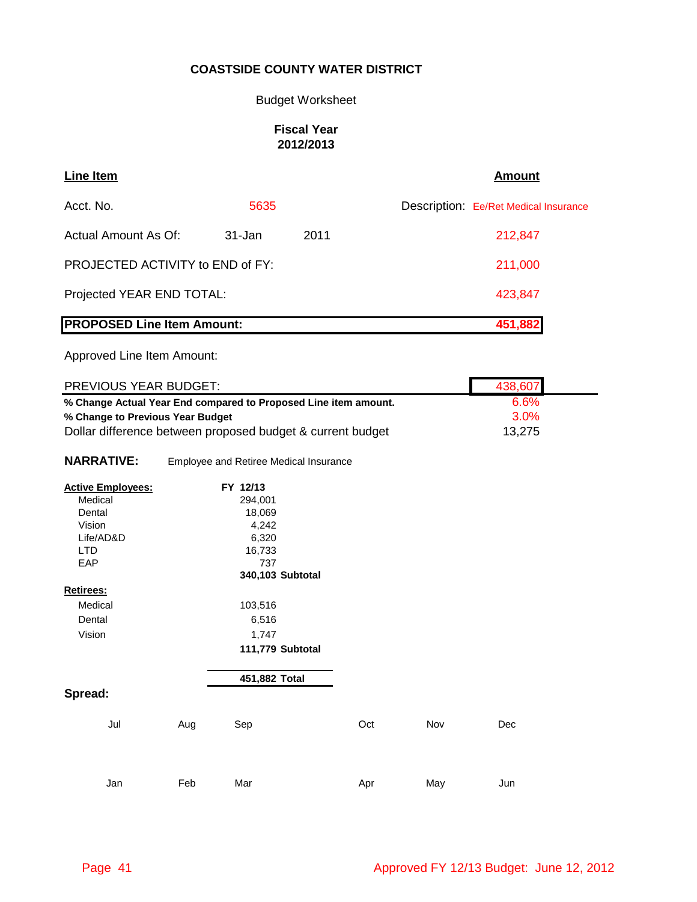**COASTSIDE COUNTY WATER DISTRICT**

Budget Worksheet

**Fiscal Year 2012/2013**

| **Line Item** | | | | **Amount** |
|---|---|---|---|---|
| Acct. No. | 5635 | | Description: | Ee/Ret Medical Insurance |
| Actual Amount As Of: | 31-Jan | 2011 | | 212,847 |
| PROJECTED ACTIVITY to END of FY: | | | | 211,000 |
| Projected YEAR END TOTAL: | | | | 423,847 |
| **PROPOSED Line Item Amount:** | | | | **451,882** |
| Approved Line Item Amount: | | | | |
| PREVIOUS YEAR BUDGET: | | | | 438,607 |
| **% Change Actual Year End compared to Proposed Line item amount.** | | | | 6.6% |
| **% Change to Previous Year Budget** | | | | 3.0% |
| Dollar difference between proposed budget & current budget | | | | 13,275 |

**NARRATIVE:** Employee and Retiree Medical Insurance

| **Active Employees:** | **FY 12/13** | |
|---|---|---|
| Medical | 294,001 | |
| Dental | 18,069 | |
| Vision | 4,242 | |
| Life/AD&D | 6,320 | |
| LTD | 16,733 | |
| EAP | 737 | |
| | **340,103** | **Subtotal** |
| **Retirees:** | | |
| Medical | 103,516 | |
| Dental | 6,516 | |
| Vision | 1,747 | |
| | **111,779** | **Subtotal** |
| | **451,882** | **Total** |

**Spread:**

| Jul | Aug | Sep | Oct | Nov | Dec |
|---|---|---|---|---|---|
| | | | | | |

| Jan | Feb | Mar | Apr | May | Jun |
|---|---|---|---|---|---|
| | | | | | |

Approved FY 12/13 Budget: June 12, 2012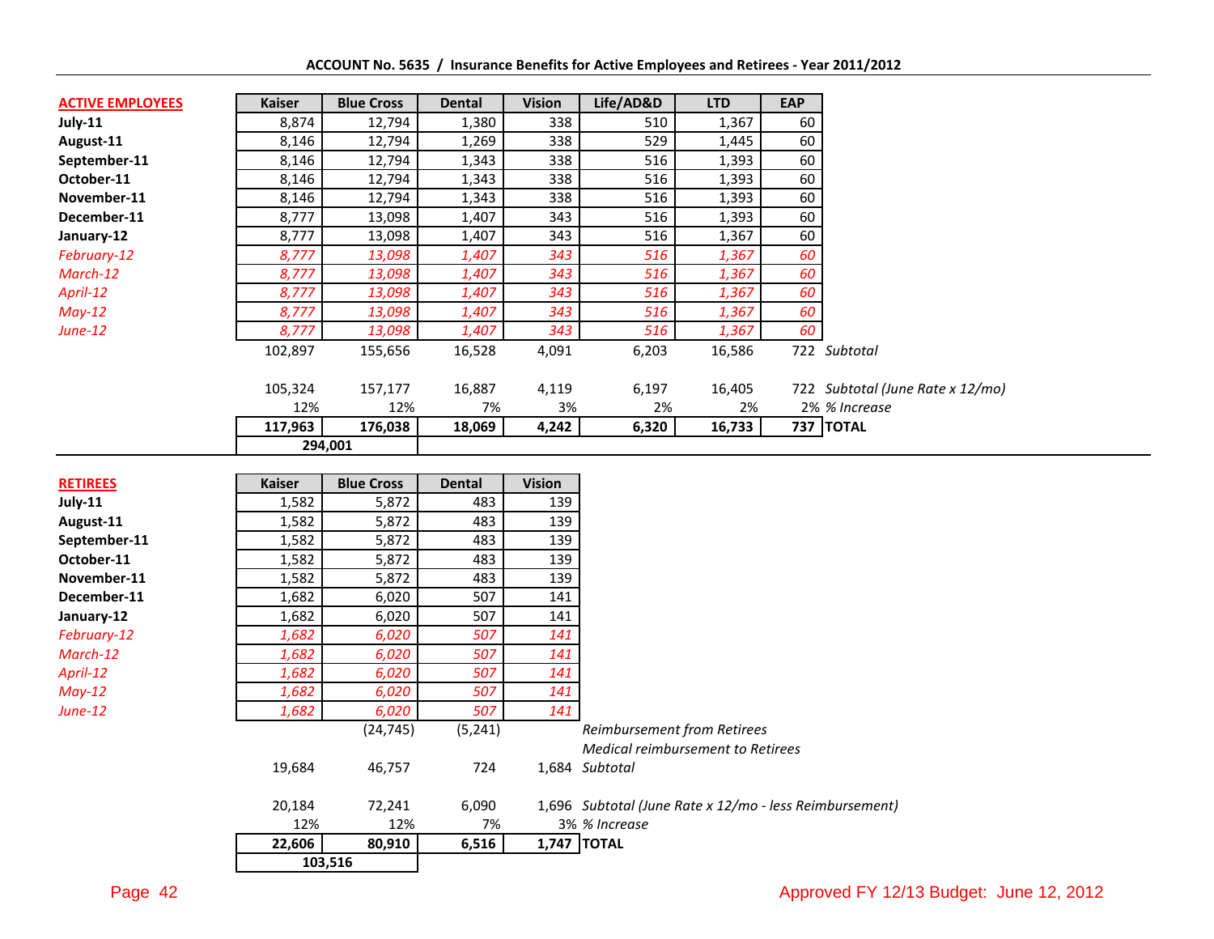**ACCOUNT No. 5635 / Insurance Benefits for Active Employees and Retirees - Year 2011/2012**

| ACTIVE EMPLOYEES | Kaiser | Blue Cross | Dental | Vision | Life/AD&D | LTD | EAP | |
|---|---|---|---|---|---|---|---|---|
| July-11 | 8,874 | 12,794 | 1,380 | 338 | 510 | 1,367 | 60 | |
| August-11 | 8,146 | 12,794 | 1,269 | 338 | 529 | 1,445 | 60 | |
| September-11 | 8,146 | 12,794 | 1,343 | 338 | 516 | 1,393 | 60 | |
| October-11 | 8,146 | 12,794 | 1,343 | 338 | 516 | 1,393 | 60 | |
| November-11 | 8,146 | 12,794 | 1,343 | 338 | 516 | 1,393 | 60 | |
| December-11 | 8,777 | 13,098 | 1,407 | 343 | 516 | 1,393 | 60 | |
| January-12 | 8,777 | 13,098 | 1,407 | 343 | 516 | 1,367 | 60 | |
| *February-12* | *8,777* | *13,098* | *1,407* | *343* | *516* | *1,367* | *60* | |
| *March-12* | *8,777* | *13,098* | *1,407* | *343* | *516* | *1,367* | *60* | |
| *April-12* | *8,777* | *13,098* | *1,407* | *343* | *516* | *1,367* | *60* | |
| *May-12* | *8,777* | *13,098* | *1,407* | *343* | *516* | *1,367* | *60* | |
| *June-12* | *8,777* | *13,098* | *1,407* | *343* | *516* | *1,367* | *60* | |
| | 102,897 | 155,656 | 16,528 | 4,091 | 6,203 | 16,586 | 722 | *Subtotal* |
| | 105,324 | 157,177 | 16,887 | 4,119 | 6,197 | 16,405 | 722 | *Subtotal (June Rate x 12/mo)* |
| | 12% | 12% | 7% | 3% | 2% | 2% | 2% | *% Increase* |
| | **117,963** | **176,038** | **18,069** | **4,242** | **6,320** | **16,733** | **737** | **TOTAL** |
| | **294,001** | | | | | | | |

| RETIREES | Kaiser | Blue Cross | Dental | Vision | |
|---|---|---|---|---|---|
| July-11 | 1,582 | 5,872 | 483 | 139 | |
| August-11 | 1,582 | 5,872 | 483 | 139 | |
| September-11 | 1,582 | 5,872 | 483 | 139 | |
| October-11 | 1,582 | 5,872 | 483 | 139 | |
| November-11 | 1,582 | 5,872 | 483 | 139 | |
| December-11 | 1,682 | 6,020 | 507 | 141 | |
| January-12 | 1,682 | 6,020 | 507 | 141 | |
| *February-12* | *1,682* | *6,020* | *507* | *141* | |
| *March-12* | *1,682* | *6,020* | *507* | *141* | |
| *April-12* | *1,682* | *6,020* | *507* | *141* | |
| *May-12* | *1,682* | *6,020* | *507* | *141* | |
| *June-12* | *1,682* | *6,020* | *507* | *141* | |
| | | (24,745) | (5,241) | | *Reimbursement from Retirees* |
| | | | | | *Medical reimbursement to Retirees* |
| | 19,684 | 46,757 | 724 | 1,684 | *Subtotal* |
| | 20,184 | 72,241 | 6,090 | 1,696 | *Subtotal (June Rate x 12/mo - less Reimbursement)* |
| | 12% | 12% | 7% | 3% | *% Increase* |
| | **22,606** | **80,910** | **6,516** | **1,747** | **TOTAL** |
| | **103,516** | | | | |

Approved FY 12/13 Budget: June 12, 2012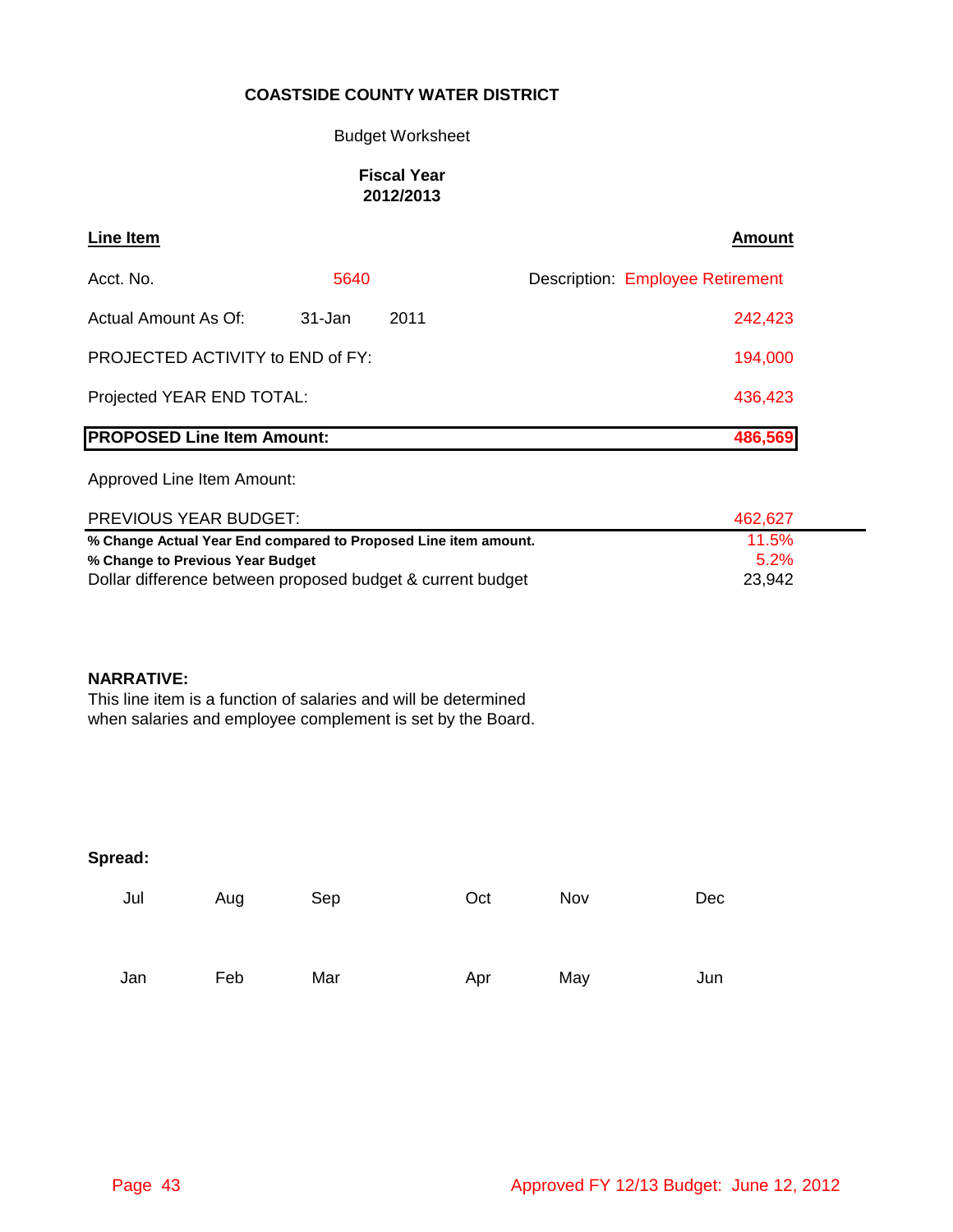**COASTSIDE COUNTY WATER DISTRICT**

Budget Worksheet

**Fiscal Year**
**2012/2013**

| **Line Item** | | | **Amount** |
|---|---|---|---|
| Acct. No. | 5640 | Description: | Employee Retirement |
| Actual Amount As Of: | 31-Jan | 2011 | 242,423 |
| PROJECTED ACTIVITY to END of FY: | | | 194,000 |
| Projected YEAR END TOTAL: | | | 436,423 |
| **PROPOSED Line Item Amount:** | | | **486,569** |
| Approved Line Item Amount: | | | |
| PREVIOUS YEAR BUDGET: | | | 462,627 |
| **% Change Actual Year End compared to Proposed Line item amount.** | | | 11.5% |
| **% Change to Previous Year Budget** | | | 5.2% |
| Dollar difference between proposed budget & current budget | | | 23,942 |

**NARRATIVE:**
This line item is a function of salaries and will be determined when salaries and employee complement is set by the Board.

**Spread:**

| Jul | Aug | Sep | Oct | Nov | Dec |
|---|---|---|---|---|---|
| | | | | | |

| Jan | Feb | Mar | Apr | May | Jun |
|---|---|---|---|---|---|
| | | | | | |

Approved FY 12/13 Budget: June 12, 2012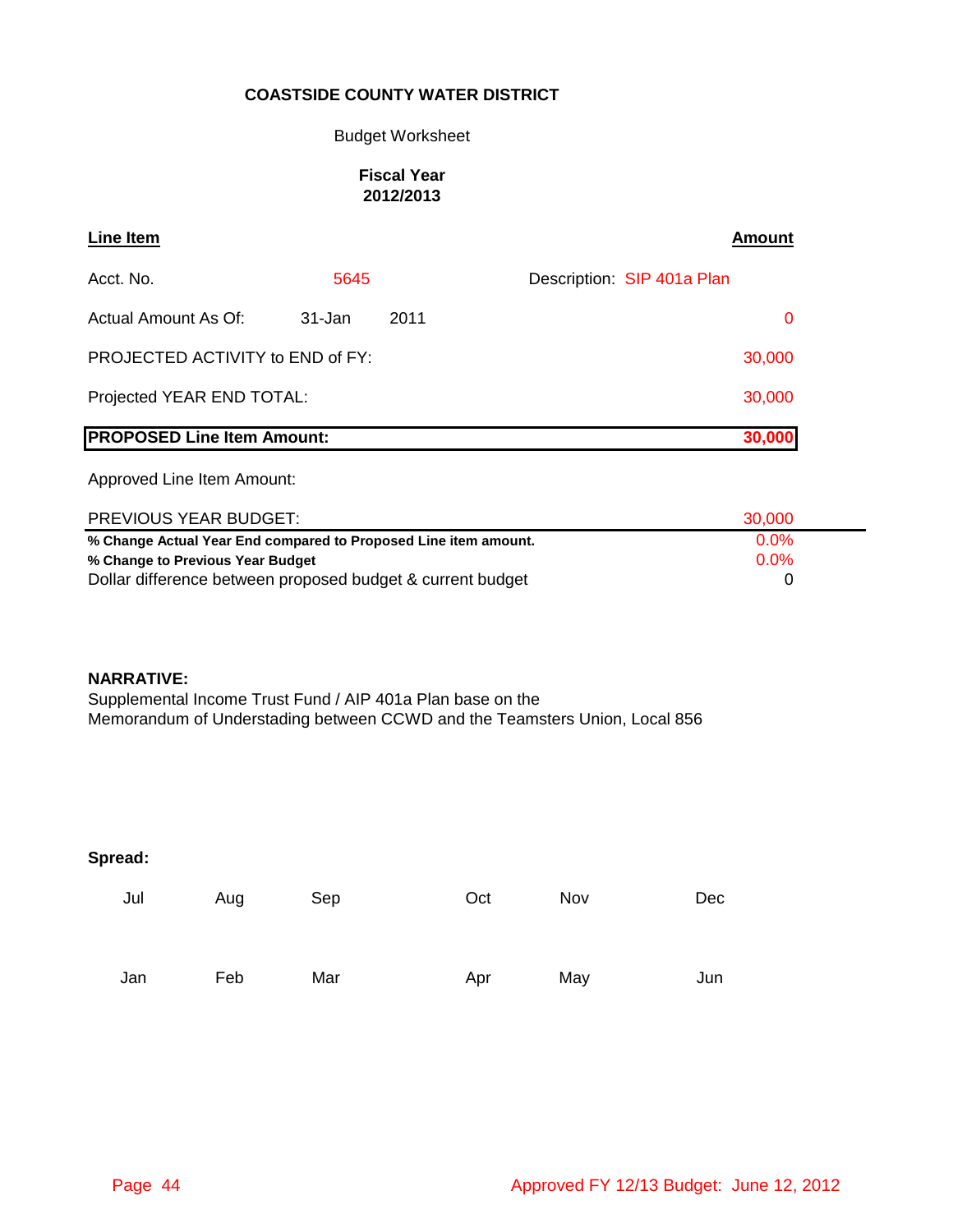**COASTSIDE COUNTY WATER DISTRICT**

Budget Worksheet

**Fiscal Year**
**2012/2013**

| **Line Item** | | | | **Amount** |
|---|---|---|---|---|
| Acct. No. | 5645 | | Description: SIP 401a Plan | |
| Actual Amount As Of: | 31-Jan | 2011 | | 0 |
| PROJECTED ACTIVITY to END of FY: | | | | 30,000 |
| Projected YEAR END TOTAL: | | | | 30,000 |
| **PROPOSED Line Item Amount:** | | | | **30,000** |
| Approved Line Item Amount: | | | | |
| PREVIOUS YEAR BUDGET: | | | | 30,000 |
| **% Change Actual Year End compared to Proposed Line item amount.** | | | | 0.0% |
| **% Change to Previous Year Budget** | | | | 0.0% |
| Dollar difference between proposed budget & current budget | | | | 0 |

**NARRATIVE:**

Supplemental Income Trust Fund / AIP 401a Plan base on the
Memorandum of Understading between CCWD and the Teamsters Union, Local 856

**Spread:**

| Jul | Aug | Sep | Oct | Nov | Dec |
|---|---|---|---|---|---|
| | | | | | |
| **Jan** | **Feb** | **Mar** | **Apr** | **May** | **Jun** |
| | | | | | |

Approved FY 12/13 Budget: June 12, 2012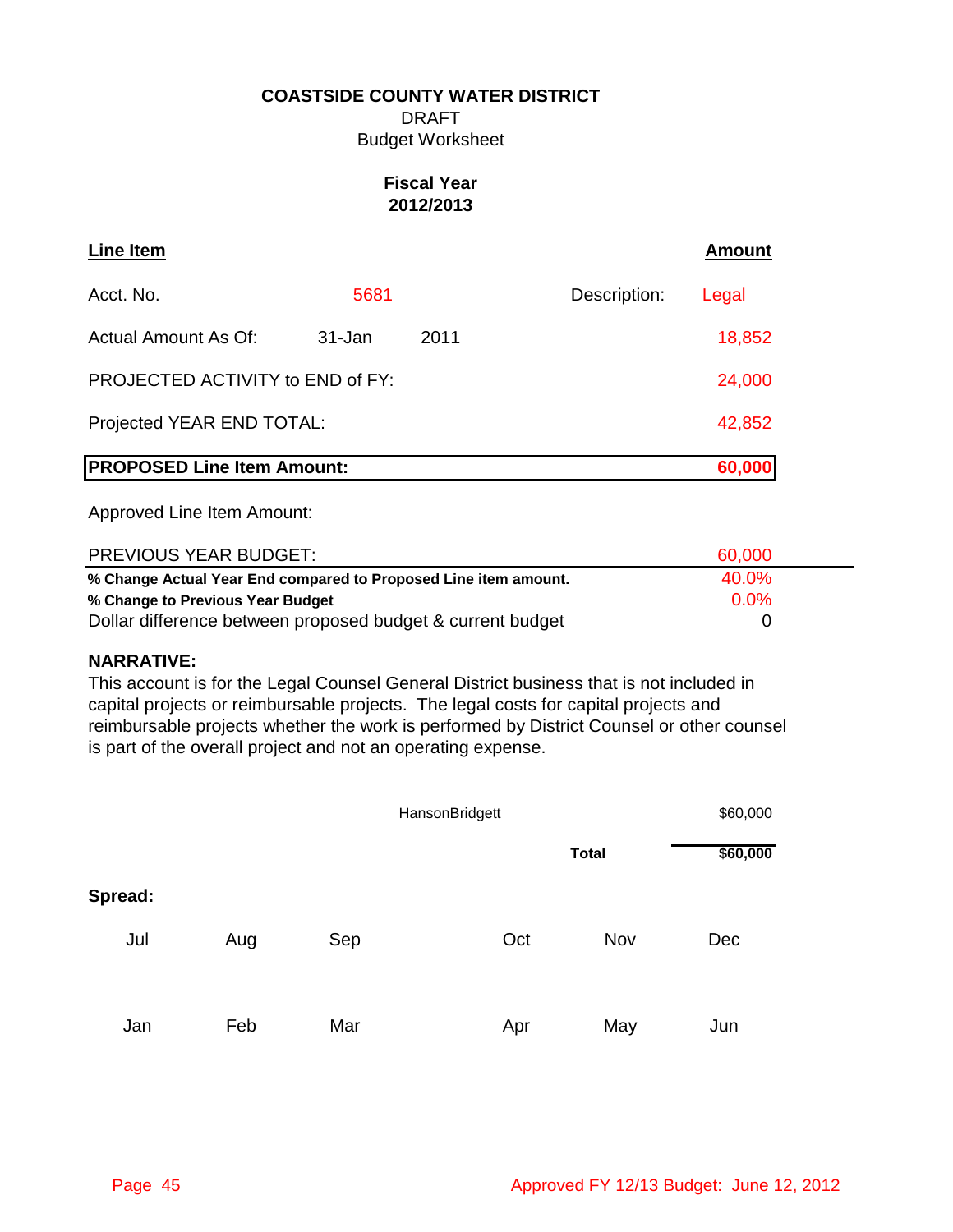**COASTSIDE COUNTY WATER DISTRICT**
DRAFT
Budget Worksheet

**Fiscal Year 2012/2013**

| **Line Item** | | | | **Amount** |
|---|---|---|---|---|
| Acct. No. | 5681 | | Description: | Legal |
| Actual Amount As Of: | 31-Jan | 2011 | | 18,852 |
| PROJECTED ACTIVITY to END of FY: | | | | 24,000 |
| Projected YEAR END TOTAL: | | | | 42,852 |
| **PROPOSED Line Item Amount:** | | | | **60,000** |
| Approved Line Item Amount: | | | | |
| PREVIOUS YEAR BUDGET: | | | | 60,000 |
| **% Change Actual Year End compared to Proposed Line item amount.** | | | | 40.0% |
| **% Change to Previous Year Budget** | | | | 0.0% |
| Dollar difference between proposed budget & current budget | | | | 0 |

**NARRATIVE:**
This account is for the Legal Counsel General District business that is not included in capital projects or reimbursable projects. The legal costs for capital projects and reimbursable projects whether the work is performed by District Counsel or other counsel is part of the overall project and not an operating expense.

| | |
|---|---|
| HansonBridgett | $60,000 |
| **Total** | **$60,000** |

**Spread:**

| Jul | Aug | Sep | Oct | Nov | Dec |
|---|---|---|---|---|---|
| | | | | | |

| Jan | Feb | Mar | Apr | May | Jun |
|---|---|---|---|---|---|
| | | | | | |

Approved FY 12/13 Budget: June 12, 2012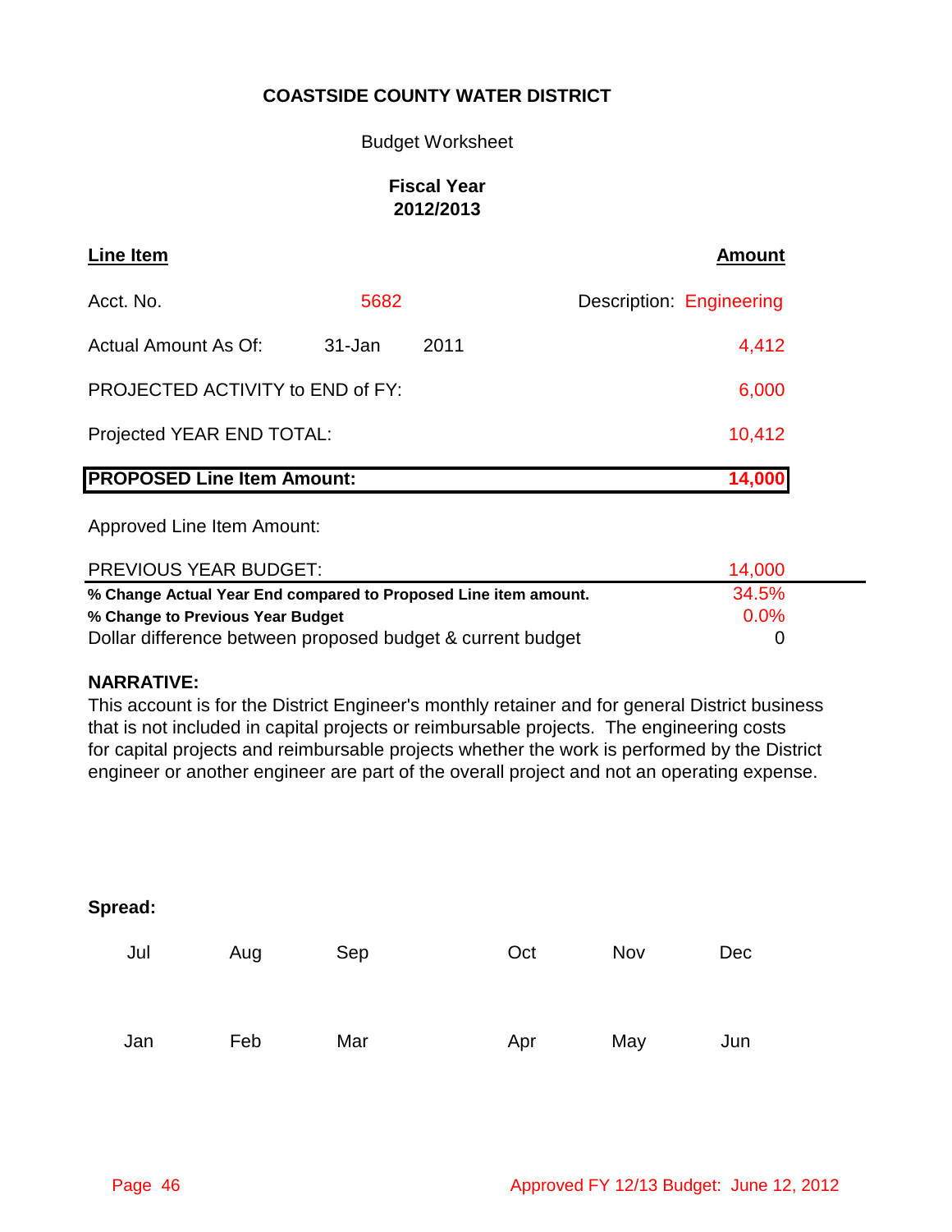**COASTSIDE COUNTY WATER DISTRICT**

Budget Worksheet

**Fiscal Year 2012/2013**

| **Line Item** | | | **Amount** |
|---|---|---|---|
| Acct. No. | 5682 | | Description: Engineering |
| Actual Amount As Of: | 31-Jan | 2011 | 4,412 |
| PROJECTED ACTIVITY to END of FY: | | | 6,000 |
| Projected YEAR END TOTAL: | | | 10,412 |
| **PROPOSED Line Item Amount:** | | | **14,000** |
| Approved Line Item Amount: | | | |
| PREVIOUS YEAR BUDGET: | | | 14,000 |
| **% Change Actual Year End compared to Proposed Line item amount.** | | | 34.5% |
| **% Change to Previous Year Budget** | | | 0.0% |
| Dollar difference between proposed budget & current budget | | | 0 |

**NARRATIVE:**

This account is for the District Engineer's monthly retainer and for general District business that is not included in capital projects or reimbursable projects. The engineering costs for capital projects and reimbursable projects whether the work is performed by the District engineer or another engineer are part of the overall project and not an operating expense.

**Spread:**

| Jul | Aug | Sep | Oct | Nov | Dec |
|---|---|---|---|---|---|
| | | | | | |

| Jan | Feb | Mar | Apr | May | Jun |
|---|---|---|---|---|---|
| | | | | | |

Approved FY 12/13 Budget: June 12, 2012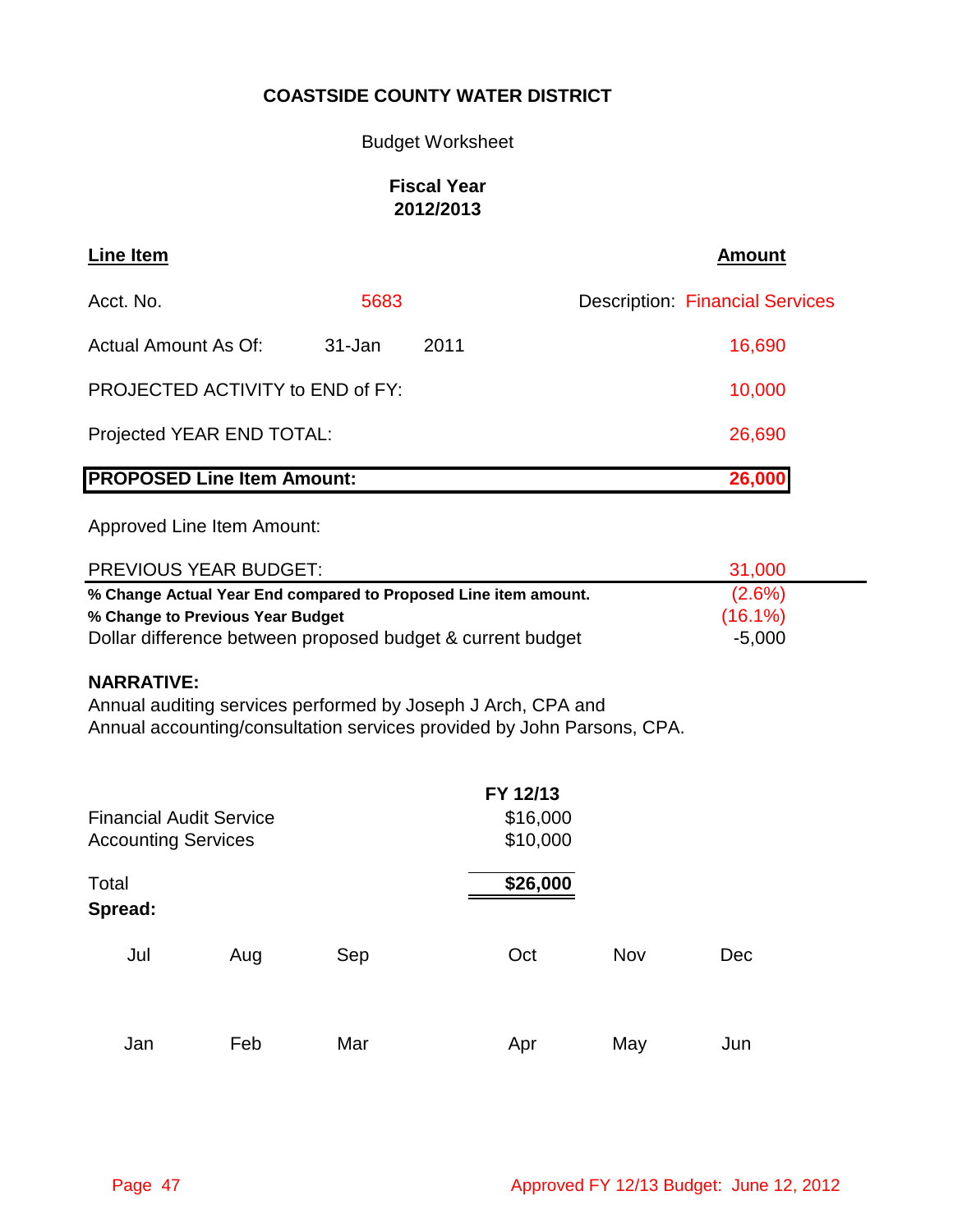**COASTSIDE COUNTY WATER DISTRICT**

Budget Worksheet

**Fiscal Year 2012/2013**

| **Line Item** | | | **Amount** |
|---|---|---|---|
| Acct. No. | 5683 | | Description: Financial Services |
| Actual Amount As Of: | 31-Jan | 2011 | 16,690 |
| PROJECTED ACTIVITY to END of FY: | | | 10,000 |
| Projected YEAR END TOTAL: | | | 26,690 |
| **PROPOSED Line Item Amount:** | | | **26,000** |
| Approved Line Item Amount: | | | |
| PREVIOUS YEAR BUDGET: | | | 31,000 |
| **% Change Actual Year End compared to Proposed Line item amount.** | | | (2.6%) |
| **% Change to Previous Year Budget** | | | (16.1%) |
| Dollar difference between proposed budget & current budget | | | -5,000 |

**NARRATIVE:**

Annual auditing services performed by Joseph J Arch, CPA and
Annual accounting/consultation services provided by John Parsons, CPA.

| | FY 12/13 |
|---|---|
| Financial Audit Service | $16,000 |
| Accounting Services | $10,000 |
| Total | **$26,000** |

**Spread:**

| Jul | Aug | Sep | Oct | Nov | Dec |
|---|---|---|---|---|---|
| | | | | | |

| Jan | Feb | Mar | Apr | May | Jun |
|---|---|---|---|---|---|
| | | | | | |

Approved FY 12/13 Budget: June 12, 2012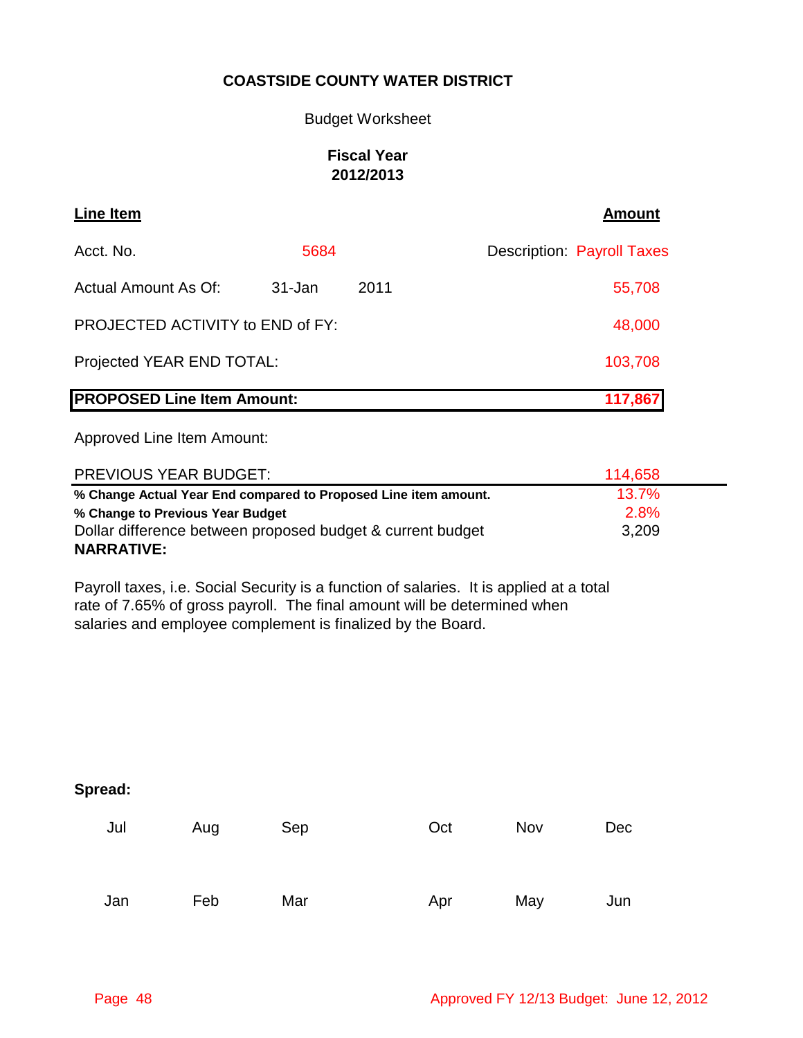**COASTSIDE COUNTY WATER DISTRICT**

Budget Worksheet

**Fiscal Year**
**2012/2013**

| **Line Item** | | | **Amount** |
|---|---|---|---|
| Acct. No. | 5684 | Description: | Payroll Taxes |
| Actual Amount As Of: | 31-Jan | 2011 | 55,708 |
| PROJECTED ACTIVITY to END of FY: | | | 48,000 |
| Projected YEAR END TOTAL: | | | 103,708 |
| **PROPOSED Line Item Amount:** | | | **117,867** |
| Approved Line Item Amount: | | | |
| PREVIOUS YEAR BUDGET: | | | 114,658 |
| **% Change Actual Year End compared to Proposed Line item amount.** | | | 13.7% |
| **% Change to Previous Year Budget** | | | 2.8% |
| Dollar difference between proposed budget & current budget | | | 3,209 |

**NARRATIVE:**

Payroll taxes, i.e. Social Security is a function of salaries. It is applied at a total rate of 7.65% of gross payroll. The final amount will be determined when salaries and employee complement is finalized by the Board.

**Spread:**

| Jul | Aug | Sep | Oct | Nov | Dec |
|---|---|---|---|---|---|
| | | | | | |
| **Jan** | **Feb** | **Mar** | **Apr** | **May** | **Jun** |
| | | | | | |

Approved FY 12/13 Budget: June 12, 2012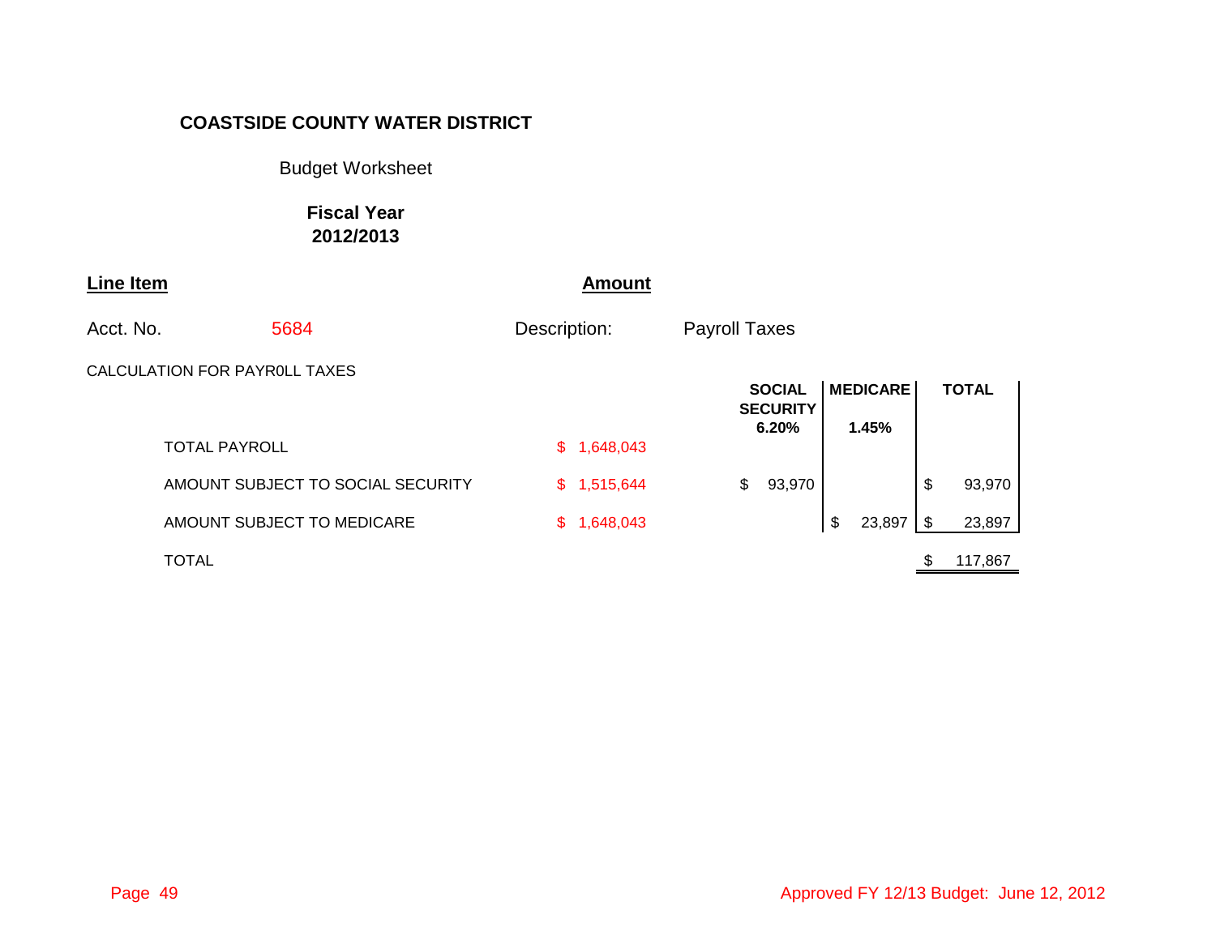**COASTSIDE COUNTY WATER DISTRICT**

Budget Worksheet

**Fiscal Year 2012/2013**

| **Line Item** | | **Amount** | |
|---|---|---|---|
| Acct. No. | 5684 | Description: | Payroll Taxes |

CALCULATION FOR PAYR0LL TAXES

| | | SOCIAL SECURITY 6.20% | MEDICARE 1.45% | TOTAL |
|---|---|---|---|---|
| TOTAL PAYROLL | $ 1,648,043 | | | |
| AMOUNT SUBJECT TO SOCIAL SECURITY | $ 1,515,644 | $ 93,970 | | $ 93,970 |
| AMOUNT SUBJECT TO MEDICARE | $ 1,648,043 | | $ 23,897 | $ 23,897 |
| TOTAL | | | | $ 117,867 |

Approved FY 12/13 Budget: June 12, 2012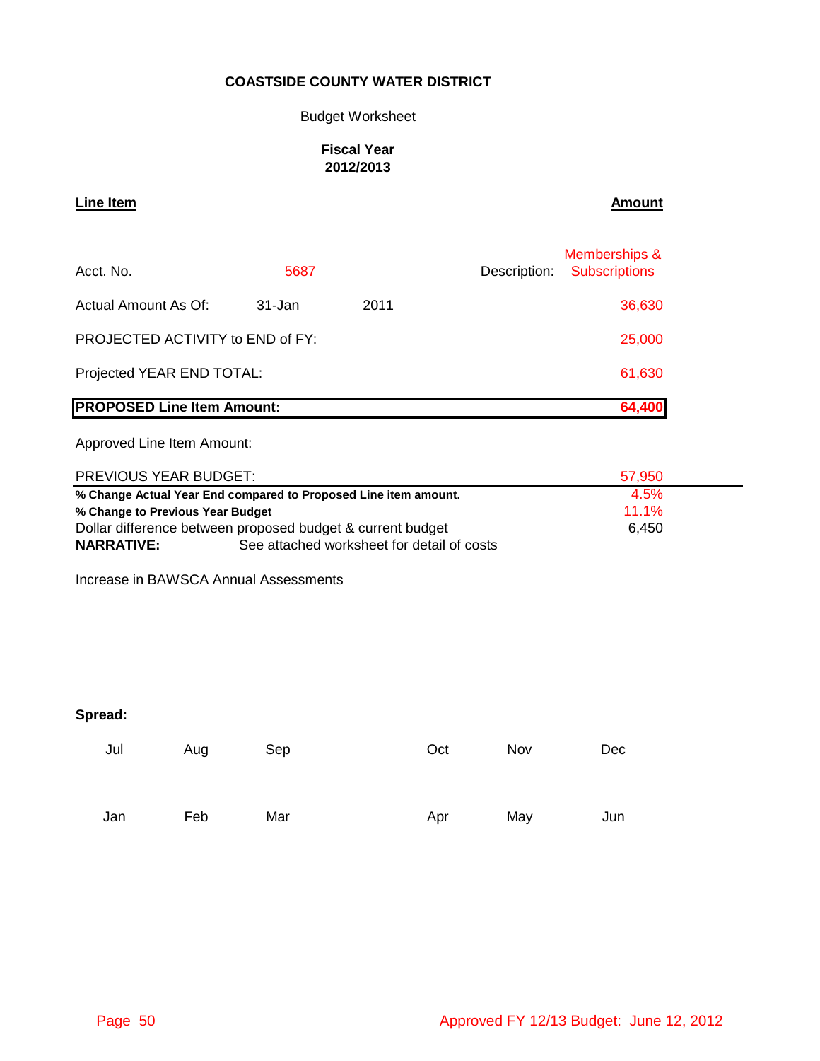**COASTSIDE COUNTY WATER DISTRICT**

Budget Worksheet

**Fiscal Year**
**2012/2013**

| **Line Item** | | | | **Amount** |
|---|---|---|---|---|
| Acct. No. | 5687 | | Description: | Memberships & Subscriptions |
| Actual Amount As Of: | 31-Jan | 2011 | | 36,630 |
| PROJECTED ACTIVITY to END of FY: | | | | 25,000 |
| Projected YEAR END TOTAL: | | | | 61,630 |
| **PROPOSED Line Item Amount:** | | | | **64,400** |
| Approved Line Item Amount: | | | | |
| PREVIOUS YEAR BUDGET: | | | | 57,950 |
| **% Change Actual Year End compared to Proposed Line item amount.** | | | | 4.5% |
| **% Change to Previous Year Budget** | | | | 11.1% |
| Dollar difference between proposed budget & current budget | | | | 6,450 |

**NARRATIVE:** See attached worksheet for detail of costs

Increase in BAWSCA Annual Assessments

**Spread:**

| Jul | Aug | Sep | Oct | Nov | Dec |
|---|---|---|---|---|---|
| | | | | | |

| Jan | Feb | Mar | Apr | May | Jun |
|---|---|---|---|---|---|
| | | | | | |

Approved FY 12/13 Budget: June 12, 2012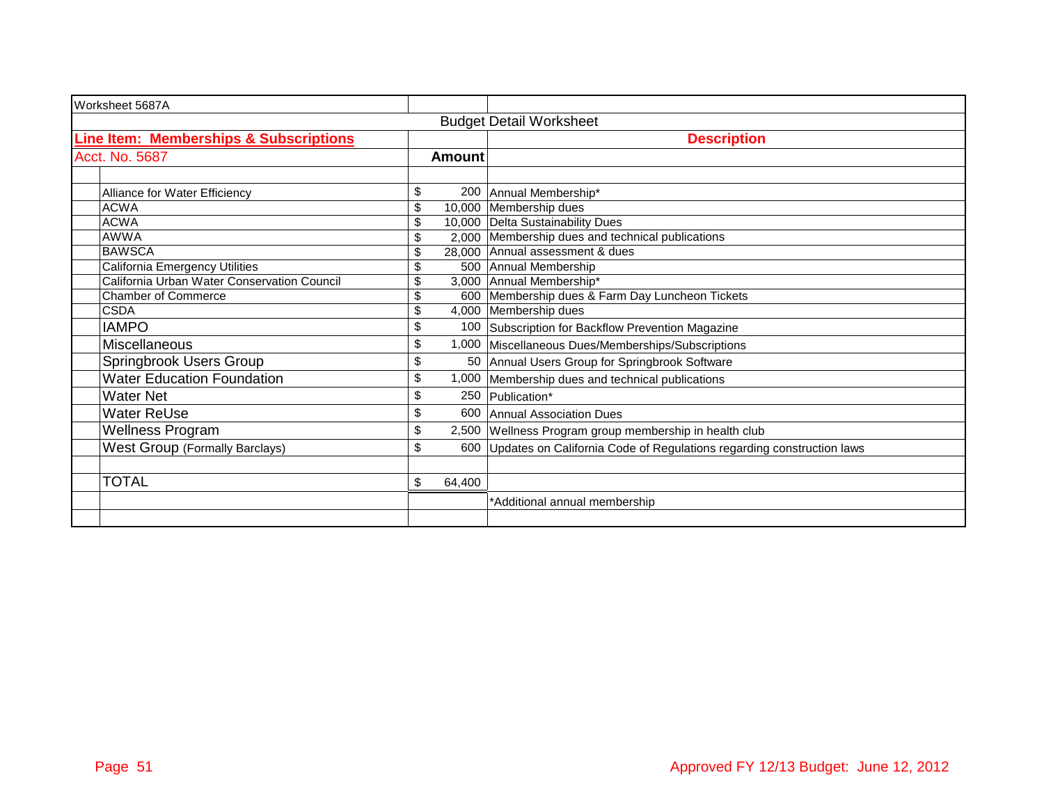Worksheet 5687A

Budget Detail Worksheet

| **Line Item: Memberships & Subscriptions** | | **Description** |
|---|---|---|
| Acct. No. 5687 | **Amount** | |
| Alliance for Water Efficiency | $ 200 | Annual Membership* |
| ACWA | $ 10,000 | Membership dues |
| ACWA | $ 10,000 | Delta Sustainability Dues |
| AWWA | $ 2,000 | Membership dues and technical publications |
| BAWSCA | $ 28,000 | Annual assessment & dues |
| California Emergency Utilities | $ 500 | Annual Membership |
| California Urban Water Conservation Council | $ 3,000 | Annual Membership* |
| Chamber of Commerce | $ 600 | Membership dues & Farm Day Luncheon Tickets |
| CSDA | $ 4,000 | Membership dues |
| IAMPO | $ 100 | Subscription for Backflow Prevention Magazine |
| Miscellaneous | $ 1,000 | Miscellaneous Dues/Memberships/Subscriptions |
| Springbrook Users Group | $ 50 | Annual Users Group for Springbrook Software |
| Water Education Foundation | $ 1,000 | Membership dues and technical publications |
| Water Net | $ 250 | Publication* |
| Water ReUse | $ 600 | Annual Association Dues |
| Wellness Program | $ 2,500 | Wellness Program group membership in health club |
| West Group (Formally Barclays) | $ 600 | Updates on California Code of Regulations regarding construction laws |
| | | |
| TOTAL | $ 64,400 | |
| | | *Additional annual membership |

Approved FY 12/13 Budget: June 12, 2012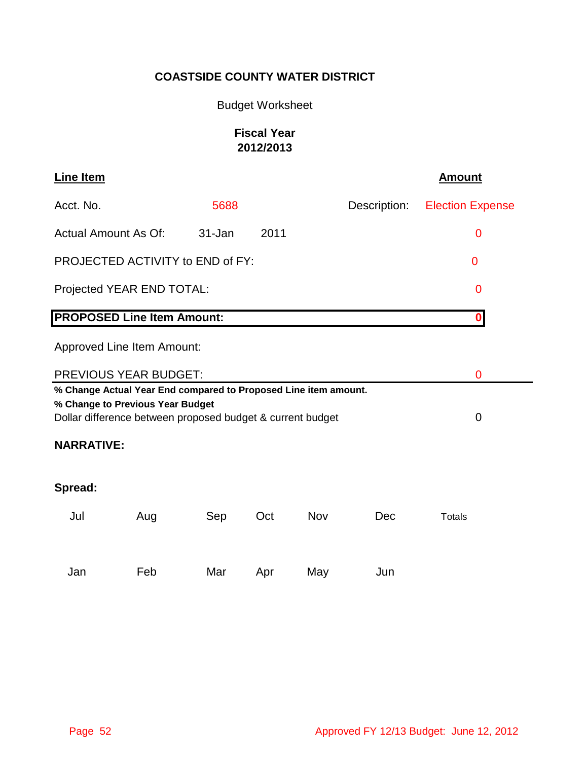**COASTSIDE COUNTY WATER DISTRICT**

Budget Worksheet

**Fiscal Year 2012/2013**

| **Line Item** | | | | **Amount** |
|---|---|---|---|---|
| Acct. No. | 5688 | | Description: | Election Expense |
| Actual Amount As Of: | 31-Jan | 2011 | | 0 |
| PROJECTED ACTIVITY to END of FY: | | | | 0 |
| Projected YEAR END TOTAL: | | | | 0 |
| **PROPOSED Line Item Amount:** | | | | **0** |
| Approved Line Item Amount: | | | | |
| PREVIOUS YEAR BUDGET: | | | | 0 |
| **% Change Actual Year End compared to Proposed Line item amount.** | | | | |
| **% Change to Previous Year Budget** | | | | |
| Dollar difference between proposed budget & current budget | | | | 0 |

**NARRATIVE:**

**Spread:**

| Jul | Aug | Sep | Oct | Nov | Dec | Totals |
|---|---|---|---|---|---|---|
| | | | | | | |

| Jan | Feb | Mar | Apr | May | Jun |
|---|---|---|---|---|---|
| | | | | | |

Approved FY 12/13 Budget: June 12, 2012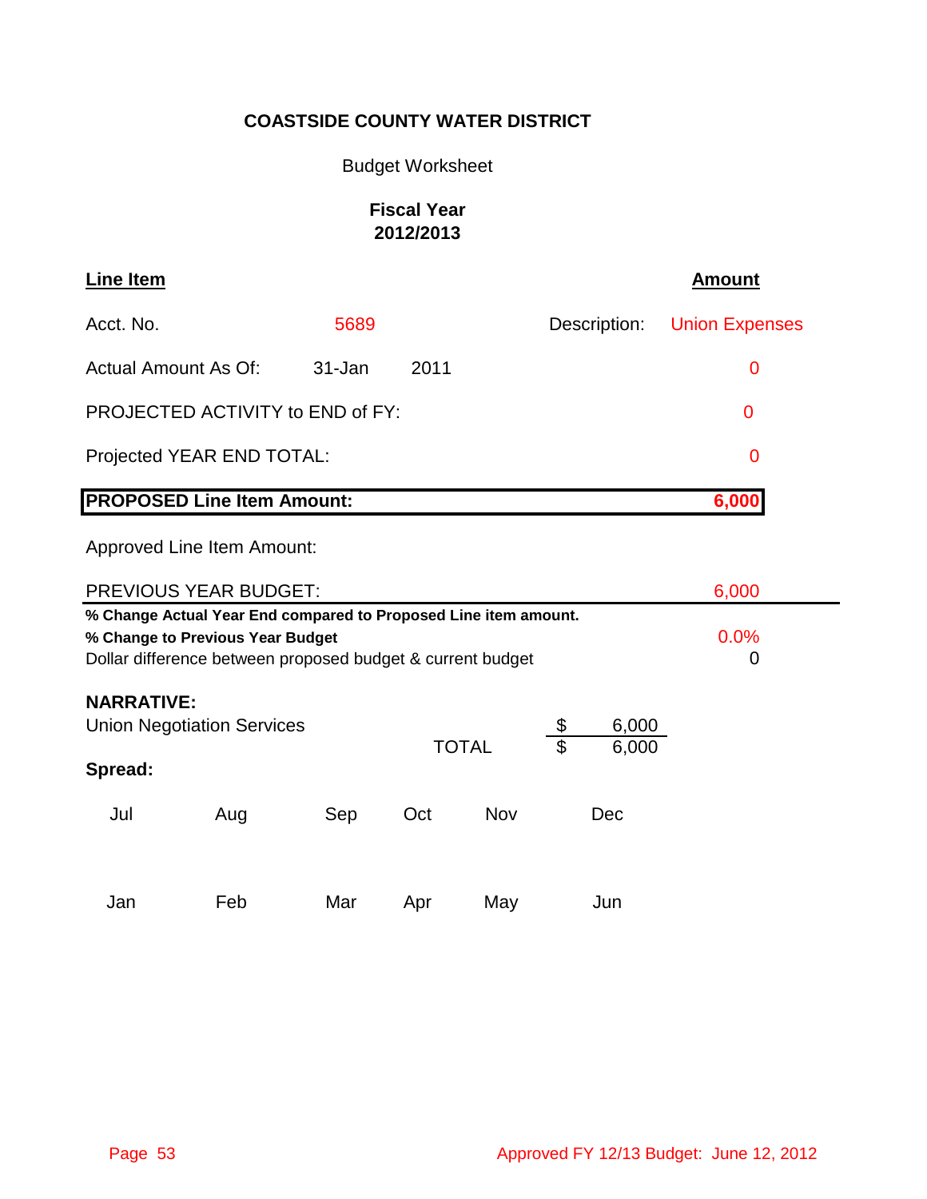# COASTSIDE COUNTY WATER DISTRICT

Budget Worksheet

**Fiscal Year 2012/2013**

| **Line Item** | | | | **Amount** |
|---|---|---|---|---|
| Acct. No. | 5689 | | Description: | Union Expenses |
| Actual Amount As Of: | 31-Jan | 2011 | | 0 |
| PROJECTED ACTIVITY to END of FY: | | | | 0 |
| Projected YEAR END TOTAL: | | | | 0 |
| **PROPOSED Line Item Amount:** | | | | **6,000** |
| Approved Line Item Amount: | | | | |
| PREVIOUS YEAR BUDGET: | | | | 6,000 |
| **% Change Actual Year End compared to Proposed Line item amount.** | | | | |
| **% Change to Previous Year Budget** | | | | 0.0% |
| Dollar difference between proposed budget & current budget | | | | 0 |

**NARRATIVE:**

| | | | |
|---|---|---|---|
| Union Negotiation Services | | $ | 6,000 |
| | TOTAL | $ | 6,000 |

**Spread:**

| Jul | Aug | Sep | Oct | Nov | Dec |
|---|---|---|---|---|---|
| | | | | | |

| Jan | Feb | Mar | Apr | May | Jun |
|---|---|---|---|---|---|
| | | | | | |

Approved FY 12/13 Budget: June 12, 2012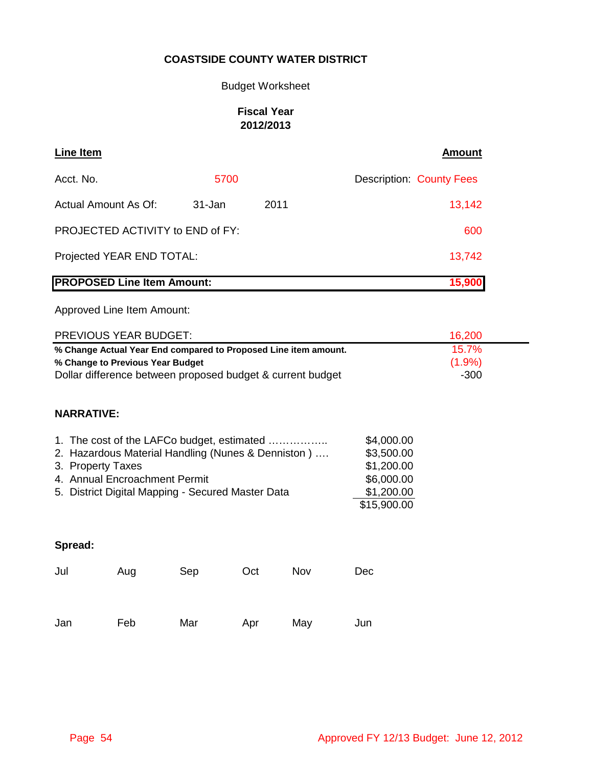**COASTSIDE COUNTY WATER DISTRICT**

Budget Worksheet

**Fiscal Year 2012/2013**

| **Line Item** | | | **Amount** |
|---|---|---|---|
| Acct. No. | 5700 | | Description: County Fees |
| Actual Amount As Of: | 31-Jan | 2011 | 13,142 |
| PROJECTED ACTIVITY to END of FY: | | | 600 |
| Projected YEAR END TOTAL: | | | 13,742 |
| **PROPOSED Line Item Amount:** | | | **15,900** |
| Approved Line Item Amount: | | | |
| PREVIOUS YEAR BUDGET: | | | 16,200 |
| **% Change Actual Year End compared to Proposed Line item amount.** | | | 15.7% |
| **% Change to Previous Year Budget** | | | (1.9%) |
| Dollar difference between proposed budget & current budget | | | -300 |

**NARRATIVE:**

| | |
|---|---|
| 1. The cost of the LAFCo budget, estimated …………….. | $4,000.00 |
| 2. Hazardous Material Handling (Nunes & Denniston ) …. | $3,500.00 |
| 3. Property Taxes | $1,200.00 |
| 4. Annual Encroachment Permit | $6,000.00 |
| 5. District Digital Mapping - Secured Master Data | $1,200.00 |
| | $15,900.00 |

**Spread:**

| Jul | Aug | Sep | Oct | Nov | Dec |
|---|---|---|---|---|---|
| | | | | | |

| Jan | Feb | Mar | Apr | May | Jun |
|---|---|---|---|---|---|
| | | | | | |

Approved FY 12/13 Budget: June 12, 2012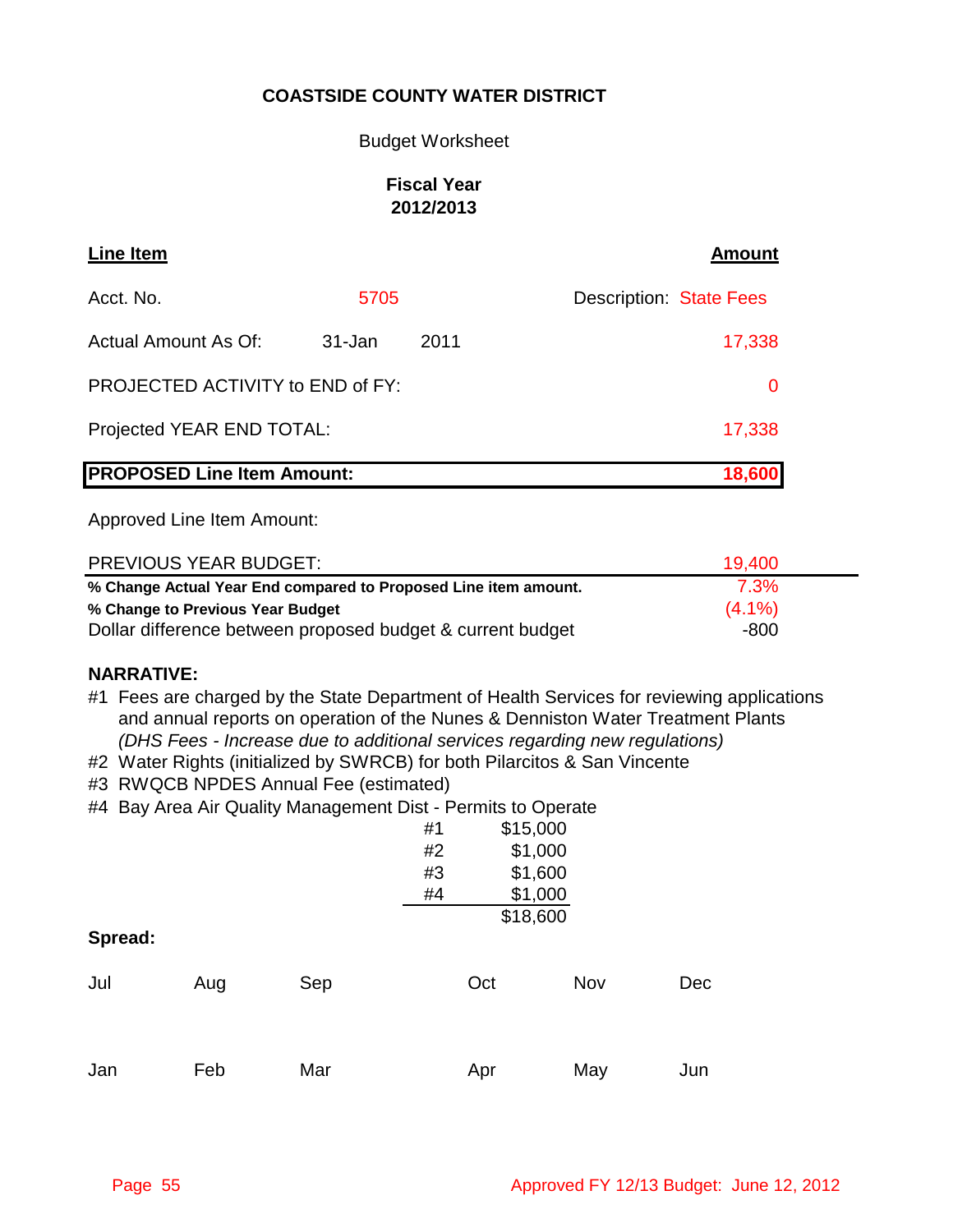**COASTSIDE COUNTY WATER DISTRICT**

Budget Worksheet

**Fiscal Year 2012/2013**

| **Line Item** | | | **Amount** |
|---|---|---|---|
| Acct. No. | 5705 | Description: State Fees | |
| Actual Amount As Of: | 31-Jan 2011 | | 17,338 |
| PROJECTED ACTIVITY to END of FY: | | | 0 |
| Projected YEAR END TOTAL: | | | 17,338 |
| **PROPOSED Line Item Amount:** | | | **18,600** |
| Approved Line Item Amount: | | | |
| PREVIOUS YEAR BUDGET: | | | 19,400 |
| **% Change Actual Year End compared to Proposed Line item amount.** | | | 7.3% |
| **% Change to Previous Year Budget** | | | (4.1%) |
| Dollar difference between proposed budget & current budget | | | -800 |

**NARRATIVE:**

#1 Fees are charged by the State Department of Health Services for reviewing applications and annual reports on operation of the Nunes & Denniston Water Treatment Plants *(DHS Fees - Increase due to additional services regarding new regulations)*

#2 Water Rights (initialized by SWRCB) for both Pilarcitos & San Vincente

#3 RWQCB NPDES Annual Fee (estimated)

#4 Bay Area Air Quality Management Dist - Permits to Operate

| | |
|---|---|
| #1 | $15,000 |
| #2 | $1,000 |
| #3 | $1,600 |
| #4 | $1,000 |
| | $18,600 |

**Spread:**

| Jul | Aug | Sep | Oct | Nov | Dec |
|---|---|---|---|---|---|
| | | | | | |
| **Jan** | **Feb** | **Mar** | **Apr** | **May** | **Jun** |
| | | | | | |

Approved FY 12/13 Budget: June 12, 2012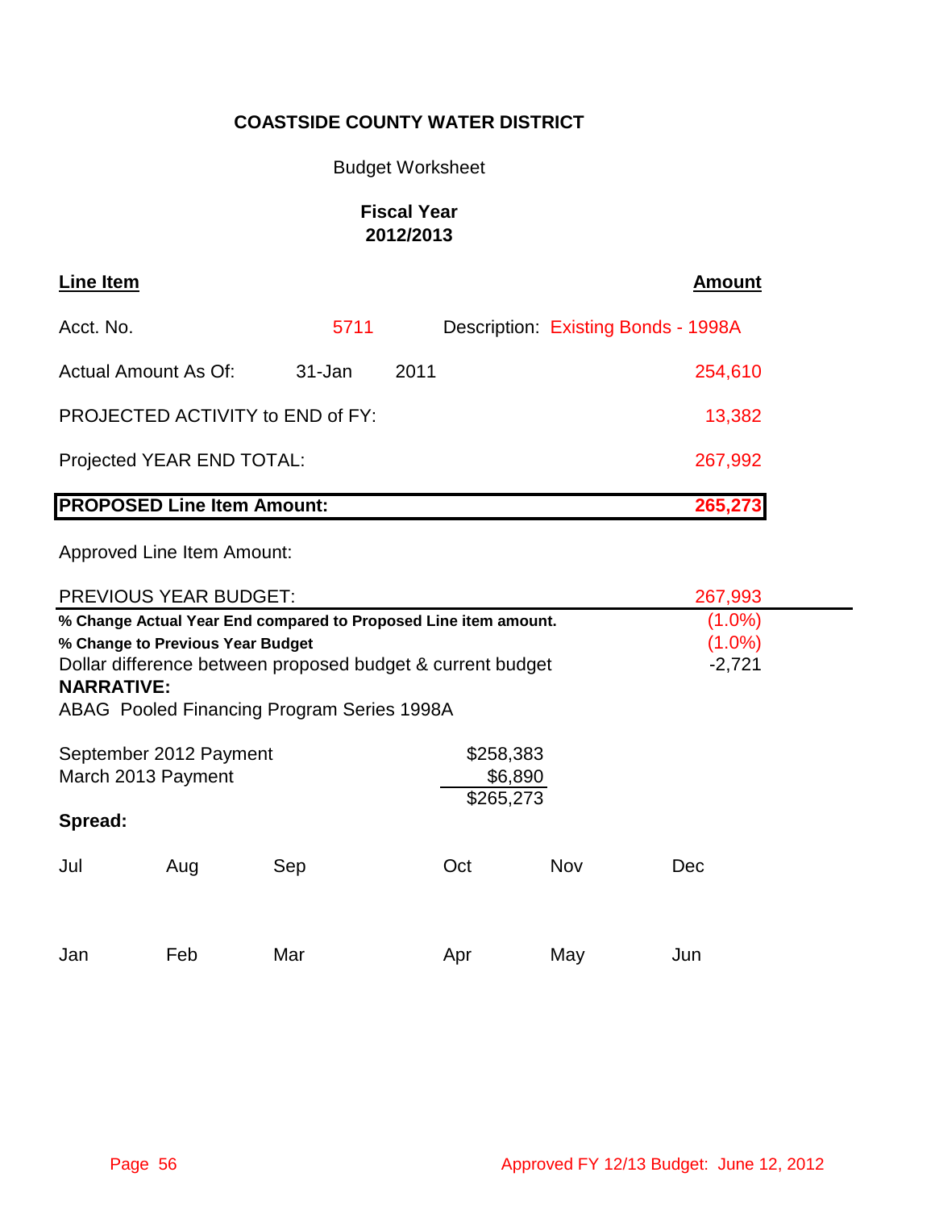# COASTSIDE COUNTY WATER DISTRICT

Budget Worksheet

**Fiscal Year**
**2012/2013**

| **Line Item** | | | | **Amount** |
|---|---|---|---|---|
| Acct. No. | 5711 | | Description: Existing Bonds - 1998A | |
| Actual Amount As Of: | 31-Jan | 2011 | | 254,610 |
| PROJECTED ACTIVITY to END of FY: | | | | 13,382 |
| Projected YEAR END TOTAL: | | | | 267,992 |
| **PROPOSED Line Item Amount:** | | | | **265,273** |
| Approved Line Item Amount: | | | | |
| PREVIOUS YEAR BUDGET: | | | | 267,993 |
| **% Change Actual Year End compared to Proposed Line item amount.** | | | | (1.0%) |
| **% Change to Previous Year Budget** | | | | (1.0%) |
| Dollar difference between proposed budget & current budget | | | | -2,721 |

**NARRATIVE:**

ABAG Pooled Financing Program Series 1998A

| | |
|---|---|
| September 2012 Payment | $258,383 |
| March 2013 Payment | $6,890 |
| | $265,273 |

**Spread:**

| Jul | Aug | Sep | Oct | Nov | Dec |
|---|---|---|---|---|---|
| | | | | | |

| Jan | Feb | Mar | Apr | May | Jun |
|---|---|---|---|---|---|
| | | | | | |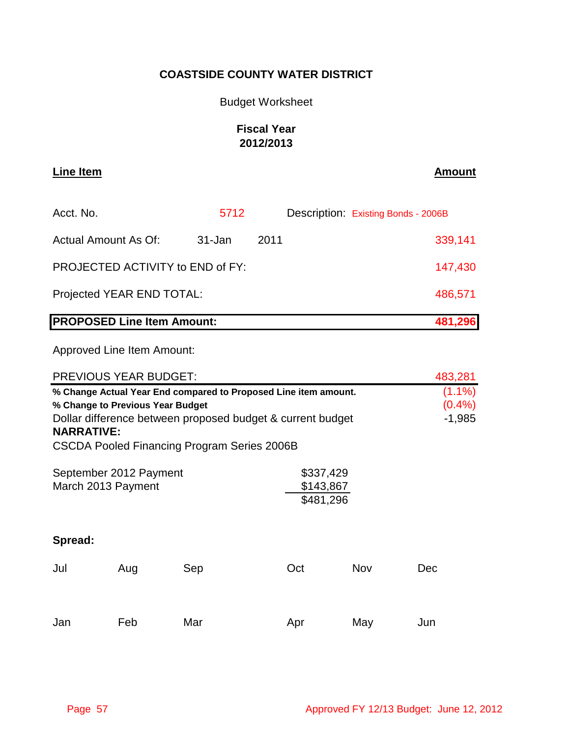## COASTSIDE COUNTY WATER DISTRICT

Budget Worksheet

**Fiscal Year**
**2012/2013**

| **Line Item** | | | **Amount** |
|---|---|---|---|
| Acct. No. | 5712 | Description: Existing Bonds - 2006B | |
| Actual Amount As Of: | 31-Jan | 2011 | 339,141 |
| PROJECTED ACTIVITY to END of FY: | | | 147,430 |
| Projected YEAR END TOTAL: | | | 486,571 |
| **PROPOSED Line Item Amount:** | | | **481,296** |
| Approved Line Item Amount: | | | |
| PREVIOUS YEAR BUDGET: | | | 483,281 |
| **% Change Actual Year End compared to Proposed Line item amount.** | | | (1.1%) |
| **% Change to Previous Year Budget** | | | (0.4%) |
| Dollar difference between proposed budget & current budget | | | -1,985 |

**NARRATIVE:**

CSCDA Pooled Financing Program Series 2006B

| | |
|---|---|
| September 2012 Payment | $337,429 |
| March 2013 Payment | $143,867 |
| | $481,296 |

**Spread:**

| Jul | Aug | Sep | Oct | Nov | Dec |
|---|---|---|---|---|---|
| | | | | | |

| Jan | Feb | Mar | Apr | May | Jun |
|---|---|---|---|---|---|
| | | | | | |

Approved FY 12/13 Budget: June 12, 2012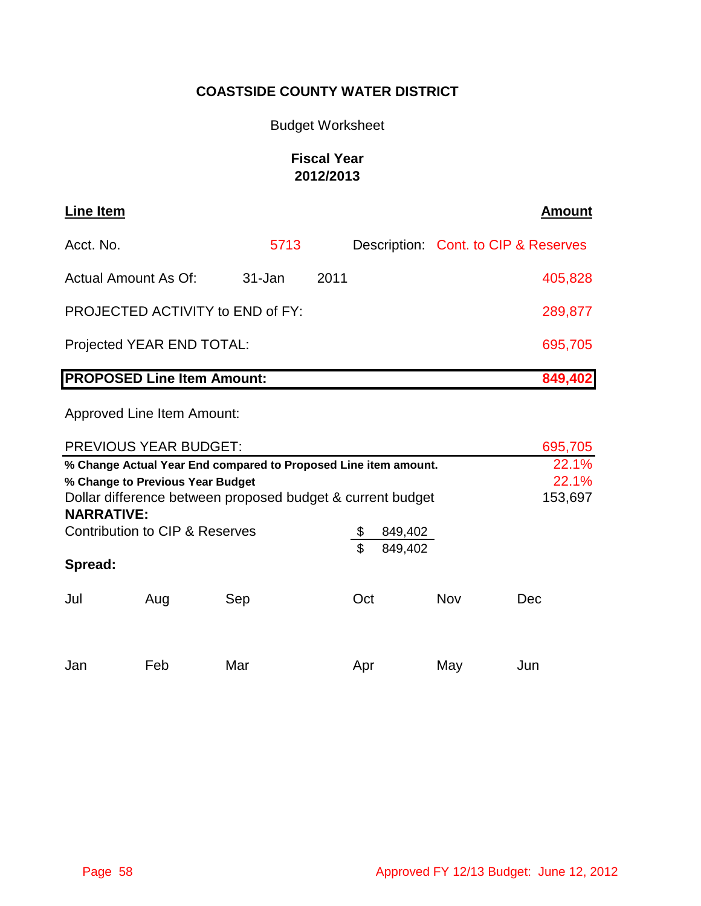**COASTSIDE COUNTY WATER DISTRICT**

Budget Worksheet

**Fiscal Year**
**2012/2013**

| **Line Item** | | | | **Amount** |
|---|---|---|---|---|
| Acct. No. | 5713 | | Description: | Cont. to CIP & Reserves |
| Actual Amount As Of: | 31-Jan | 2011 | | 405,828 |
| PROJECTED ACTIVITY to END of FY: | | | | 289,877 |
| Projected YEAR END TOTAL: | | | | 695,705 |
| **PROPOSED Line Item Amount:** | | | | **849,402** |
| Approved Line Item Amount: | | | | |
| PREVIOUS YEAR BUDGET: | | | | 695,705 |
| **% Change Actual Year End compared to Proposed Line item amount.** | | | | 22.1% |
| **% Change to Previous Year Budget** | | | | 22.1% |
| Dollar difference between proposed budget & current budget | | | | 153,697 |

**NARRATIVE:**

| | |
|---|---|
| Contribution to CIP & Reserves | $ 849,402 |
| | $ 849,402 |

**Spread:**

| Jul | Aug | Sep | Oct | Nov | Dec |
|---|---|---|---|---|---|
| | | | | | |
| **Jan** | **Feb** | **Mar** | **Apr** | **May** | **Jun** |
| | | | | | |

Approved FY 12/13 Budget: June 12, 2012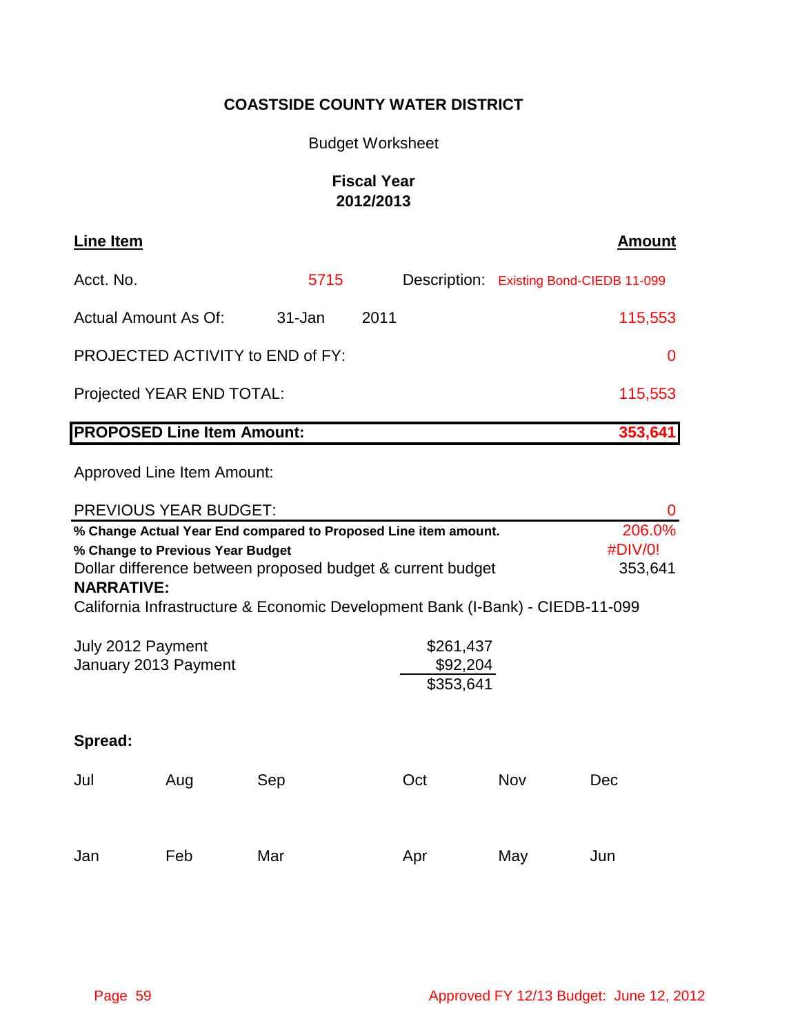**COASTSIDE COUNTY WATER DISTRICT**

Budget Worksheet

**Fiscal Year**
**2012/2013**

| **Line Item** | | | | **Amount** |
|---|---|---|---|---|
| Acct. No. | 5715 | | Description: | Existing Bond-CIEDB 11-099 |
| Actual Amount As Of: | 31-Jan | 2011 | | 115,553 |
| PROJECTED ACTIVITY to END of FY: | | | | 0 |
| Projected YEAR END TOTAL: | | | | 115,553 |
| **PROPOSED Line Item Amount:** | | | | **353,641** |
| Approved Line Item Amount: | | | | |
| PREVIOUS YEAR BUDGET: | | | | 0 |
| **% Change Actual Year End compared to Proposed Line item amount.** | | | | 206.0% |
| **% Change to Previous Year Budget** | | | | #DIV/0! |
| Dollar difference between proposed budget & current budget | | | | 353,641 |

**NARRATIVE:**

California Infrastructure & Economic Development Bank (I-Bank) - CIEDB-11-099

| | |
|---|---|
| July 2012 Payment | $261,437 |
| January 2013 Payment | $92,204 |
| | $353,641 |

**Spread:**

| | | | | | |
|---|---|---|---|---|---|
| Jul | Aug | Sep | Oct | Nov | Dec |
| Jan | Feb | Mar | Apr | May | Jun |

Approved FY 12/13 Budget: June 12, 2012